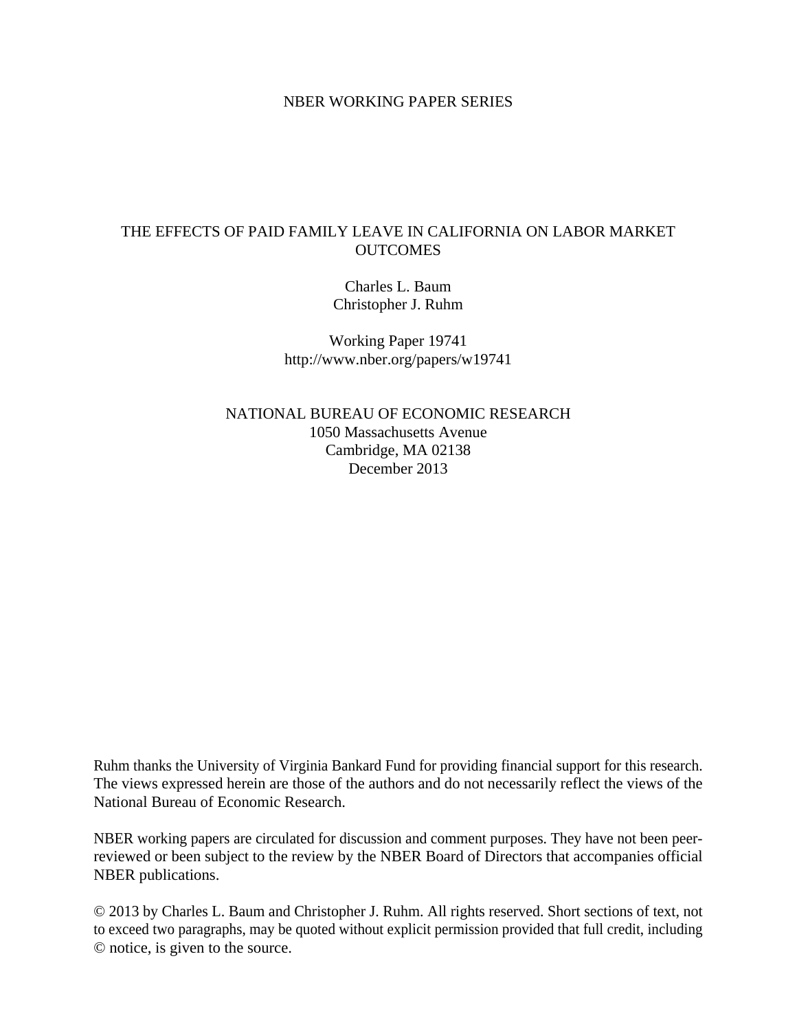NBER WORKING PAPER SERIES

# THE EFFECTS OF PAID FAMILY LEAVE IN CALIFORNIA ON LABOR MARKET OUTCOMES

Charles L. Baum
Christopher J. Ruhm

Working Paper 19741
http://www.nber.org/papers/w19741

NATIONAL BUREAU OF ECONOMIC RESEARCH
1050 Massachusetts Avenue
Cambridge, MA 02138
December 2013

Ruhm thanks the University of Virginia Bankard Fund for providing financial support for this research. The views expressed herein are those of the authors and do not necessarily reflect the views of the National Bureau of Economic Research.

NBER working papers are circulated for discussion and comment purposes. They have not been peer-reviewed or been subject to the review by the NBER Board of Directors that accompanies official NBER publications.

© 2013 by Charles L. Baum and Christopher J. Ruhm. All rights reserved. Short sections of text, not to exceed two paragraphs, may be quoted without explicit permission provided that full credit, including © notice, is given to the source.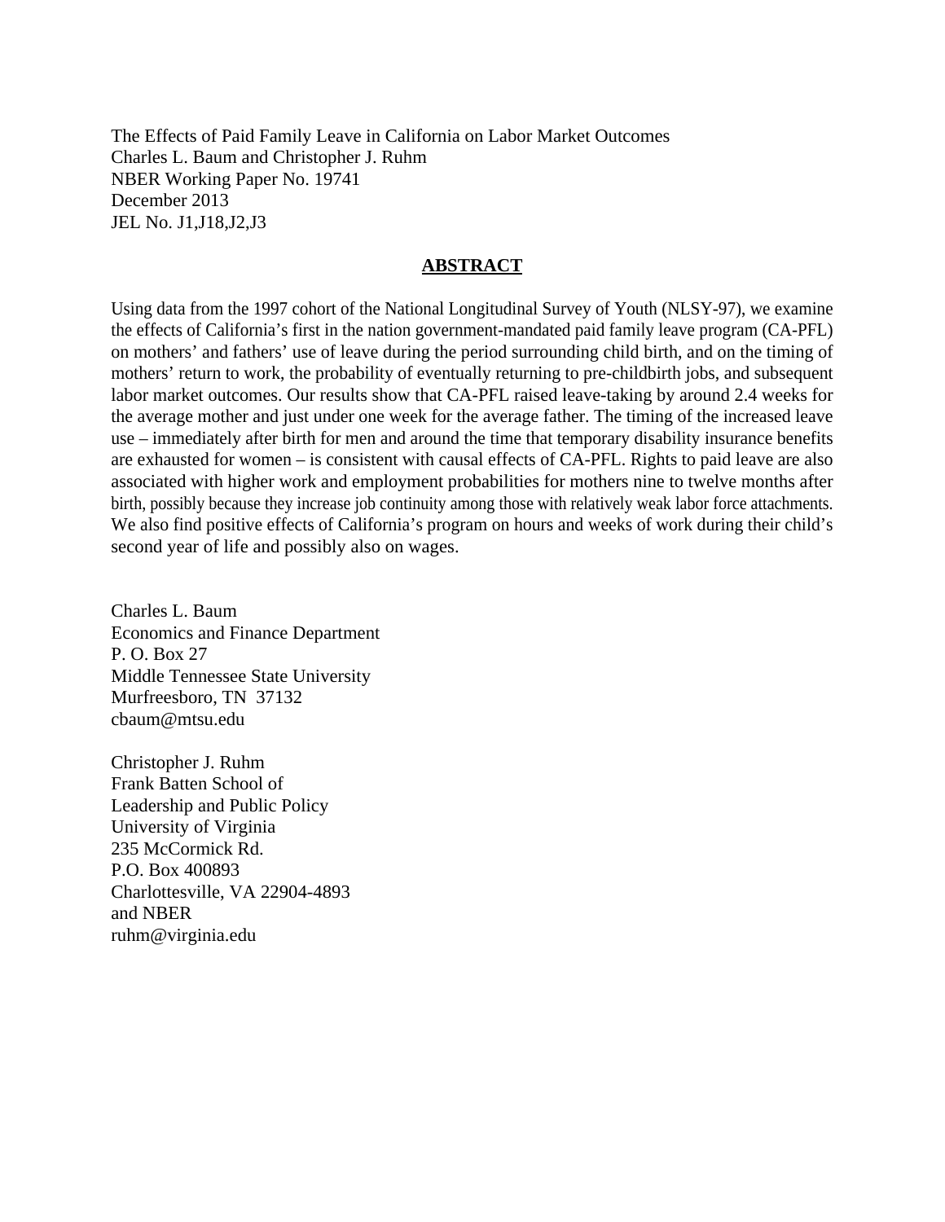The Effects of Paid Family Leave in California on Labor Market Outcomes
Charles L. Baum and Christopher J. Ruhm
NBER Working Paper No. 19741
December 2013
JEL No. J1,J18,J2,J3

## ABSTRACT

Using data from the 1997 cohort of the National Longitudinal Survey of Youth (NLSY-97), we examine the effects of California's first in the nation government-mandated paid family leave program (CA-PFL) on mothers' and fathers' use of leave during the period surrounding child birth, and on the timing of mothers' return to work, the probability of eventually returning to pre-childbirth jobs, and subsequent labor market outcomes. Our results show that CA-PFL raised leave-taking by around 2.4 weeks for the average mother and just under one week for the average father. The timing of the increased leave use – immediately after birth for men and around the time that temporary disability insurance benefits are exhausted for women – is consistent with causal effects of CA-PFL. Rights to paid leave are also associated with higher work and employment probabilities for mothers nine to twelve months after birth, possibly because they increase job continuity among those with relatively weak labor force attachments. We also find positive effects of California's program on hours and weeks of work during their child's second year of life and possibly also on wages.

Charles L. Baum
Economics and Finance Department
P. O. Box 27
Middle Tennessee State University
Murfreesboro, TN 37132
cbaum@mtsu.edu

Christopher J. Ruhm
Frank Batten School of
Leadership and Public Policy
University of Virginia
235 McCormick Rd.
P.O. Box 400893
Charlottesville, VA 22904-4893
and NBER
ruhm@virginia.edu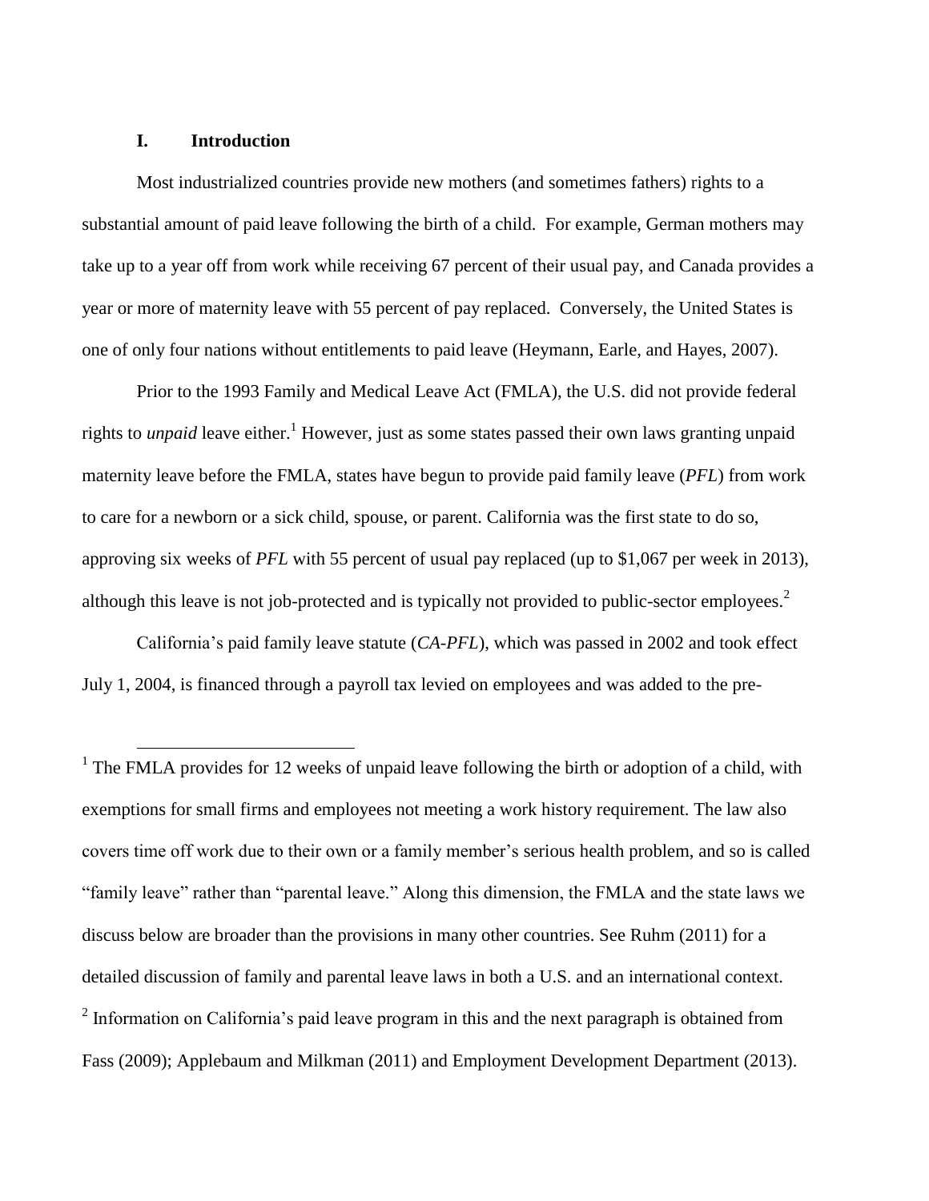## I. Introduction

Most industrialized countries provide new mothers (and sometimes fathers) rights to a substantial amount of paid leave following the birth of a child. For example, German mothers may take up to a year off from work while receiving 67 percent of their usual pay, and Canada provides a year or more of maternity leave with 55 percent of pay replaced. Conversely, the United States is one of only four nations without entitlements to paid leave (Heymann, Earle, and Hayes, 2007).

Prior to the 1993 Family and Medical Leave Act (FMLA), the U.S. did not provide federal rights to *unpaid* leave either.[1] However, just as some states passed their own laws granting unpaid maternity leave before the FMLA, states have begun to provide paid family leave (*PFL*) from work to care for a newborn or a sick child, spouse, or parent. California was the first state to do so, approving six weeks of *PFL* with 55 percent of usual pay replaced (up to $1,067 per week in 2013), although this leave is not job-protected and is typically not provided to public-sector employees.[2]

California's paid family leave statute (*CA-PFL*), which was passed in 2002 and took effect July 1, 2004, is financed through a payroll tax levied on employees and was added to the pre-

[1] The FMLA provides for 12 weeks of unpaid leave following the birth or adoption of a child, with exemptions for small firms and employees not meeting a work history requirement. The law also covers time off work due to their own or a family member's serious health problem, and so is called "family leave" rather than "parental leave." Along this dimension, the FMLA and the state laws we discuss below are broader than the provisions in many other countries. See Ruhm (2011) for a detailed discussion of family and parental leave laws in both a U.S. and an international context.

[2] Information on California's paid leave program in this and the next paragraph is obtained from Fass (2009); Applebaum and Milkman (2011) and Employment Development Department (2013).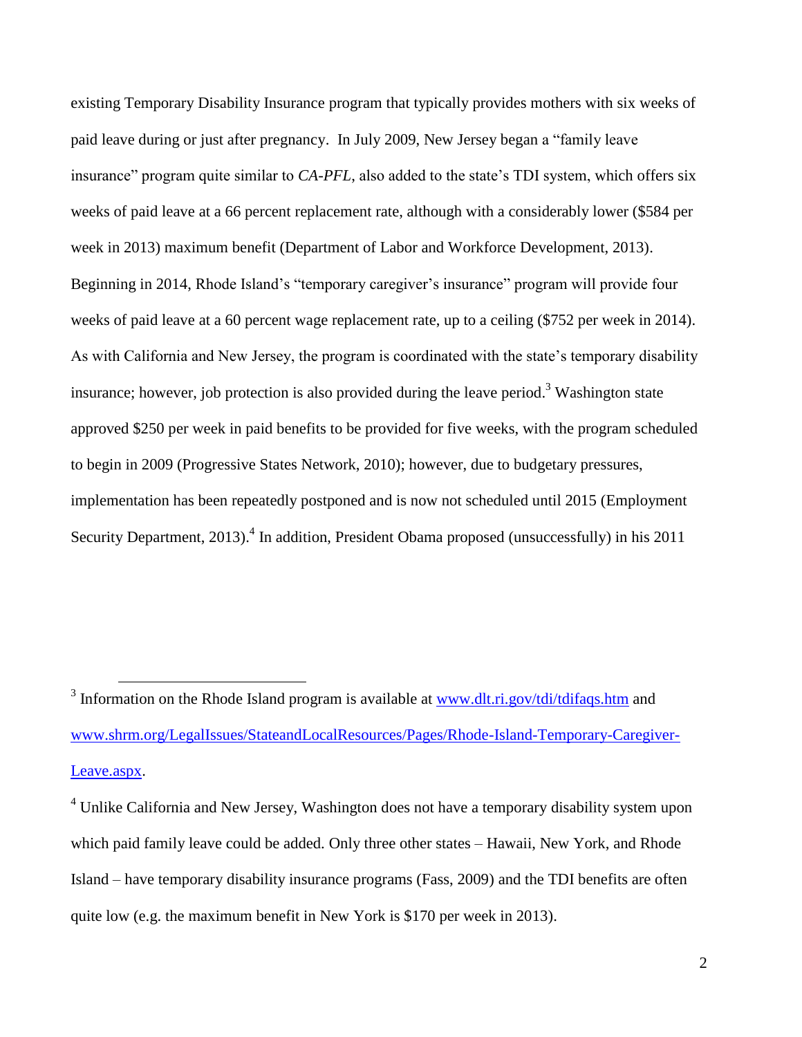existing Temporary Disability Insurance program that typically provides mothers with six weeks of paid leave during or just after pregnancy. In July 2009, New Jersey began a "family leave insurance" program quite similar to *CA-PFL*, also added to the state's TDI system, which offers six weeks of paid leave at a 66 percent replacement rate, although with a considerably lower ($584 per week in 2013) maximum benefit (Department of Labor and Workforce Development, 2013). Beginning in 2014, Rhode Island's "temporary caregiver's insurance" program will provide four weeks of paid leave at a 60 percent wage replacement rate, up to a ceiling ($752 per week in 2014). As with California and New Jersey, the program is coordinated with the state's temporary disability insurance; however, job protection is also provided during the leave period.[3] Washington state approved $250 per week in paid benefits to be provided for five weeks, with the program scheduled to begin in 2009 (Progressive States Network, 2010); however, due to budgetary pressures, implementation has been repeatedly postponed and is now not scheduled until 2015 (Employment Security Department, 2013).[4] In addition, President Obama proposed (unsuccessfully) in his 2011

---

[3] Information on the Rhode Island program is available at [www.dlt.ri.gov/tdi/tdifaqs.htm](www.dlt.ri.gov/tdi/tdifaqs.htm) and [www.shrm.org/LegalIssues/StateandLocalResources/Pages/Rhode-Island-Temporary-Caregiver-Leave.aspx](www.shrm.org/LegalIssues/StateandLocalResources/Pages/Rhode-Island-Temporary-Caregiver-Leave.aspx).

[4] Unlike California and New Jersey, Washington does not have a temporary disability system upon which paid family leave could be added. Only three other states – Hawaii, New York, and Rhode Island – have temporary disability insurance programs (Fass, 2009) and the TDI benefits are often quite low (e.g. the maximum benefit in New York is $170 per week in 2013).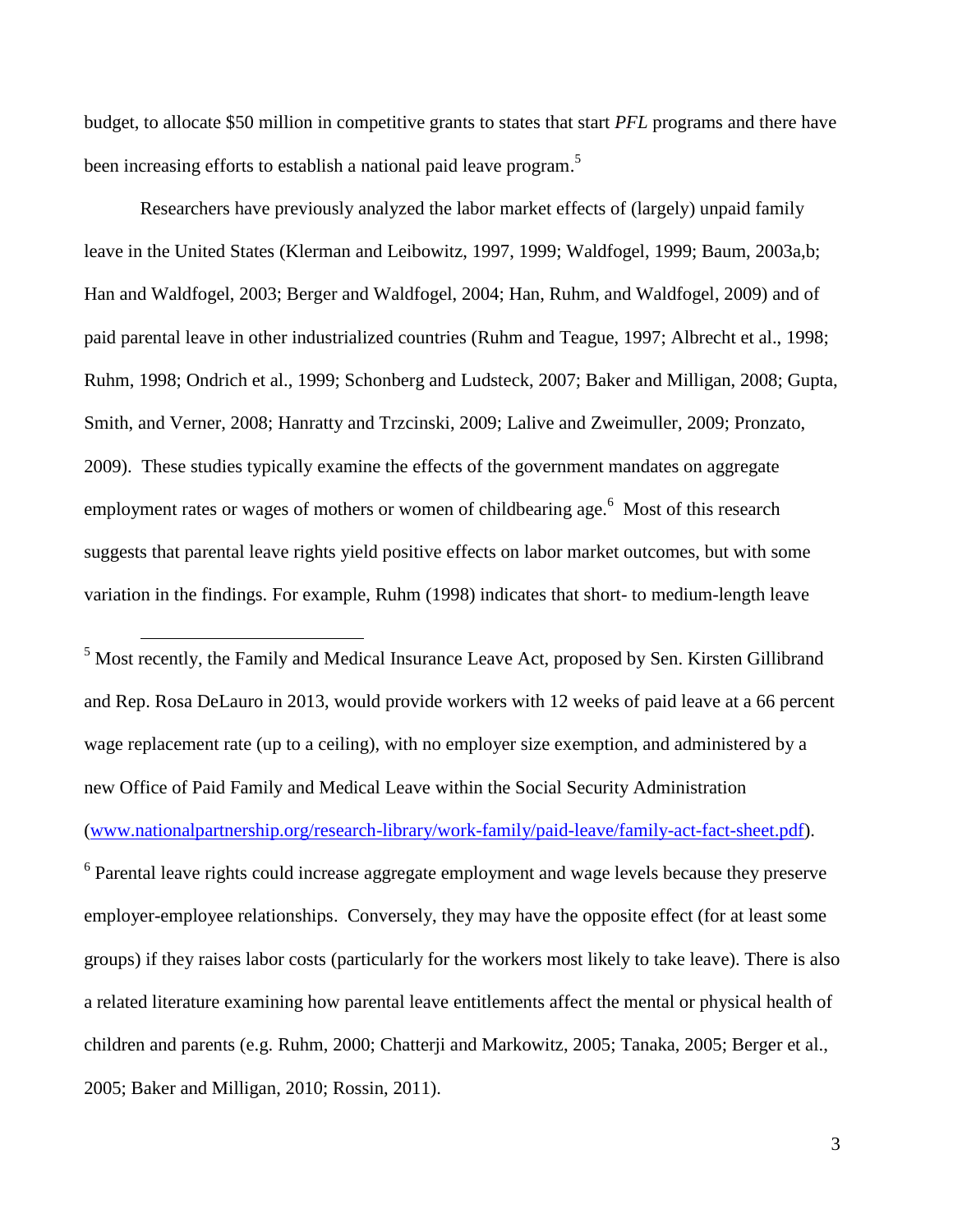budget, to allocate $50 million in competitive grants to states that start *PFL* programs and there have been increasing efforts to establish a national paid leave program.[5]

Researchers have previously analyzed the labor market effects of (largely) unpaid family leave in the United States (Klerman and Leibowitz, 1997, 1999; Waldfogel, 1999; Baum, 2003a,b; Han and Waldfogel, 2003; Berger and Waldfogel, 2004; Han, Ruhm, and Waldfogel, 2009) and of paid parental leave in other industrialized countries (Ruhm and Teague, 1997; Albrecht et al., 1998; Ruhm, 1998; Ondrich et al., 1999; Schonberg and Ludsteck, 2007; Baker and Milligan, 2008; Gupta, Smith, and Verner, 2008; Hanratty and Trzcinski, 2009; Lalive and Zweimuller, 2009; Pronzato, 2009). These studies typically examine the effects of the government mandates on aggregate employment rates or wages of mothers or women of childbearing age.[6] Most of this research suggests that parental leave rights yield positive effects on labor market outcomes, but with some variation in the findings. For example, Ruhm (1998) indicates that short- to medium-length leave

---

[5] Most recently, the Family and Medical Insurance Leave Act, proposed by Sen. Kirsten Gillibrand and Rep. Rosa DeLauro in 2013, would provide workers with 12 weeks of paid leave at a 66 percent wage replacement rate (up to a ceiling), with no employer size exemption, and administered by a new Office of Paid Family and Medical Leave within the Social Security Administration (www.nationalpartnership.org/research-library/work-family/paid-leave/family-act-fact-sheet.pdf).

[6] Parental leave rights could increase aggregate employment and wage levels because they preserve employer-employee relationships. Conversely, they may have the opposite effect (for at least some groups) if they raises labor costs (particularly for the workers most likely to take leave). There is also a related literature examining how parental leave entitlements affect the mental or physical health of children and parents (e.g. Ruhm, 2000; Chatterji and Markowitz, 2005; Tanaka, 2005; Berger et al., 2005; Baker and Milligan, 2010; Rossin, 2011).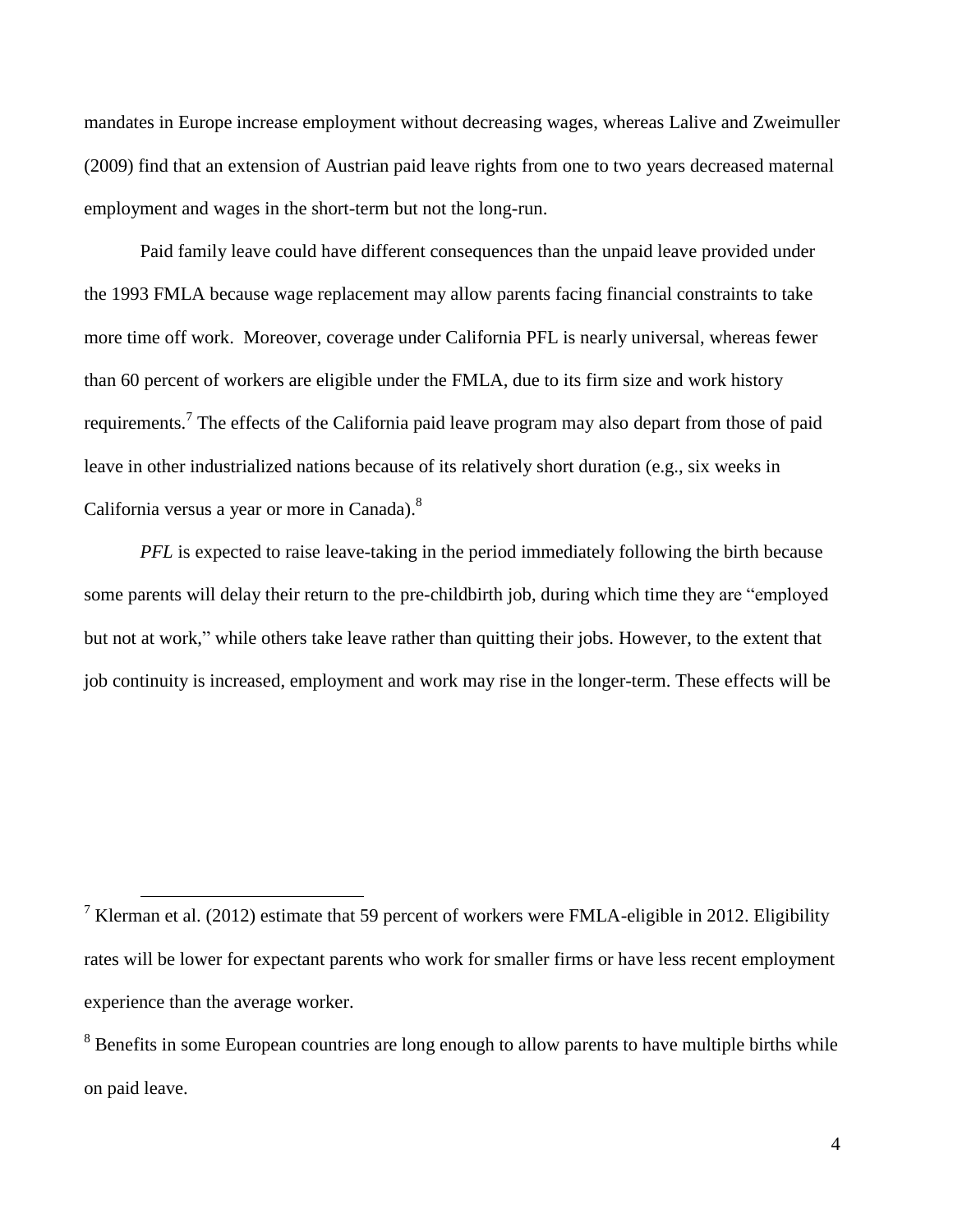mandates in Europe increase employment without decreasing wages, whereas Lalive and Zweimuller (2009) find that an extension of Austrian paid leave rights from one to two years decreased maternal employment and wages in the short-term but not the long-run.

Paid family leave could have different consequences than the unpaid leave provided under the 1993 FMLA because wage replacement may allow parents facing financial constraints to take more time off work. Moreover, coverage under California PFL is nearly universal, whereas fewer than 60 percent of workers are eligible under the FMLA, due to its firm size and work history requirements.[7] The effects of the California paid leave program may also depart from those of paid leave in other industrialized nations because of its relatively short duration (e.g., six weeks in California versus a year or more in Canada).[8]

*PFL* is expected to raise leave-taking in the period immediately following the birth because some parents will delay their return to the pre-childbirth job, during which time they are "employed but not at work," while others take leave rather than quitting their jobs. However, to the extent that job continuity is increased, employment and work may rise in the longer-term. These effects will be

---

[7] Klerman et al. (2012) estimate that 59 percent of workers were FMLA-eligible in 2012. Eligibility rates will be lower for expectant parents who work for smaller firms or have less recent employment experience than the average worker.

[8] Benefits in some European countries are long enough to allow parents to have multiple births while on paid leave.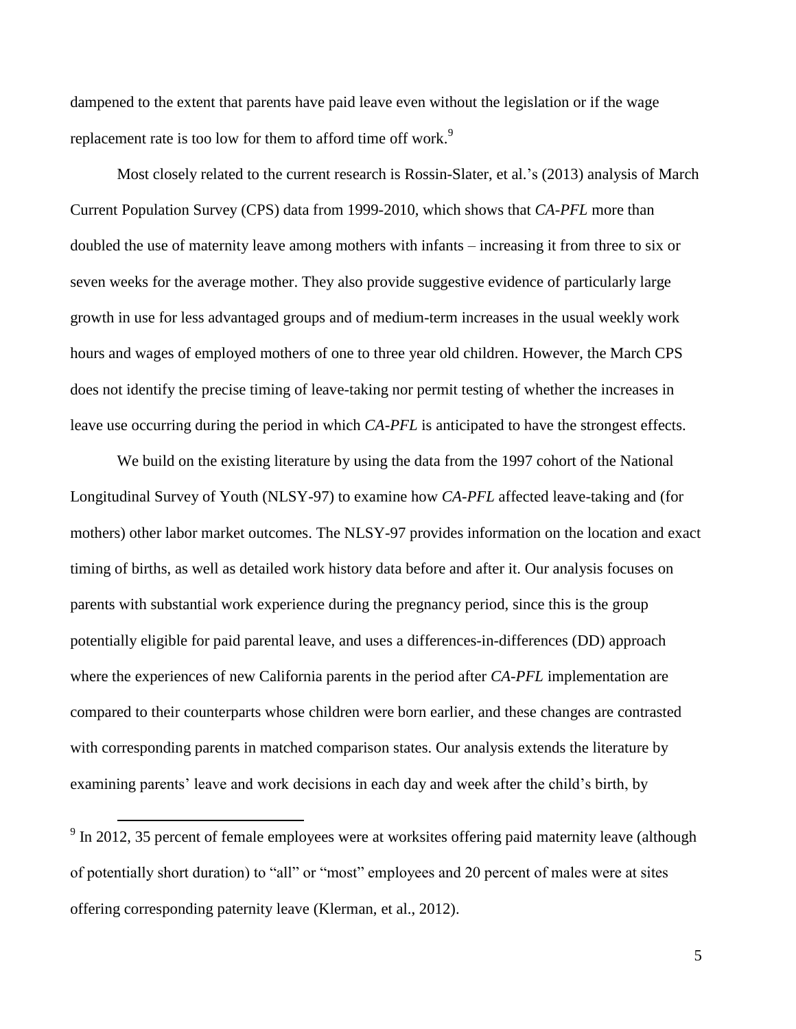dampened to the extent that parents have paid leave even without the legislation or if the wage replacement rate is too low for them to afford time off work.[9]

Most closely related to the current research is Rossin-Slater, et al.'s (2013) analysis of March Current Population Survey (CPS) data from 1999-2010, which shows that *CA-PFL* more than doubled the use of maternity leave among mothers with infants – increasing it from three to six or seven weeks for the average mother. They also provide suggestive evidence of particularly large growth in use for less advantaged groups and of medium-term increases in the usual weekly work hours and wages of employed mothers of one to three year old children. However, the March CPS does not identify the precise timing of leave-taking nor permit testing of whether the increases in leave use occurring during the period in which *CA-PFL* is anticipated to have the strongest effects.

We build on the existing literature by using the data from the 1997 cohort of the National Longitudinal Survey of Youth (NLSY-97) to examine how *CA-PFL* affected leave-taking and (for mothers) other labor market outcomes. The NLSY-97 provides information on the location and exact timing of births, as well as detailed work history data before and after it. Our analysis focuses on parents with substantial work experience during the pregnancy period, since this is the group potentially eligible for paid parental leave, and uses a differences-in-differences (DD) approach where the experiences of new California parents in the period after *CA-PFL* implementation are compared to their counterparts whose children were born earlier, and these changes are contrasted with corresponding parents in matched comparison states. Our analysis extends the literature by examining parents' leave and work decisions in each day and week after the child's birth, by

[9] In 2012, 35 percent of female employees were at worksites offering paid maternity leave (although of potentially short duration) to "all" or "most" employees and 20 percent of males were at sites offering corresponding paternity leave (Klerman, et al., 2012).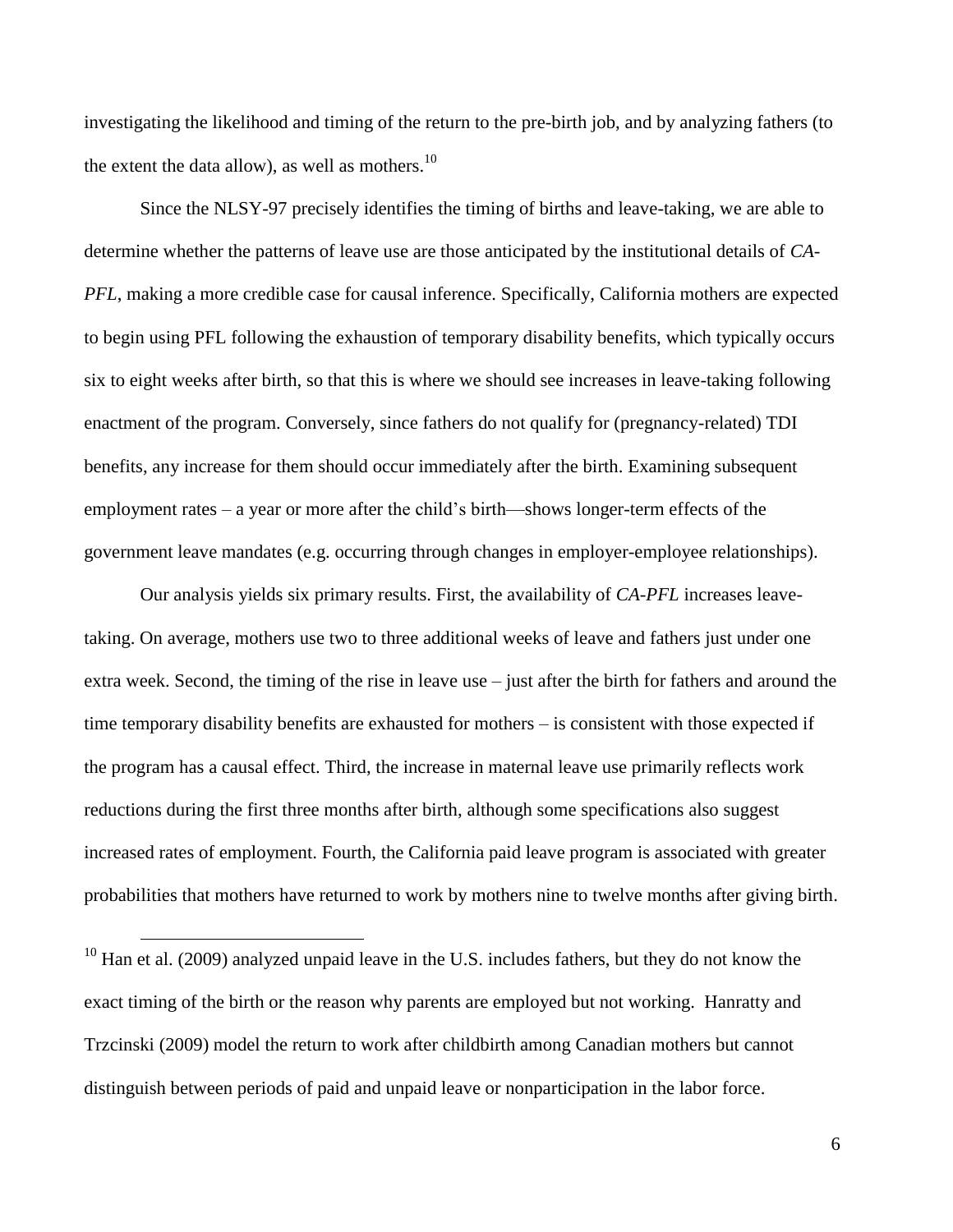investigating the likelihood and timing of the return to the pre-birth job, and by analyzing fathers (to the extent the data allow), as well as mothers.[10]

Since the NLSY-97 precisely identifies the timing of births and leave-taking, we are able to determine whether the patterns of leave use are those anticipated by the institutional details of *CA-PFL*, making a more credible case for causal inference. Specifically, California mothers are expected to begin using PFL following the exhaustion of temporary disability benefits, which typically occurs six to eight weeks after birth, so that this is where we should see increases in leave-taking following enactment of the program. Conversely, since fathers do not qualify for (pregnancy-related) TDI benefits, any increase for them should occur immediately after the birth. Examining subsequent employment rates – a year or more after the child's birth—shows longer-term effects of the government leave mandates (e.g. occurring through changes in employer-employee relationships).

Our analysis yields six primary results. First, the availability of *CA-PFL* increases leave-taking. On average, mothers use two to three additional weeks of leave and fathers just under one extra week. Second, the timing of the rise in leave use – just after the birth for fathers and around the time temporary disability benefits are exhausted for mothers – is consistent with those expected if the program has a causal effect. Third, the increase in maternal leave use primarily reflects work reductions during the first three months after birth, although some specifications also suggest increased rates of employment. Fourth, the California paid leave program is associated with greater probabilities that mothers have returned to work by mothers nine to twelve months after giving birth.

[10] Han et al. (2009) analyzed unpaid leave in the U.S. includes fathers, but they do not know the exact timing of the birth or the reason why parents are employed but not working. Hanratty and Trzcinski (2009) model the return to work after childbirth among Canadian mothers but cannot distinguish between periods of paid and unpaid leave or nonparticipation in the labor force.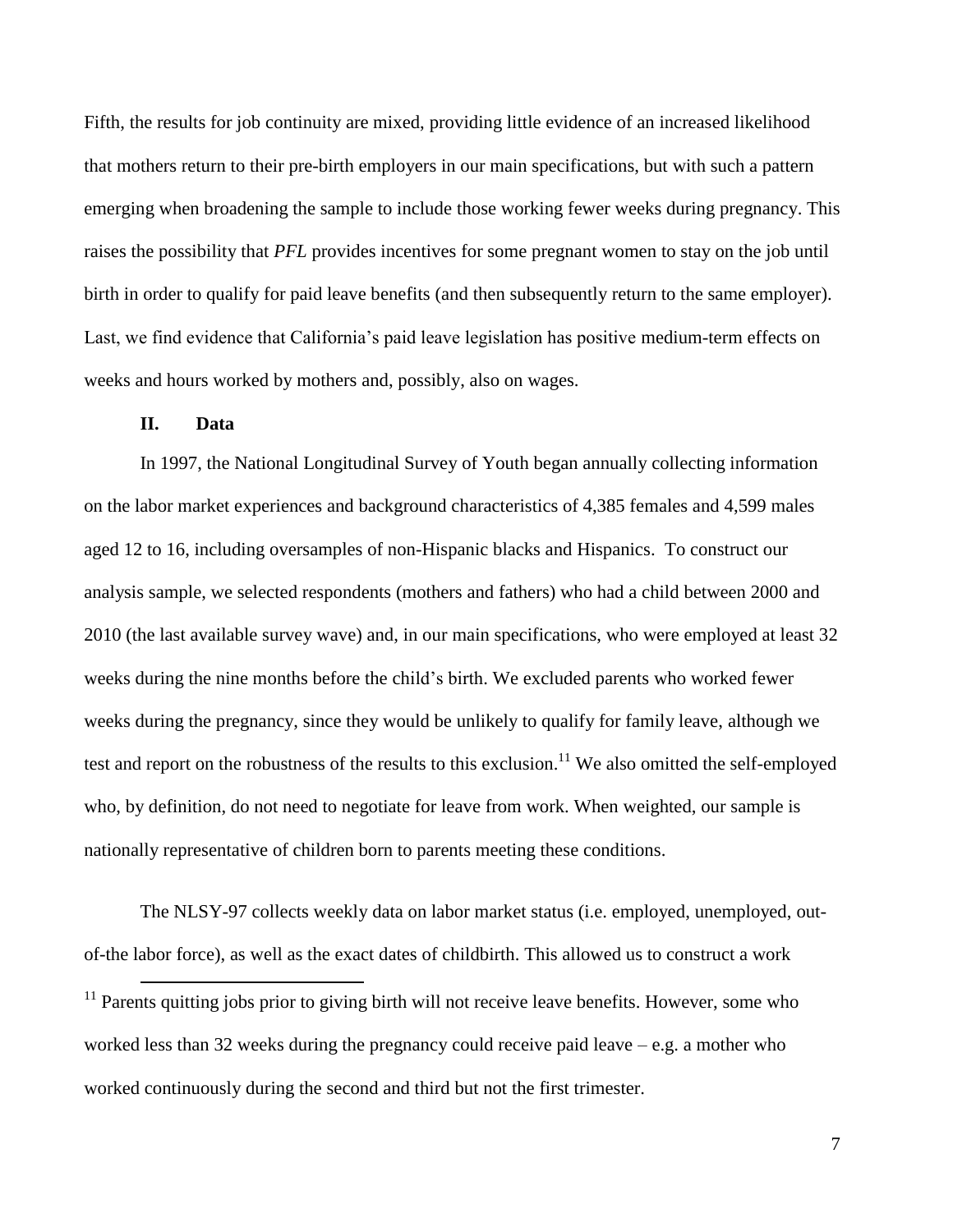Fifth, the results for job continuity are mixed, providing little evidence of an increased likelihood that mothers return to their pre-birth employers in our main specifications, but with such a pattern emerging when broadening the sample to include those working fewer weeks during pregnancy. This raises the possibility that *PFL* provides incentives for some pregnant women to stay on the job until birth in order to qualify for paid leave benefits (and then subsequently return to the same employer). Last, we find evidence that California's paid leave legislation has positive medium-term effects on weeks and hours worked by mothers and, possibly, also on wages.

## II. Data

In 1997, the National Longitudinal Survey of Youth began annually collecting information on the labor market experiences and background characteristics of 4,385 females and 4,599 males aged 12 to 16, including oversamples of non-Hispanic blacks and Hispanics. To construct our analysis sample, we selected respondents (mothers and fathers) who had a child between 2000 and 2010 (the last available survey wave) and, in our main specifications, who were employed at least 32 weeks during the nine months before the child's birth. We excluded parents who worked fewer weeks during the pregnancy, since they would be unlikely to qualify for family leave, although we test and report on the robustness of the results to this exclusion.[11] We also omitted the self-employed who, by definition, do not need to negotiate for leave from work. When weighted, our sample is nationally representative of children born to parents meeting these conditions.

The NLSY-97 collects weekly data on labor market status (i.e. employed, unemployed, out-of-the labor force), as well as the exact dates of childbirth. This allowed us to construct a work

[11] Parents quitting jobs prior to giving birth will not receive leave benefits. However, some who worked less than 32 weeks during the pregnancy could receive paid leave – e.g. a mother who worked continuously during the second and third but not the first trimester.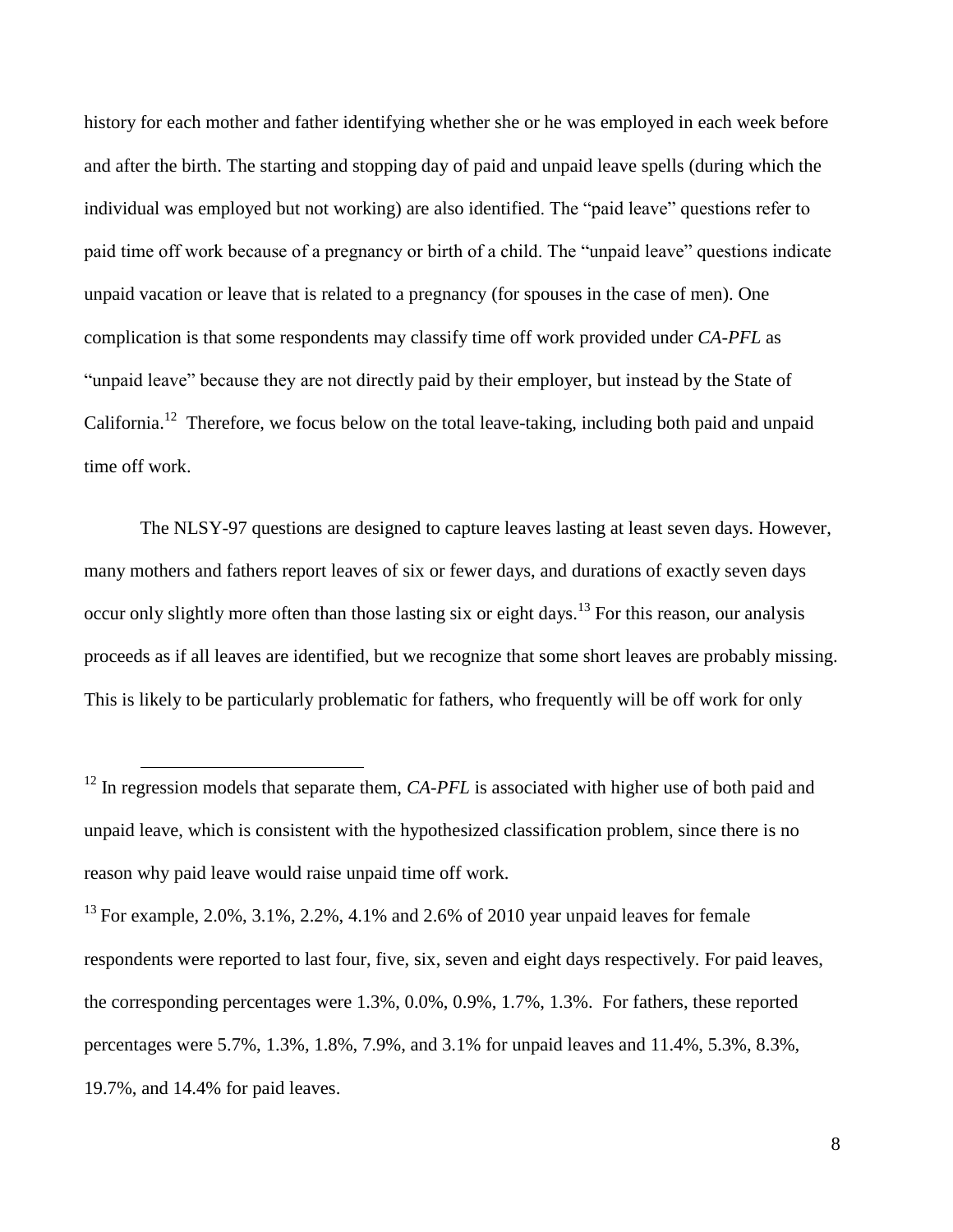history for each mother and father identifying whether she or he was employed in each week before and after the birth. The starting and stopping day of paid and unpaid leave spells (during which the individual was employed but not working) are also identified. The "paid leave" questions refer to paid time off work because of a pregnancy or birth of a child. The "unpaid leave" questions indicate unpaid vacation or leave that is related to a pregnancy (for spouses in the case of men). One complication is that some respondents may classify time off work provided under *CA-PFL* as "unpaid leave" because they are not directly paid by their employer, but instead by the State of California.[12] Therefore, we focus below on the total leave-taking, including both paid and unpaid time off work.

The NLSY-97 questions are designed to capture leaves lasting at least seven days. However, many mothers and fathers report leaves of six or fewer days, and durations of exactly seven days occur only slightly more often than those lasting six or eight days.[13] For this reason, our analysis proceeds as if all leaves are identified, but we recognize that some short leaves are probably missing. This is likely to be particularly problematic for fathers, who frequently will be off work for only

[12] In regression models that separate them, *CA-PFL* is associated with higher use of both paid and unpaid leave, which is consistent with the hypothesized classification problem, since there is no reason why paid leave would raise unpaid time off work.

[13] For example, 2.0%, 3.1%, 2.2%, 4.1% and 2.6% of 2010 year unpaid leaves for female respondents were reported to last four, five, six, seven and eight days respectively. For paid leaves, the corresponding percentages were 1.3%, 0.0%, 0.9%, 1.7%, 1.3%. For fathers, these reported percentages were 5.7%, 1.3%, 1.8%, 7.9%, and 3.1% for unpaid leaves and 11.4%, 5.3%, 8.3%, 19.7%, and 14.4% for paid leaves.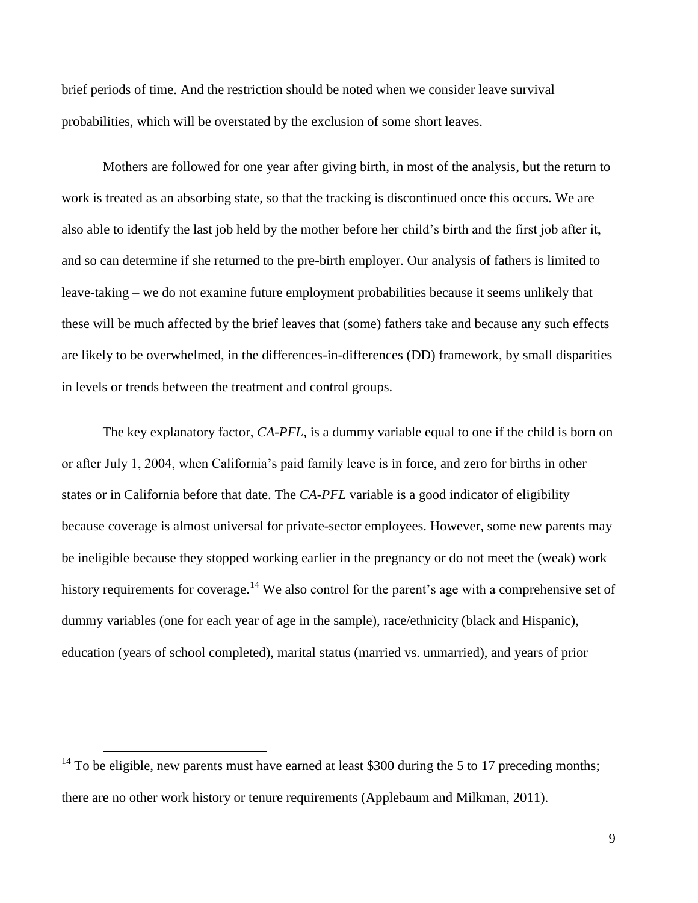brief periods of time. And the restriction should be noted when we consider leave survival probabilities, which will be overstated by the exclusion of some short leaves.

Mothers are followed for one year after giving birth, in most of the analysis, but the return to work is treated as an absorbing state, so that the tracking is discontinued once this occurs. We are also able to identify the last job held by the mother before her child's birth and the first job after it, and so can determine if she returned to the pre-birth employer. Our analysis of fathers is limited to leave-taking – we do not examine future employment probabilities because it seems unlikely that these will be much affected by the brief leaves that (some) fathers take and because any such effects are likely to be overwhelmed, in the differences-in-differences (DD) framework, by small disparities in levels or trends between the treatment and control groups.

The key explanatory factor, *CA-PFL*, is a dummy variable equal to one if the child is born on or after July 1, 2004, when California's paid family leave is in force, and zero for births in other states or in California before that date. The *CA-PFL* variable is a good indicator of eligibility because coverage is almost universal for private-sector employees. However, some new parents may be ineligible because they stopped working earlier in the pregnancy or do not meet the (weak) work history requirements for coverage.[14] We also control for the parent's age with a comprehensive set of dummy variables (one for each year of age in the sample), race/ethnicity (black and Hispanic), education (years of school completed), marital status (married vs. unmarried), and years of prior

[14] To be eligible, new parents must have earned at least $300 during the 5 to 17 preceding months; there are no other work history or tenure requirements (Applebaum and Milkman, 2011).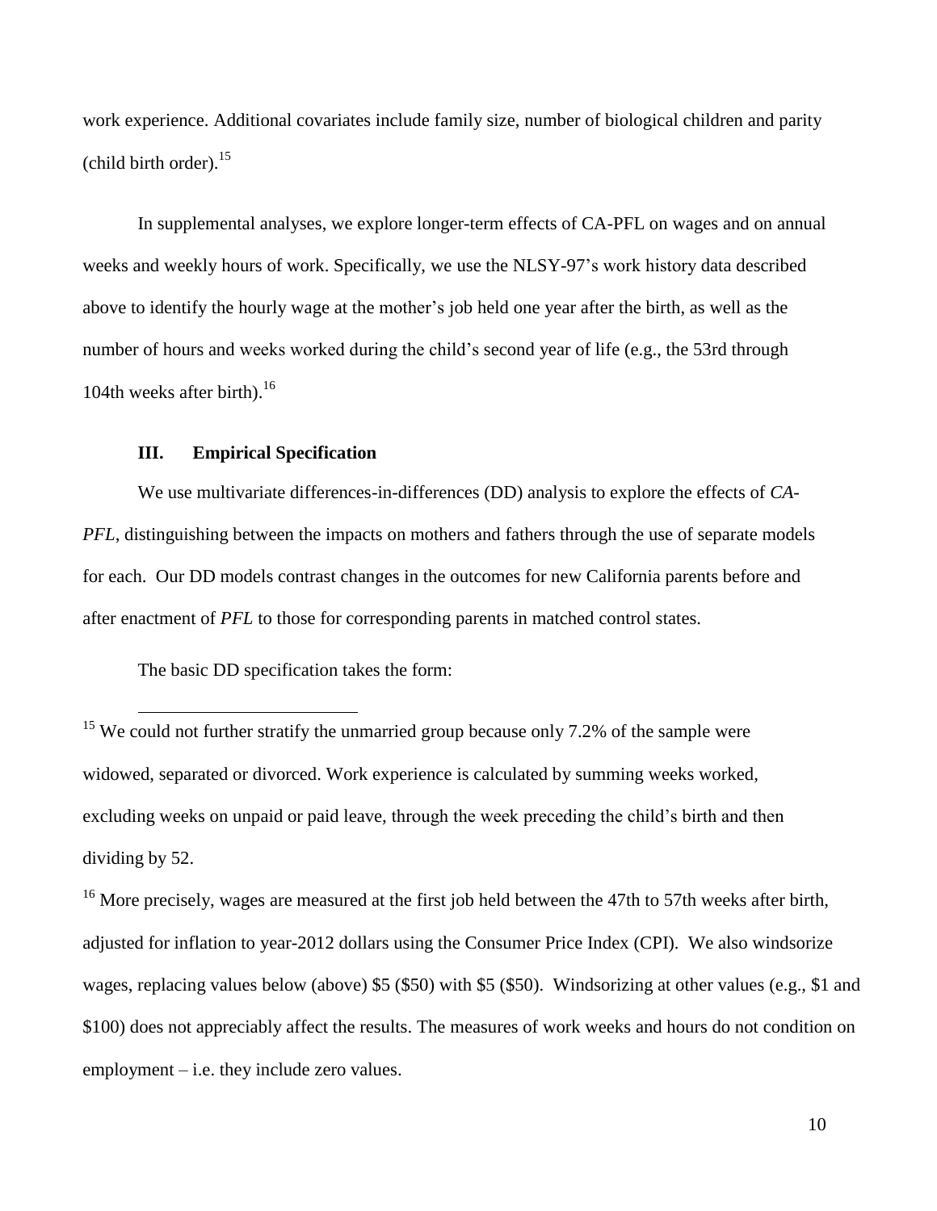work experience. Additional covariates include family size, number of biological children and parity (child birth order).[15]

In supplemental analyses, we explore longer-term effects of CA-PFL on wages and on annual weeks and weekly hours of work. Specifically, we use the NLSY-97's work history data described above to identify the hourly wage at the mother's job held one year after the birth, as well as the number of hours and weeks worked during the child's second year of life (e.g., the 53rd through 104th weeks after birth).[16]

## III. Empirical Specification

We use multivariate differences-in-differences (DD) analysis to explore the effects of *CA-PFL*, distinguishing between the impacts on mothers and fathers through the use of separate models for each. Our DD models contrast changes in the outcomes for new California parents before and after enactment of *PFL* to those for corresponding parents in matched control states.

The basic DD specification takes the form:

---

[15] We could not further stratify the unmarried group because only 7.2% of the sample were widowed, separated or divorced. Work experience is calculated by summing weeks worked, excluding weeks on unpaid or paid leave, through the week preceding the child's birth and then dividing by 52.

[16] More precisely, wages are measured at the first job held between the 47th to 57th weeks after birth, adjusted for inflation to year-2012 dollars using the Consumer Price Index (CPI). We also windsorize wages, replacing values below (above) \$5 (\$50) with \$5 (\$50). Windsorizing at other values (e.g., \$1 and \$100) does not appreciably affect the results. The measures of work weeks and hours do not condition on employment – i.e. they include zero values.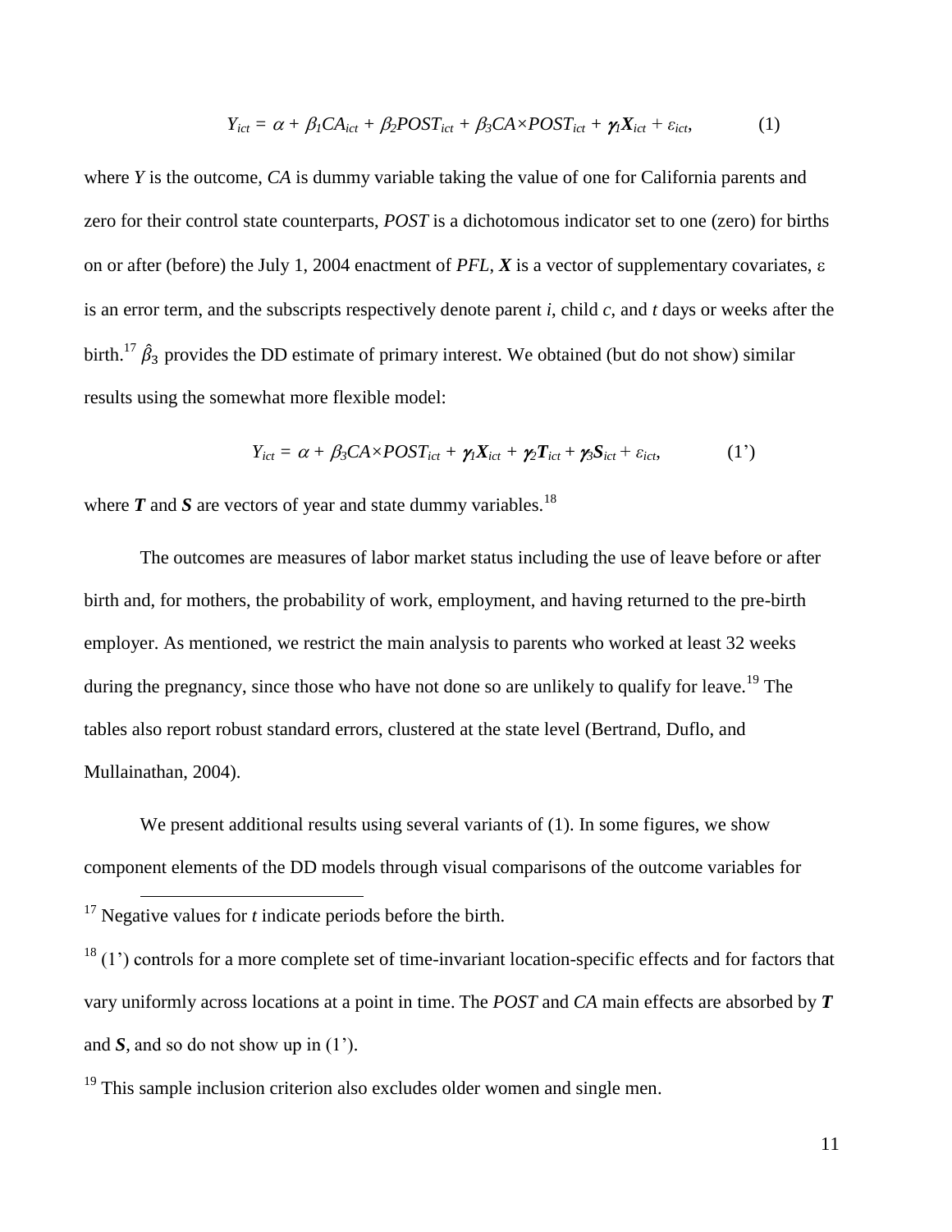$$Y_{ict} = \alpha + \beta_1 CA_{ict} + \beta_2 POST_{ict} + \beta_3 CA \times POST_{ict} + \boldsymbol{\gamma}_1 \boldsymbol{X}_{ict} + \varepsilon_{ict}, \qquad (1)$$

where $Y$ is the outcome, $CA$ is dummy variable taking the value of one for California parents and zero for their control state counterparts, $POST$ is a dichotomous indicator set to one (zero) for births on or after (before) the July 1, 2004 enactment of *PFL*, $\boldsymbol{X}$ is a vector of supplementary covariates, $\varepsilon$ is an error term, and the subscripts respectively denote parent $i$, child $c$, and $t$ days or weeks after the birth.[17] $\hat{\beta}_3$ provides the DD estimate of primary interest. We obtained (but do not show) similar results using the somewhat more flexible model:

$$Y_{ict} = \alpha + \beta_3 CA \times POST_{ict} + \boldsymbol{\gamma}_1 \boldsymbol{X}_{ict} + \boldsymbol{\gamma}_2 \boldsymbol{T}_{ict} + \boldsymbol{\gamma}_3 \boldsymbol{S}_{ict} + \varepsilon_{ict}, \qquad (1')$$

where $\boldsymbol{T}$ and $\boldsymbol{S}$ are vectors of year and state dummy variables.[18]

The outcomes are measures of labor market status including the use of leave before or after birth and, for mothers, the probability of work, employment, and having returned to the pre-birth employer. As mentioned, we restrict the main analysis to parents who worked at least 32 weeks during the pregnancy, since those who have not done so are unlikely to qualify for leave.[19] The tables also report robust standard errors, clustered at the state level (Bertrand, Duflo, and Mullainathan, 2004).

We present additional results using several variants of (1). In some figures, we show component elements of the DD models through visual comparisons of the outcome variables for

---

[17] Negative values for $t$ indicate periods before the birth.

[18] (1') controls for a more complete set of time-invariant location-specific effects and for factors that vary uniformly across locations at a point in time. The *POST* and *CA* main effects are absorbed by $\boldsymbol{T}$ and $\boldsymbol{S}$, and so do not show up in (1').

[19] This sample inclusion criterion also excludes older women and single men.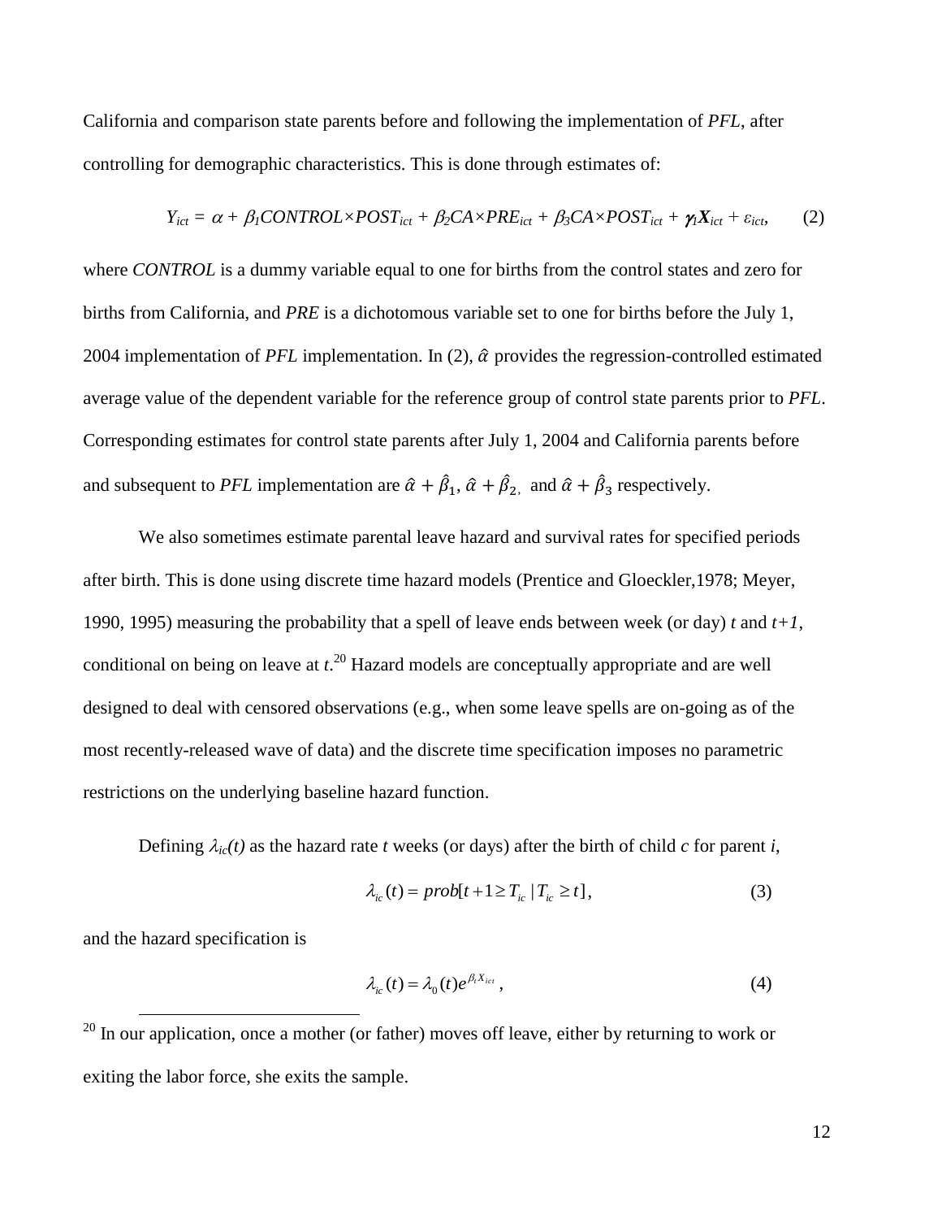California and comparison state parents before and following the implementation of *PFL*, after controlling for demographic characteristics. This is done through estimates of:

$$Y_{ict} = \alpha + \beta_1 CONTROL \times POST_{ict} + \beta_2 CA \times PRE_{ict} + \beta_3 CA \times POST_{ict} + \boldsymbol{\gamma}_1 \boldsymbol{X}_{ict} + \varepsilon_{ict}, \qquad (2)$$

where *CONTROL* is a dummy variable equal to one for births from the control states and zero for births from California, and *PRE* is a dichotomous variable set to one for births before the July 1, 2004 implementation of *PFL* implementation. In (2), $\hat{\alpha}$ provides the regression-controlled estimated average value of the dependent variable for the reference group of control state parents prior to *PFL*. Corresponding estimates for control state parents after July 1, 2004 and California parents before and subsequent to *PFL* implementation are $\hat{\alpha} + \hat{\beta}_1$, $\hat{\alpha} + \hat{\beta}_2$, and $\hat{\alpha} + \hat{\beta}_3$ respectively.

We also sometimes estimate parental leave hazard and survival rates for specified periods after birth. This is done using discrete time hazard models (Prentice and Gloeckler,1978; Meyer, 1990, 1995) measuring the probability that a spell of leave ends between week (or day) *t* and *t+1*, conditional on being on leave at *t*.[20] Hazard models are conceptually appropriate and are well designed to deal with censored observations (e.g., when some leave spells are on-going as of the most recently-released wave of data) and the discrete time specification imposes no parametric restrictions on the underlying baseline hazard function.

Defining $\lambda_{ic}(t)$ as the hazard rate *t* weeks (or days) after the birth of child *c* for parent *i*,

$$\lambda_{ic}(t) = prob[t+1 \geq T_{ic} \mid T_{ic} \geq t], \qquad (3)$$

and the hazard specification is

$$\lambda_{ic}(t) = \lambda_0(t) e^{\beta_t X_{ict}}, \qquad (4)$$

[20] In our application, once a mother (or father) moves off leave, either by returning to work or exiting the labor force, she exits the sample.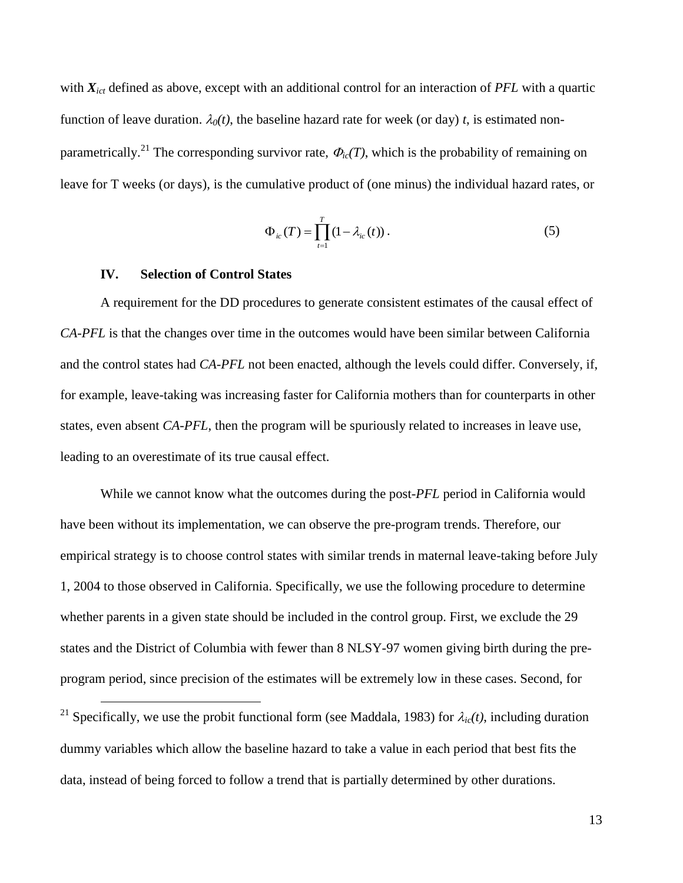with $\boldsymbol{X}_{ict}$ defined as above, except with an additional control for an interaction of *PFL* with a quartic function of leave duration. $\lambda_0(t)$, the baseline hazard rate for week (or day) $t$, is estimated non-parametrically.[21] The corresponding survivor rate, $\Phi_{ic}(T)$, which is the probability of remaining on leave for T weeks (or days), is the cumulative product of (one minus) the individual hazard rates, or

$$\Phi_{ic}(T) = \prod_{t=1}^{T} (1 - \lambda_{ic}(t)) . \tag{5}$$

## IV. Selection of Control States

A requirement for the DD procedures to generate consistent estimates of the causal effect of *CA-PFL* is that the changes over time in the outcomes would have been similar between California and the control states had *CA-PFL* not been enacted, although the levels could differ. Conversely, if, for example, leave-taking was increasing faster for California mothers than for counterparts in other states, even absent *CA-PFL*, then the program will be spuriously related to increases in leave use, leading to an overestimate of its true causal effect.

While we cannot know what the outcomes during the post-*PFL* period in California would have been without its implementation, we can observe the pre-program trends. Therefore, our empirical strategy is to choose control states with similar trends in maternal leave-taking before July 1, 2004 to those observed in California. Specifically, we use the following procedure to determine whether parents in a given state should be included in the control group. First, we exclude the 29 states and the District of Columbia with fewer than 8 NLSY-97 women giving birth during the pre-program period, since precision of the estimates will be extremely low in these cases. Second, for

[21] Specifically, we use the probit functional form (see Maddala, 1983) for $\lambda_{ic}(t)$, including duration dummy variables which allow the baseline hazard to take a value in each period that best fits the data, instead of being forced to follow a trend that is partially determined by other durations.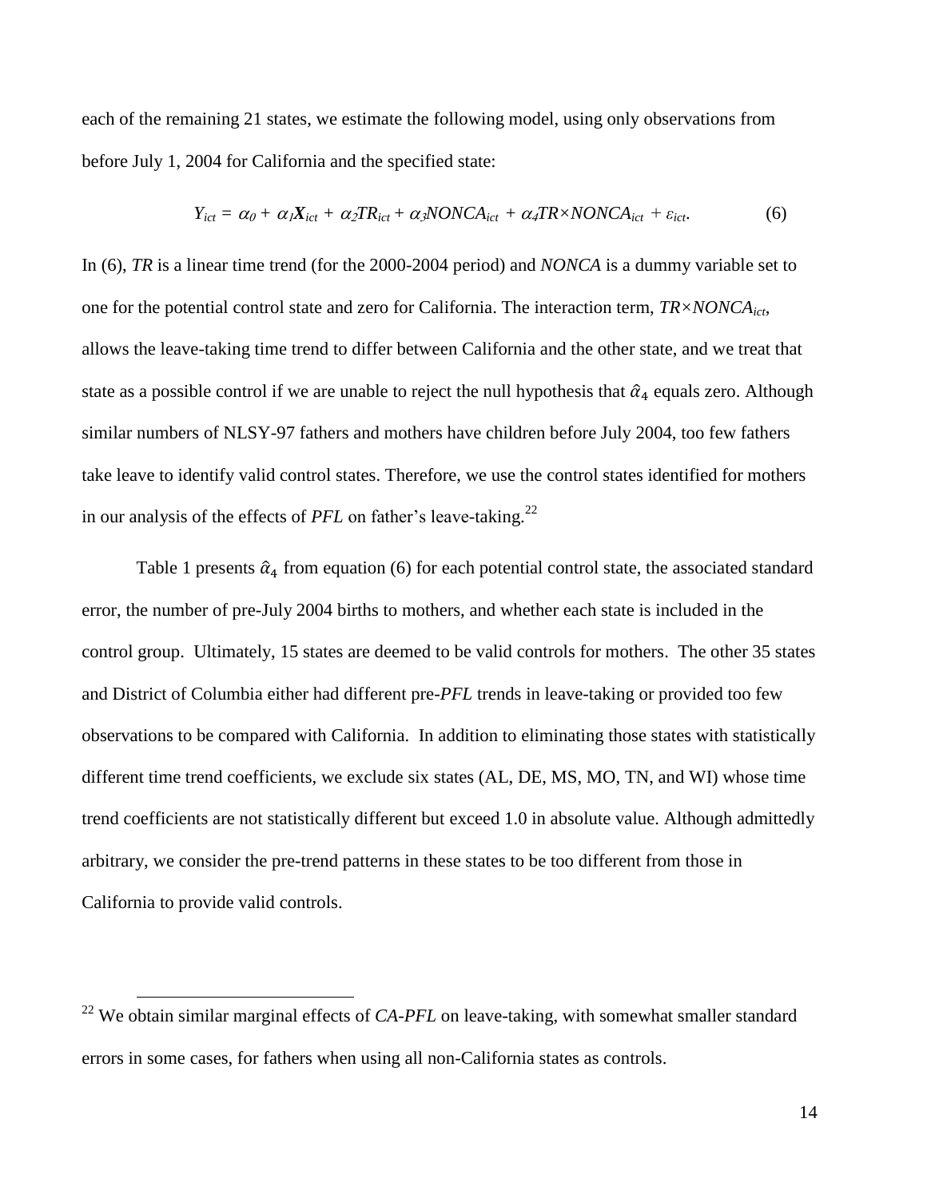each of the remaining 21 states, we estimate the following model, using only observations from before July 1, 2004 for California and the specified state:

$$Y_{ict} = \alpha_0 + \alpha_1 \boldsymbol{X}_{ict} + \alpha_2 TR_{ict} + \alpha_3 NONCA_{ict} + \alpha_4 TR{\times}NONCA_{ict} + \varepsilon_{ict}. \tag{6}$$

In (6), *TR* is a linear time trend (for the 2000-2004 period) and *NONCA* is a dummy variable set to one for the potential control state and zero for California. The interaction term, $TR{\times}NONCA_{ict}$, allows the leave-taking time trend to differ between California and the other state, and we treat that state as a possible control if we are unable to reject the null hypothesis that $\hat{\alpha}_4$ equals zero. Although similar numbers of NLSY-97 fathers and mothers have children before July 2004, too few fathers take leave to identify valid control states. Therefore, we use the control states identified for mothers in our analysis of the effects of *PFL* on father's leave-taking.[22]

Table 1 presents $\hat{\alpha}_4$ from equation (6) for each potential control state, the associated standard error, the number of pre-July 2004 births to mothers, and whether each state is included in the control group. Ultimately, 15 states are deemed to be valid controls for mothers. The other 35 states and District of Columbia either had different pre-*PFL* trends in leave-taking or provided too few observations to be compared with California. In addition to eliminating those states with statistically different time trend coefficients, we exclude six states (AL, DE, MS, MO, TN, and WI) whose time trend coefficients are not statistically different but exceed 1.0 in absolute value. Although admittedly arbitrary, we consider the pre-trend patterns in these states to be too different from those in California to provide valid controls.

[22] We obtain similar marginal effects of *CA-PFL* on leave-taking, with somewhat smaller standard errors in some cases, for fathers when using all non-California states as controls.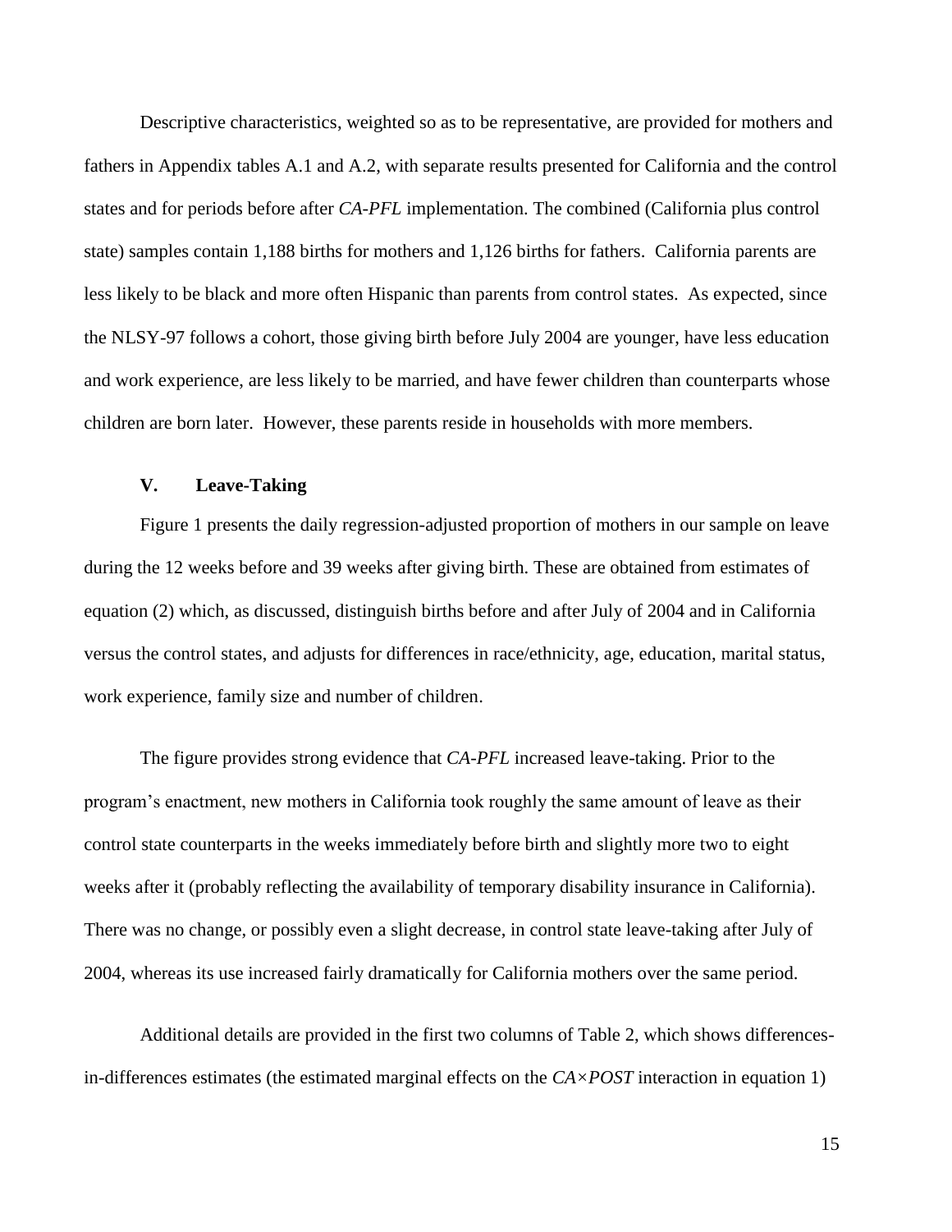Descriptive characteristics, weighted so as to be representative, are provided for mothers and fathers in Appendix tables A.1 and A.2, with separate results presented for California and the control states and for periods before after *CA-PFL* implementation. The combined (California plus control state) samples contain 1,188 births for mothers and 1,126 births for fathers. California parents are less likely to be black and more often Hispanic than parents from control states. As expected, since the NLSY-97 follows a cohort, those giving birth before July 2004 are younger, have less education and work experience, are less likely to be married, and have fewer children than counterparts whose children are born later. However, these parents reside in households with more members.

## V. Leave-Taking

Figure 1 presents the daily regression-adjusted proportion of mothers in our sample on leave during the 12 weeks before and 39 weeks after giving birth. These are obtained from estimates of equation (2) which, as discussed, distinguish births before and after July of 2004 and in California versus the control states, and adjusts for differences in race/ethnicity, age, education, marital status, work experience, family size and number of children.

The figure provides strong evidence that *CA-PFL* increased leave-taking. Prior to the program's enactment, new mothers in California took roughly the same amount of leave as their control state counterparts in the weeks immediately before birth and slightly more two to eight weeks after it (probably reflecting the availability of temporary disability insurance in California). There was no change, or possibly even a slight decrease, in control state leave-taking after July of 2004, whereas its use increased fairly dramatically for California mothers over the same period.

Additional details are provided in the first two columns of Table 2, which shows differences-in-differences estimates (the estimated marginal effects on the *CA×POST* interaction in equation 1)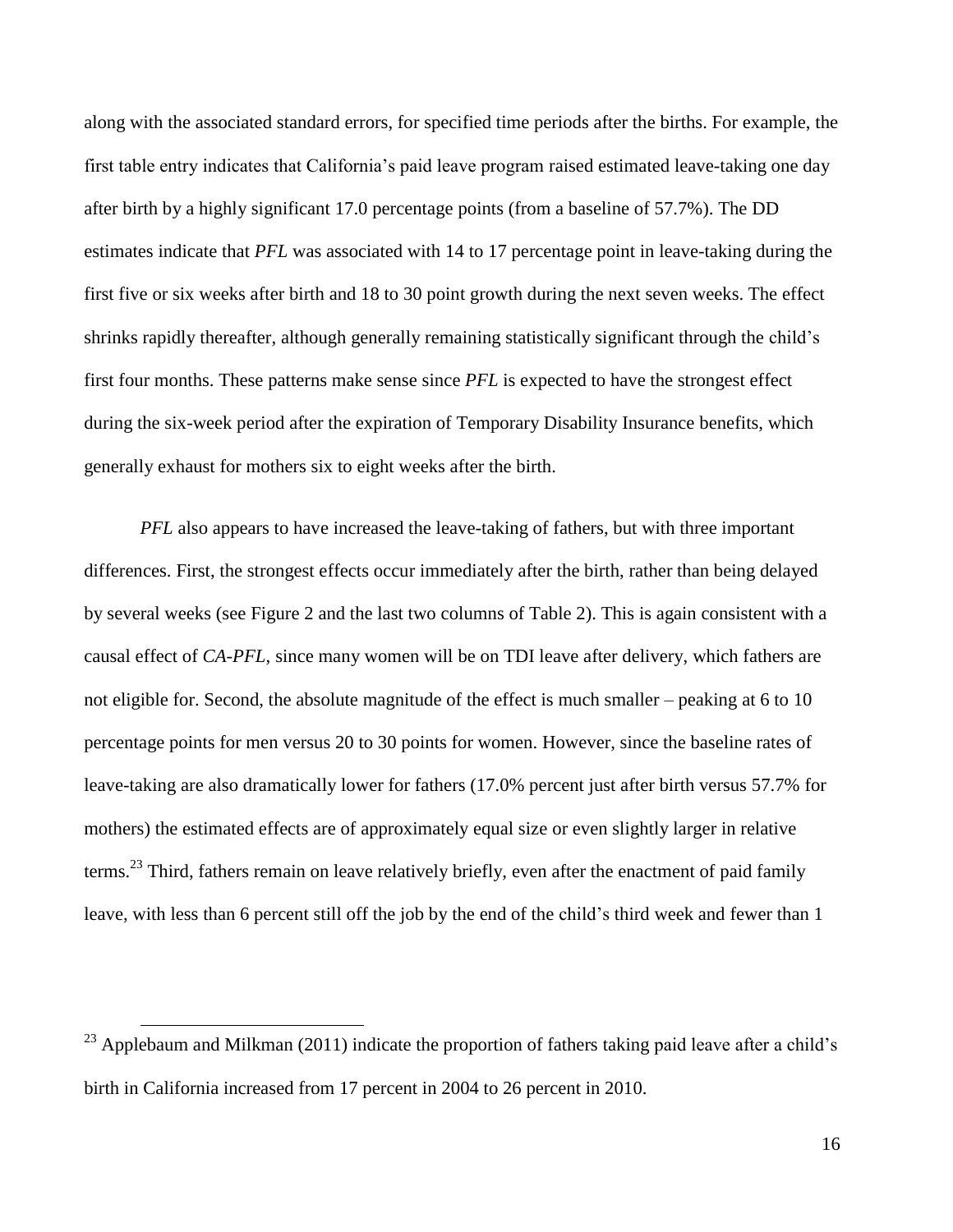along with the associated standard errors, for specified time periods after the births. For example, the first table entry indicates that California's paid leave program raised estimated leave-taking one day after birth by a highly significant 17.0 percentage points (from a baseline of 57.7%). The DD estimates indicate that *PFL* was associated with 14 to 17 percentage point in leave-taking during the first five or six weeks after birth and 18 to 30 point growth during the next seven weeks. The effect shrinks rapidly thereafter, although generally remaining statistically significant through the child's first four months. These patterns make sense since *PFL* is expected to have the strongest effect during the six-week period after the expiration of Temporary Disability Insurance benefits, which generally exhaust for mothers six to eight weeks after the birth.

*PFL* also appears to have increased the leave-taking of fathers, but with three important differences. First, the strongest effects occur immediately after the birth, rather than being delayed by several weeks (see Figure 2 and the last two columns of Table 2). This is again consistent with a causal effect of *CA-PFL*, since many women will be on TDI leave after delivery, which fathers are not eligible for. Second, the absolute magnitude of the effect is much smaller – peaking at 6 to 10 percentage points for men versus 20 to 30 points for women. However, since the baseline rates of leave-taking are also dramatically lower for fathers (17.0% percent just after birth versus 57.7% for mothers) the estimated effects are of approximately equal size or even slightly larger in relative terms.[23] Third, fathers remain on leave relatively briefly, even after the enactment of paid family leave, with less than 6 percent still off the job by the end of the child's third week and fewer than 1

[23] Applebaum and Milkman (2011) indicate the proportion of fathers taking paid leave after a child's birth in California increased from 17 percent in 2004 to 26 percent in 2010.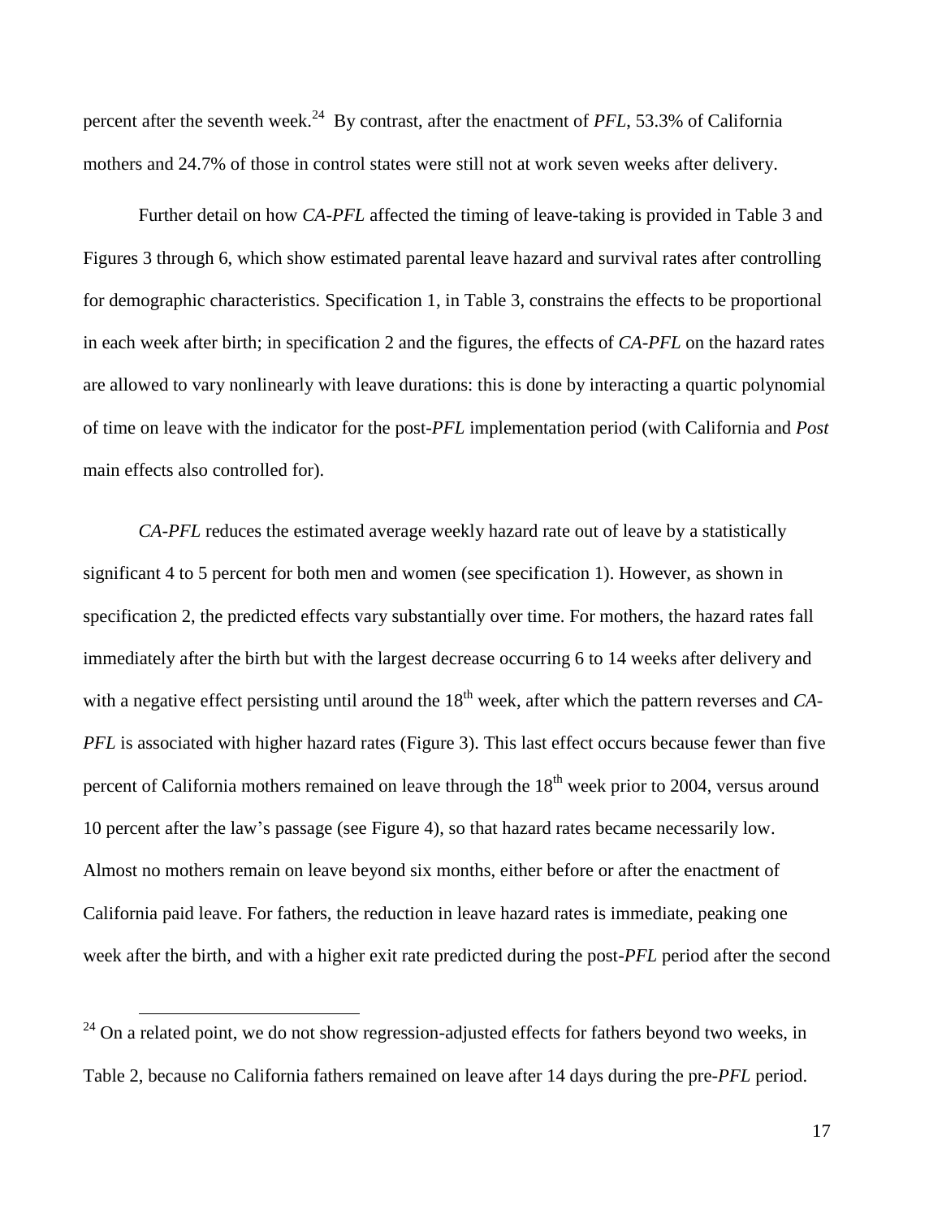percent after the seventh week.[24] By contrast, after the enactment of *PFL*, 53.3% of California mothers and 24.7% of those in control states were still not at work seven weeks after delivery.

Further detail on how *CA-PFL* affected the timing of leave-taking is provided in Table 3 and Figures 3 through 6, which show estimated parental leave hazard and survival rates after controlling for demographic characteristics. Specification 1, in Table 3, constrains the effects to be proportional in each week after birth; in specification 2 and the figures, the effects of *CA-PFL* on the hazard rates are allowed to vary nonlinearly with leave durations: this is done by interacting a quartic polynomial of time on leave with the indicator for the post-*PFL* implementation period (with California and *Post* main effects also controlled for).

*CA-PFL* reduces the estimated average weekly hazard rate out of leave by a statistically significant 4 to 5 percent for both men and women (see specification 1). However, as shown in specification 2, the predicted effects vary substantially over time. For mothers, the hazard rates fall immediately after the birth but with the largest decrease occurring 6 to 14 weeks after delivery and with a negative effect persisting until around the 18th week, after which the pattern reverses and *CA-PFL* is associated with higher hazard rates (Figure 3). This last effect occurs because fewer than five percent of California mothers remained on leave through the 18th week prior to 2004, versus around 10 percent after the law's passage (see Figure 4), so that hazard rates became necessarily low. Almost no mothers remain on leave beyond six months, either before or after the enactment of California paid leave. For fathers, the reduction in leave hazard rates is immediate, peaking one week after the birth, and with a higher exit rate predicted during the post-*PFL* period after the second

[24] On a related point, we do not show regression-adjusted effects for fathers beyond two weeks, in Table 2, because no California fathers remained on leave after 14 days during the pre-*PFL* period.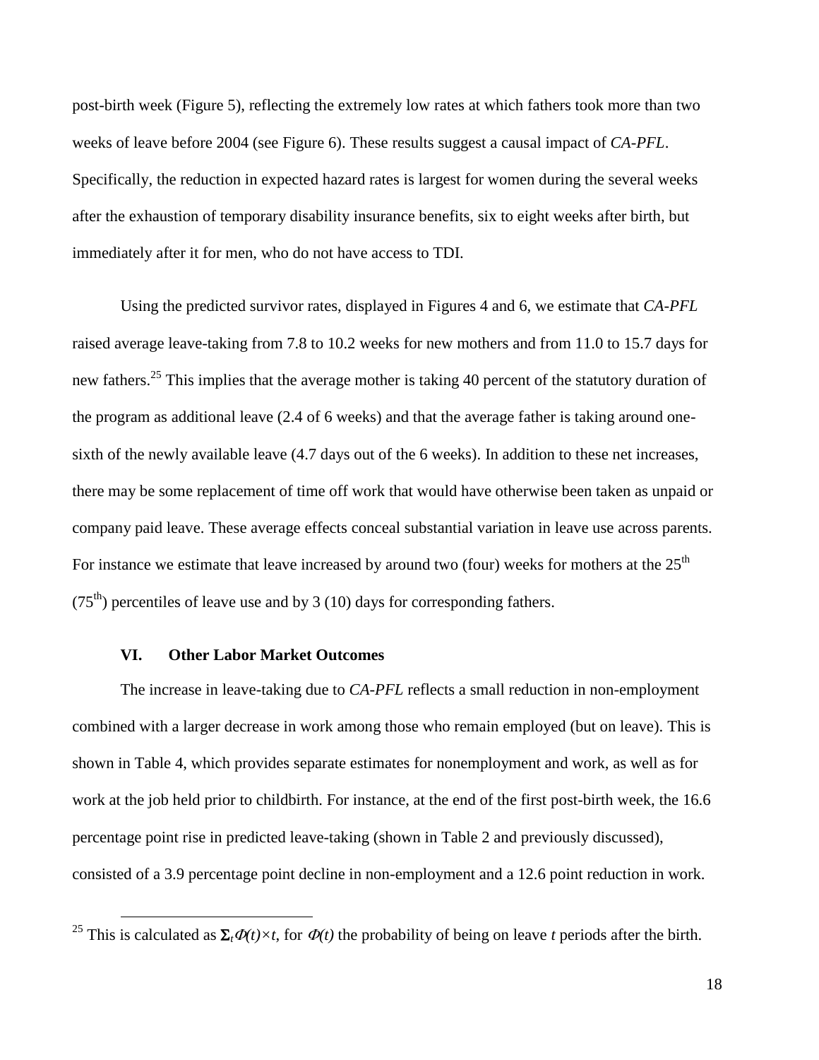post-birth week (Figure 5), reflecting the extremely low rates at which fathers took more than two weeks of leave before 2004 (see Figure 6). These results suggest a causal impact of *CA-PFL*. Specifically, the reduction in expected hazard rates is largest for women during the several weeks after the exhaustion of temporary disability insurance benefits, six to eight weeks after birth, but immediately after it for men, who do not have access to TDI.

Using the predicted survivor rates, displayed in Figures 4 and 6, we estimate that *CA-PFL* raised average leave-taking from 7.8 to 10.2 weeks for new mothers and from 11.0 to 15.7 days for new fathers.[25] This implies that the average mother is taking 40 percent of the statutory duration of the program as additional leave (2.4 of 6 weeks) and that the average father is taking around one-sixth of the newly available leave (4.7 days out of the 6 weeks). In addition to these net increases, there may be some replacement of time off work that would have otherwise been taken as unpaid or company paid leave. These average effects conceal substantial variation in leave use across parents. For instance we estimate that leave increased by around two (four) weeks for mothers at the 25th (75th) percentiles of leave use and by 3 (10) days for corresponding fathers.

## VI. Other Labor Market Outcomes

The increase in leave-taking due to *CA-PFL* reflects a small reduction in non-employment combined with a larger decrease in work among those who remain employed (but on leave). This is shown in Table 4, which provides separate estimates for nonemployment and work, as well as for work at the job held prior to childbirth. For instance, at the end of the first post-birth week, the 16.6 percentage point rise in predicted leave-taking (shown in Table 2 and previously discussed), consisted of a 3.9 percentage point decline in non-employment and a 12.6 point reduction in work.

[25] This is calculated as $\Sigma_t \Phi(t) \times t$, for $\Phi(t)$ the probability of being on leave $t$ periods after the birth.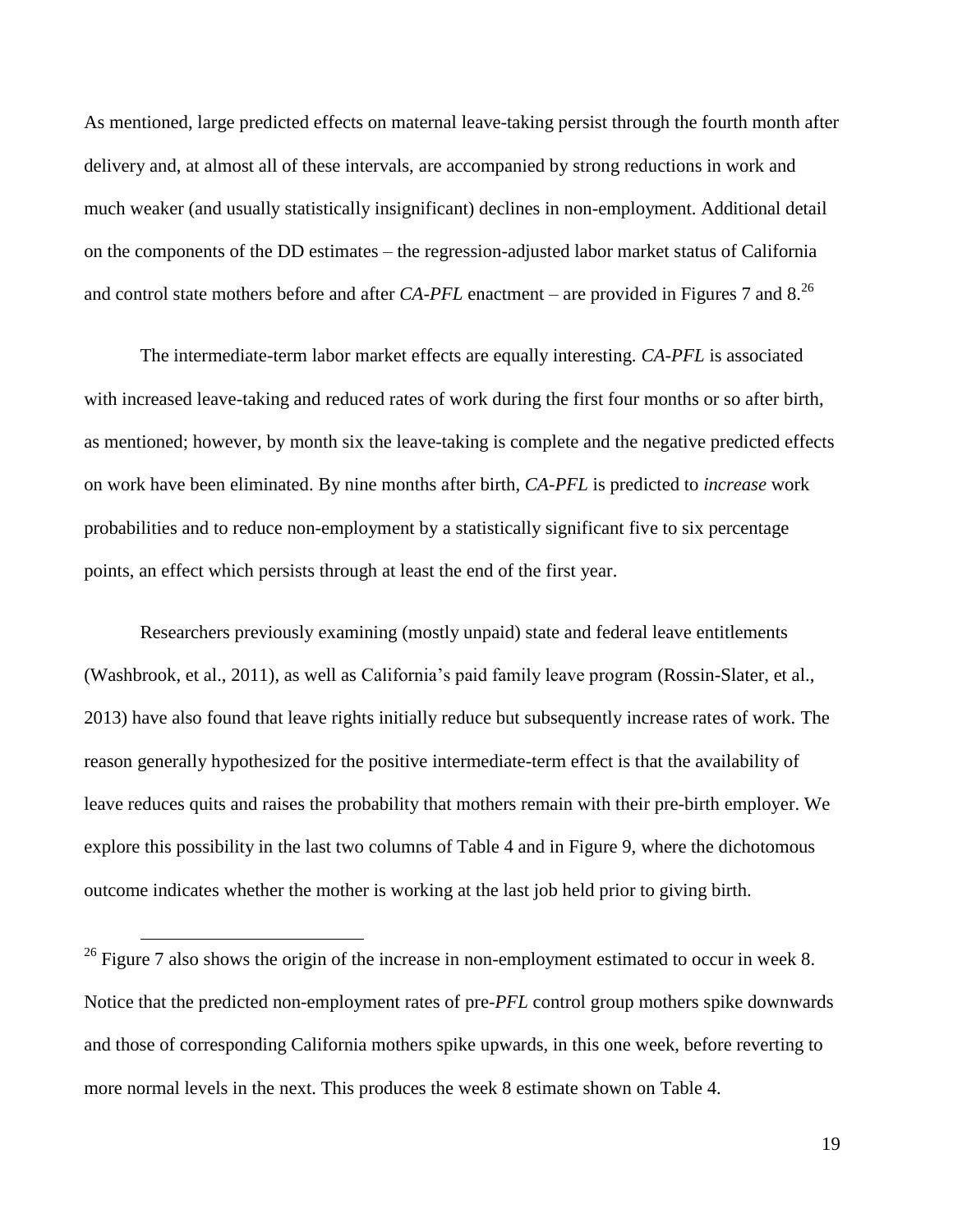As mentioned, large predicted effects on maternal leave-taking persist through the fourth month after delivery and, at almost all of these intervals, are accompanied by strong reductions in work and much weaker (and usually statistically insignificant) declines in non-employment. Additional detail on the components of the DD estimates – the regression-adjusted labor market status of California and control state mothers before and after *CA-PFL* enactment – are provided in Figures 7 and 8.[26]

The intermediate-term labor market effects are equally interesting. *CA-PFL* is associated with increased leave-taking and reduced rates of work during the first four months or so after birth, as mentioned; however, by month six the leave-taking is complete and the negative predicted effects on work have been eliminated. By nine months after birth, *CA-PFL* is predicted to *increase* work probabilities and to reduce non-employment by a statistically significant five to six percentage points, an effect which persists through at least the end of the first year.

Researchers previously examining (mostly unpaid) state and federal leave entitlements (Washbrook, et al., 2011), as well as California's paid family leave program (Rossin-Slater, et al., 2013) have also found that leave rights initially reduce but subsequently increase rates of work. The reason generally hypothesized for the positive intermediate-term effect is that the availability of leave reduces quits and raises the probability that mothers remain with their pre-birth employer. We explore this possibility in the last two columns of Table 4 and in Figure 9, where the dichotomous outcome indicates whether the mother is working at the last job held prior to giving birth.

[26] Figure 7 also shows the origin of the increase in non-employment estimated to occur in week 8. Notice that the predicted non-employment rates of pre-*PFL* control group mothers spike downwards and those of corresponding California mothers spike upwards, in this one week, before reverting to more normal levels in the next. This produces the week 8 estimate shown on Table 4.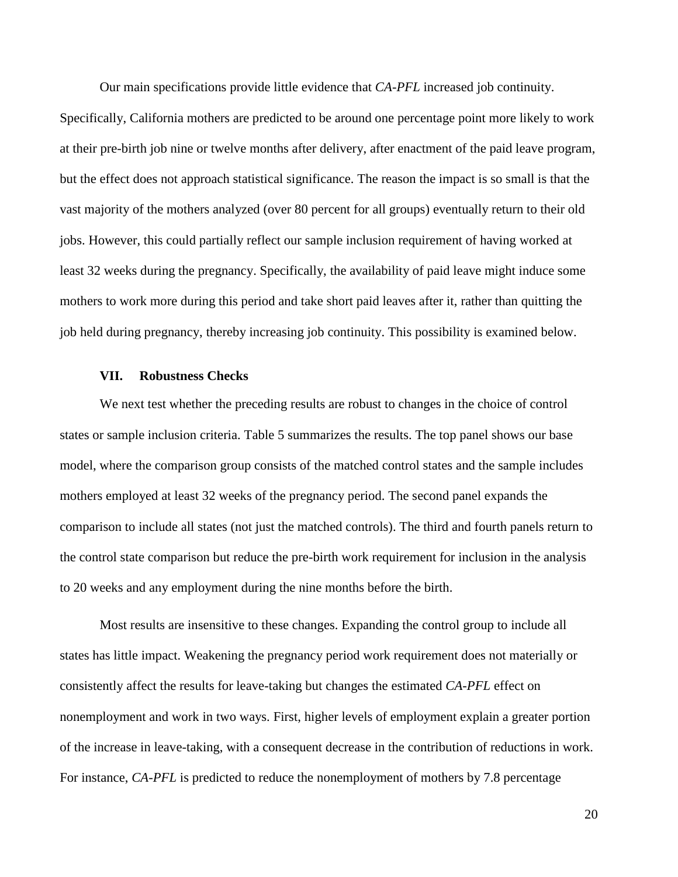Our main specifications provide little evidence that *CA-PFL* increased job continuity. Specifically, California mothers are predicted to be around one percentage point more likely to work at their pre-birth job nine or twelve months after delivery, after enactment of the paid leave program, but the effect does not approach statistical significance. The reason the impact is so small is that the vast majority of the mothers analyzed (over 80 percent for all groups) eventually return to their old jobs. However, this could partially reflect our sample inclusion requirement of having worked at least 32 weeks during the pregnancy. Specifically, the availability of paid leave might induce some mothers to work more during this period and take short paid leaves after it, rather than quitting the job held during pregnancy, thereby increasing job continuity. This possibility is examined below.

## VII. Robustness Checks

We next test whether the preceding results are robust to changes in the choice of control states or sample inclusion criteria. Table 5 summarizes the results. The top panel shows our base model, where the comparison group consists of the matched control states and the sample includes mothers employed at least 32 weeks of the pregnancy period. The second panel expands the comparison to include all states (not just the matched controls). The third and fourth panels return to the control state comparison but reduce the pre-birth work requirement for inclusion in the analysis to 20 weeks and any employment during the nine months before the birth.

Most results are insensitive to these changes. Expanding the control group to include all states has little impact. Weakening the pregnancy period work requirement does not materially or consistently affect the results for leave-taking but changes the estimated *CA-PFL* effect on nonemployment and work in two ways. First, higher levels of employment explain a greater portion of the increase in leave-taking, with a consequent decrease in the contribution of reductions in work. For instance, *CA-PFL* is predicted to reduce the nonemployment of mothers by 7.8 percentage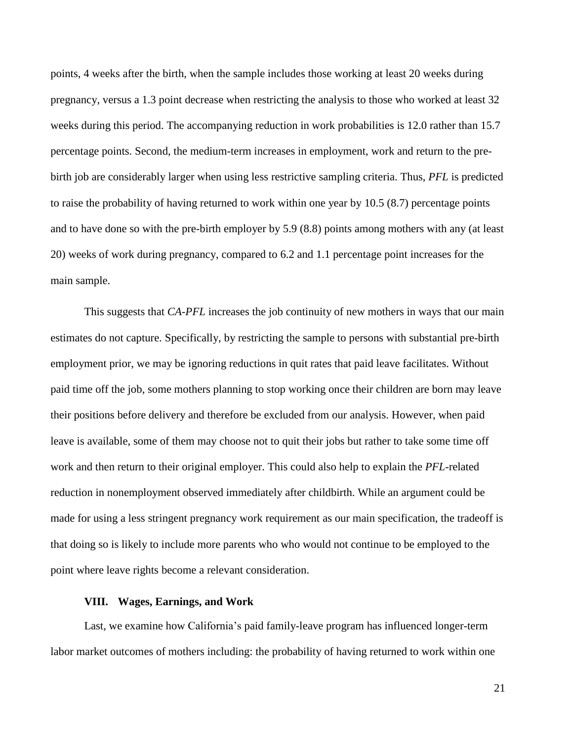points, 4 weeks after the birth, when the sample includes those working at least 20 weeks during pregnancy, versus a 1.3 point decrease when restricting the analysis to those who worked at least 32 weeks during this period. The accompanying reduction in work probabilities is 12.0 rather than 15.7 percentage points. Second, the medium-term increases in employment, work and return to the pre-birth job are considerably larger when using less restrictive sampling criteria. Thus, *PFL* is predicted to raise the probability of having returned to work within one year by 10.5 (8.7) percentage points and to have done so with the pre-birth employer by 5.9 (8.8) points among mothers with any (at least 20) weeks of work during pregnancy, compared to 6.2 and 1.1 percentage point increases for the main sample.

This suggests that *CA-PFL* increases the job continuity of new mothers in ways that our main estimates do not capture. Specifically, by restricting the sample to persons with substantial pre-birth employment prior, we may be ignoring reductions in quit rates that paid leave facilitates. Without paid time off the job, some mothers planning to stop working once their children are born may leave their positions before delivery and therefore be excluded from our analysis. However, when paid leave is available, some of them may choose not to quit their jobs but rather to take some time off work and then return to their original employer. This could also help to explain the *PFL*-related reduction in nonemployment observed immediately after childbirth. While an argument could be made for using a less stringent pregnancy work requirement as our main specification, the tradeoff is that doing so is likely to include more parents who who would not continue to be employed to the point where leave rights become a relevant consideration.

## VIII. Wages, Earnings, and Work

Last, we examine how California's paid family-leave program has influenced longer-term labor market outcomes of mothers including: the probability of having returned to work within one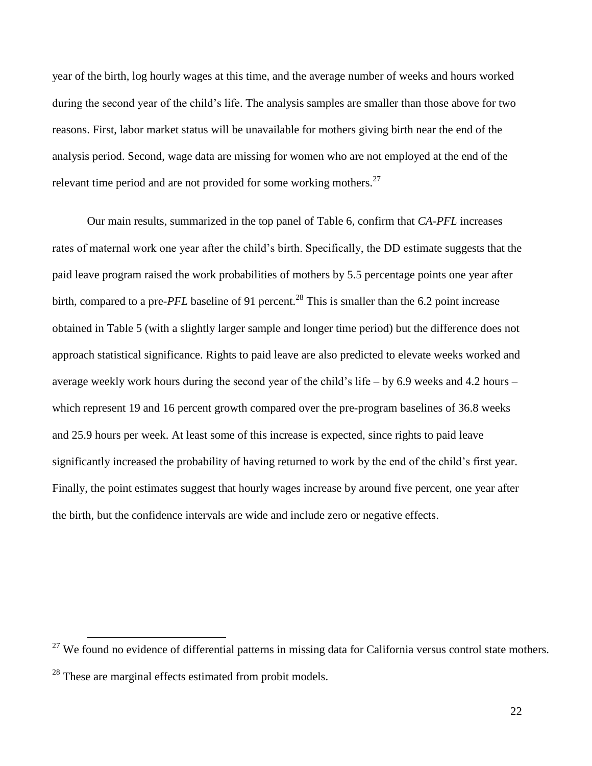year of the birth, log hourly wages at this time, and the average number of weeks and hours worked during the second year of the child's life. The analysis samples are smaller than those above for two reasons. First, labor market status will be unavailable for mothers giving birth near the end of the analysis period. Second, wage data are missing for women who are not employed at the end of the relevant time period and are not provided for some working mothers.[27]

Our main results, summarized in the top panel of Table 6, confirm that *CA-PFL* increases rates of maternal work one year after the child's birth. Specifically, the DD estimate suggests that the paid leave program raised the work probabilities of mothers by 5.5 percentage points one year after birth, compared to a pre-*PFL* baseline of 91 percent.[28] This is smaller than the 6.2 point increase obtained in Table 5 (with a slightly larger sample and longer time period) but the difference does not approach statistical significance. Rights to paid leave are also predicted to elevate weeks worked and average weekly work hours during the second year of the child's life – by 6.9 weeks and 4.2 hours – which represent 19 and 16 percent growth compared over the pre-program baselines of 36.8 weeks and 25.9 hours per week. At least some of this increase is expected, since rights to paid leave significantly increased the probability of having returned to work by the end of the child's first year. Finally, the point estimates suggest that hourly wages increase by around five percent, one year after the birth, but the confidence intervals are wide and include zero or negative effects.

[27] We found no evidence of differential patterns in missing data for California versus control state mothers.

[28] These are marginal effects estimated from probit models.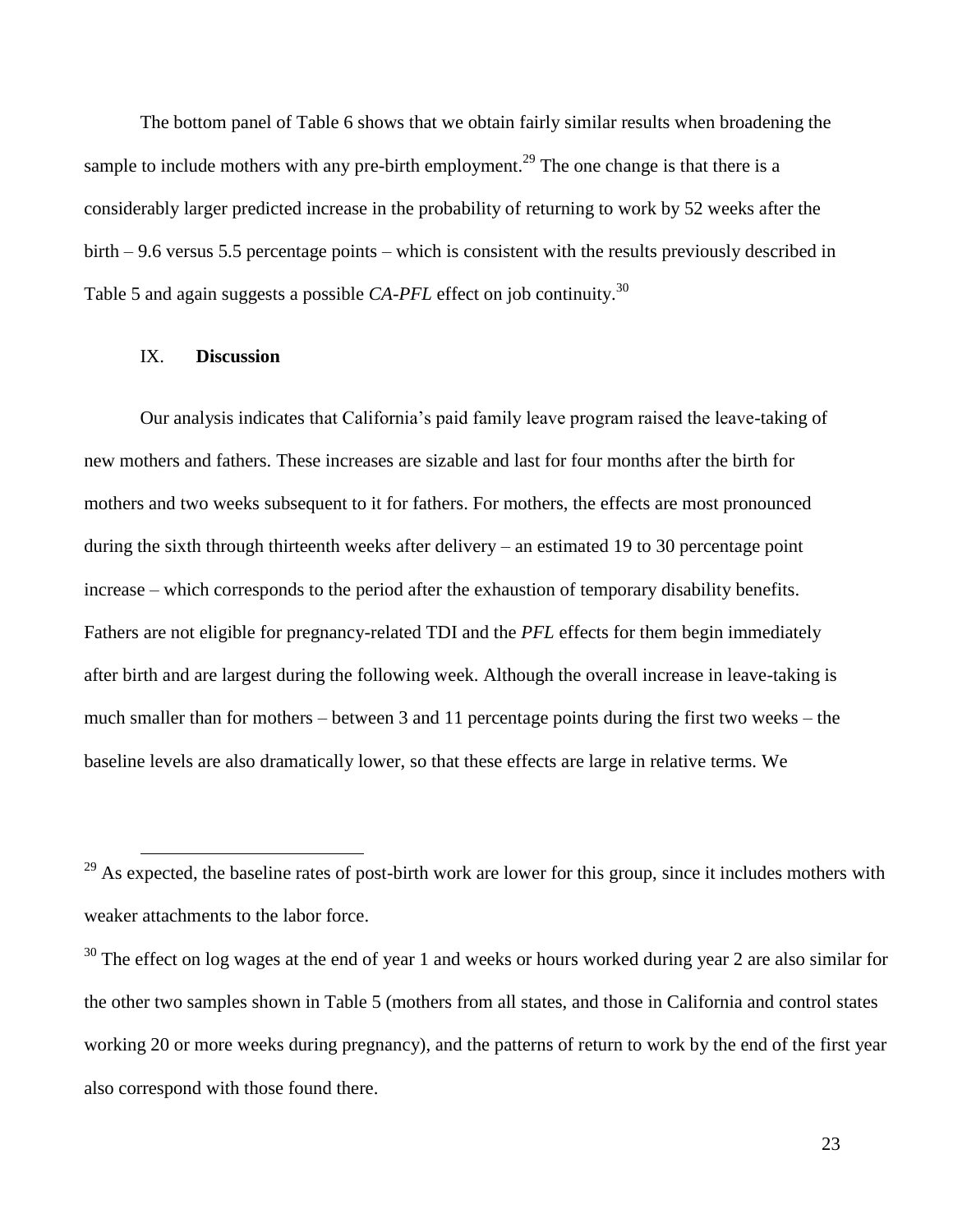The bottom panel of Table 6 shows that we obtain fairly similar results when broadening the sample to include mothers with any pre-birth employment.[29] The one change is that there is a considerably larger predicted increase in the probability of returning to work by 52 weeks after the birth – 9.6 versus 5.5 percentage points – which is consistent with the results previously described in Table 5 and again suggests a possible *CA-PFL* effect on job continuity.[30]

## IX. **Discussion**

Our analysis indicates that California's paid family leave program raised the leave-taking of new mothers and fathers. These increases are sizable and last for four months after the birth for mothers and two weeks subsequent to it for fathers. For mothers, the effects are most pronounced during the sixth through thirteenth weeks after delivery – an estimated 19 to 30 percentage point increase – which corresponds to the period after the exhaustion of temporary disability benefits. Fathers are not eligible for pregnancy-related TDI and the *PFL* effects for them begin immediately after birth and are largest during the following week. Although the overall increase in leave-taking is much smaller than for mothers – between 3 and 11 percentage points during the first two weeks – the baseline levels are also dramatically lower, so that these effects are large in relative terms. We

---

[29] As expected, the baseline rates of post-birth work are lower for this group, since it includes mothers with weaker attachments to the labor force.

[30] The effect on log wages at the end of year 1 and weeks or hours worked during year 2 are also similar for the other two samples shown in Table 5 (mothers from all states, and those in California and control states working 20 or more weeks during pregnancy), and the patterns of return to work by the end of the first year also correspond with those found there.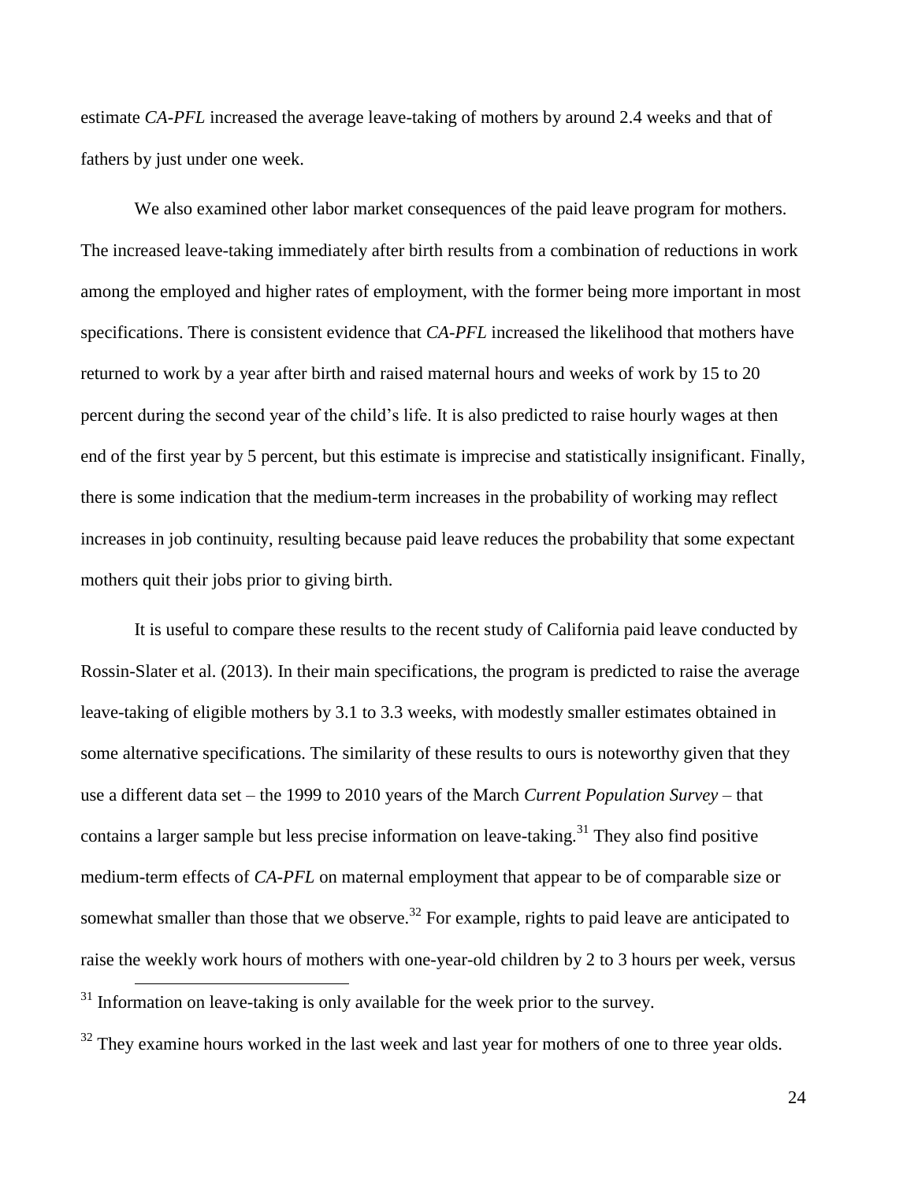estimate *CA-PFL* increased the average leave-taking of mothers by around 2.4 weeks and that of fathers by just under one week.

We also examined other labor market consequences of the paid leave program for mothers. The increased leave-taking immediately after birth results from a combination of reductions in work among the employed and higher rates of employment, with the former being more important in most specifications. There is consistent evidence that *CA-PFL* increased the likelihood that mothers have returned to work by a year after birth and raised maternal hours and weeks of work by 15 to 20 percent during the second year of the child's life. It is also predicted to raise hourly wages at then end of the first year by 5 percent, but this estimate is imprecise and statistically insignificant. Finally, there is some indication that the medium-term increases in the probability of working may reflect increases in job continuity, resulting because paid leave reduces the probability that some expectant mothers quit their jobs prior to giving birth.

It is useful to compare these results to the recent study of California paid leave conducted by Rossin-Slater et al. (2013). In their main specifications, the program is predicted to raise the average leave-taking of eligible mothers by 3.1 to 3.3 weeks, with modestly smaller estimates obtained in some alternative specifications. The similarity of these results to ours is noteworthy given that they use a different data set – the 1999 to 2010 years of the March *Current Population Survey* – that contains a larger sample but less precise information on leave-taking.[31] They also find positive medium-term effects of *CA-PFL* on maternal employment that appear to be of comparable size or somewhat smaller than those that we observe.[32] For example, rights to paid leave are anticipated to raise the weekly work hours of mothers with one-year-old children by 2 to 3 hours per week, versus

[31] Information on leave-taking is only available for the week prior to the survey.

[32] They examine hours worked in the last week and last year for mothers of one to three year olds.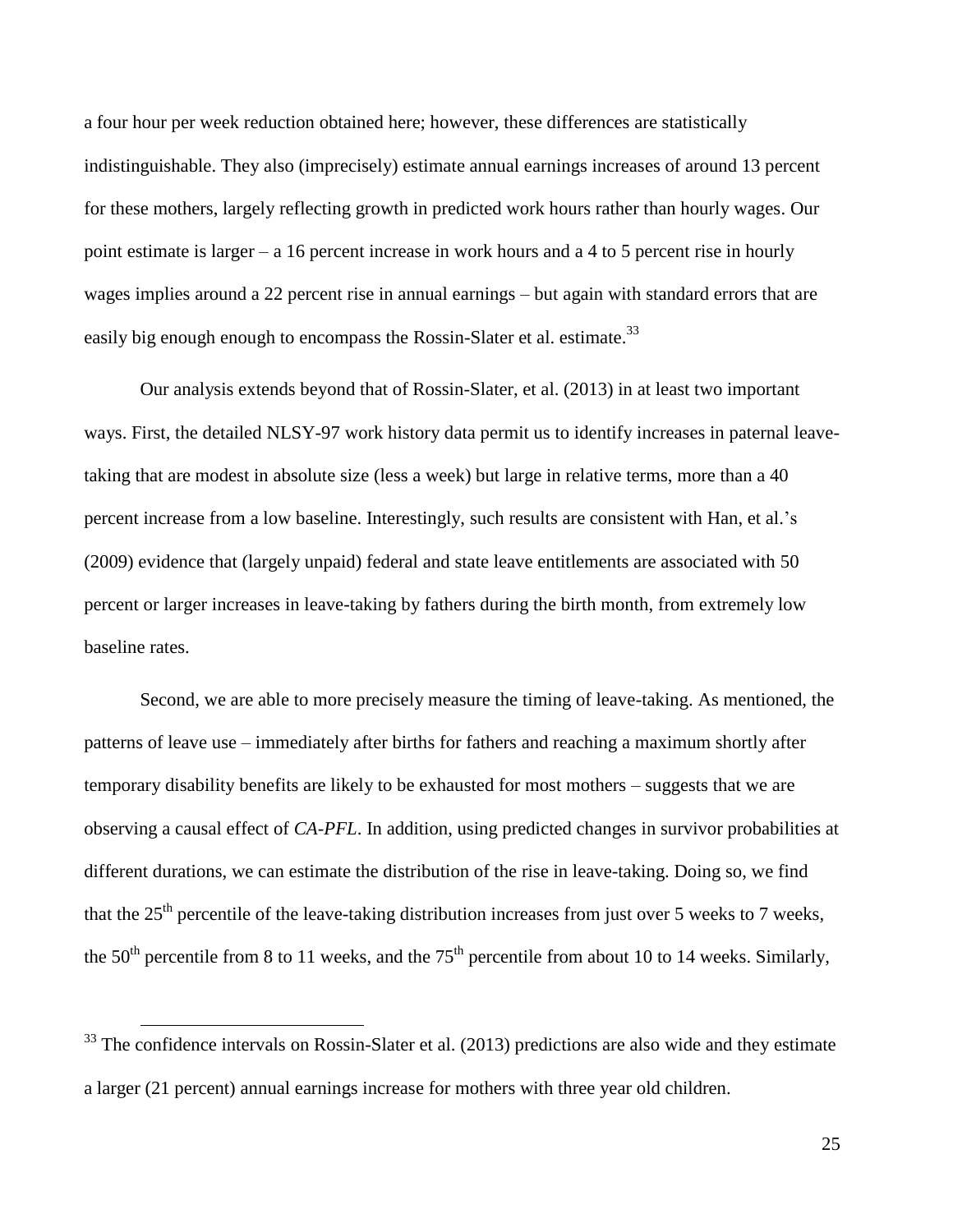a four hour per week reduction obtained here; however, these differences are statistically indistinguishable. They also (imprecisely) estimate annual earnings increases of around 13 percent for these mothers, largely reflecting growth in predicted work hours rather than hourly wages. Our point estimate is larger – a 16 percent increase in work hours and a 4 to 5 percent rise in hourly wages implies around a 22 percent rise in annual earnings – but again with standard errors that are easily big enough enough to encompass the Rossin-Slater et al. estimate.[33]

Our analysis extends beyond that of Rossin-Slater, et al. (2013) in at least two important ways. First, the detailed NLSY-97 work history data permit us to identify increases in paternal leave-taking that are modest in absolute size (less a week) but large in relative terms, more than a 40 percent increase from a low baseline. Interestingly, such results are consistent with Han, et al.'s (2009) evidence that (largely unpaid) federal and state leave entitlements are associated with 50 percent or larger increases in leave-taking by fathers during the birth month, from extremely low baseline rates.

Second, we are able to more precisely measure the timing of leave-taking. As mentioned, the patterns of leave use – immediately after births for fathers and reaching a maximum shortly after temporary disability benefits are likely to be exhausted for most mothers – suggests that we are observing a causal effect of *CA-PFL*. In addition, using predicted changes in survivor probabilities at different durations, we can estimate the distribution of the rise in leave-taking. Doing so, we find that the 25th percentile of the leave-taking distribution increases from just over 5 weeks to 7 weeks, the 50th percentile from 8 to 11 weeks, and the 75th percentile from about 10 to 14 weeks. Similarly,

[33] The confidence intervals on Rossin-Slater et al. (2013) predictions are also wide and they estimate a larger (21 percent) annual earnings increase for mothers with three year old children.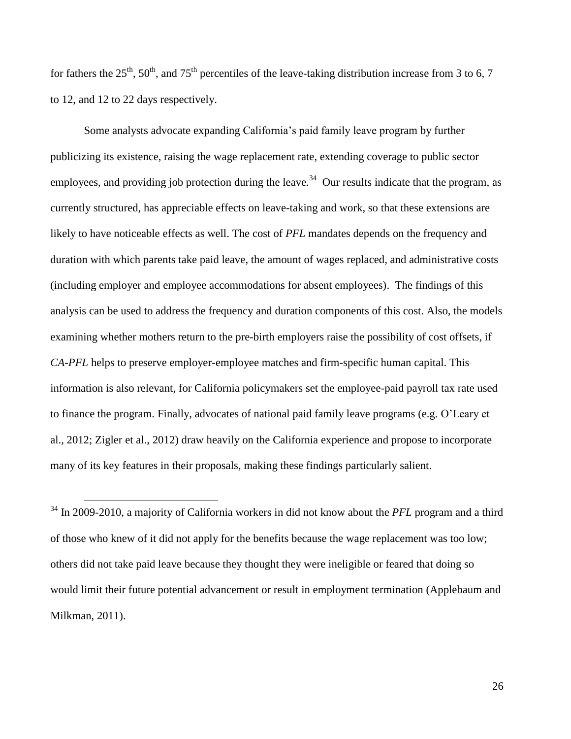for fathers the 25th, 50th, and 75th percentiles of the leave-taking distribution increase from 3 to 6, 7 to 12, and 12 to 22 days respectively.

Some analysts advocate expanding California's paid family leave program by further publicizing its existence, raising the wage replacement rate, extending coverage to public sector employees, and providing job protection during the leave.[34] Our results indicate that the program, as currently structured, has appreciable effects on leave-taking and work, so that these extensions are likely to have noticeable effects as well. The cost of *PFL* mandates depends on the frequency and duration with which parents take paid leave, the amount of wages replaced, and administrative costs (including employer and employee accommodations for absent employees). The findings of this analysis can be used to address the frequency and duration components of this cost. Also, the models examining whether mothers return to the pre-birth employers raise the possibility of cost offsets, if *CA-PFL* helps to preserve employer-employee matches and firm-specific human capital. This information is also relevant, for California policymakers set the employee-paid payroll tax rate used to finance the program. Finally, advocates of national paid family leave programs (e.g. O'Leary et al., 2012; Zigler et al., 2012) draw heavily on the California experience and propose to incorporate many of its key features in their proposals, making these findings particularly salient.

[34] In 2009-2010, a majority of California workers in did not know about the *PFL* program and a third of those who knew of it did not apply for the benefits because the wage replacement was too low; others did not take paid leave because they thought they were ineligible or feared that doing so would limit their future potential advancement or result in employment termination (Applebaum and Milkman, 2011).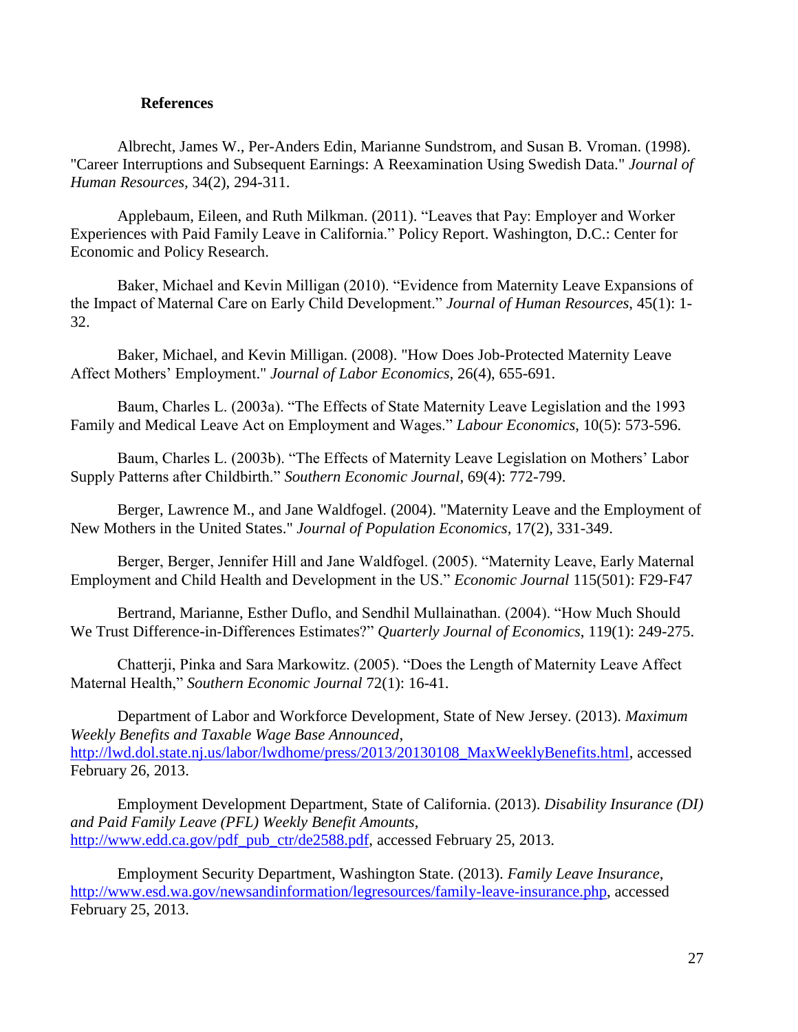## References

Albrecht, James W., Per-Anders Edin, Marianne Sundstrom, and Susan B. Vroman. (1998). "Career Interruptions and Subsequent Earnings: A Reexamination Using Swedish Data." *Journal of Human Resources*, 34(2), 294-311.

Applebaum, Eileen, and Ruth Milkman. (2011). "Leaves that Pay: Employer and Worker Experiences with Paid Family Leave in California." Policy Report. Washington, D.C.: Center for Economic and Policy Research.

Baker, Michael and Kevin Milligan (2010). "Evidence from Maternity Leave Expansions of the Impact of Maternal Care on Early Child Development." *Journal of Human Resources*, 45(1): 1-32.

Baker, Michael, and Kevin Milligan. (2008). "How Does Job-Protected Maternity Leave Affect Mothers' Employment." *Journal of Labor Economics*, 26(4), 655-691.

Baum, Charles L. (2003a). "The Effects of State Maternity Leave Legislation and the 1993 Family and Medical Leave Act on Employment and Wages." *Labour Economics*, 10(5): 573-596.

Baum, Charles L. (2003b). "The Effects of Maternity Leave Legislation on Mothers' Labor Supply Patterns after Childbirth." *Southern Economic Journal*, 69(4): 772-799.

Berger, Lawrence M., and Jane Waldfogel. (2004). "Maternity Leave and the Employment of New Mothers in the United States." *Journal of Population Economics*, 17(2), 331-349.

Berger, Berger, Jennifer Hill and Jane Waldfogel. (2005). "Maternity Leave, Early Maternal Employment and Child Health and Development in the US." *Economic Journal* 115(501): F29-F47

Bertrand, Marianne, Esther Duflo, and Sendhil Mullainathan. (2004). "How Much Should We Trust Difference-in-Differences Estimates?" *Quarterly Journal of Economics*, 119(1): 249-275.

Chatterji, Pinka and Sara Markowitz. (2005). "Does the Length of Maternity Leave Affect Maternal Health," *Southern Economic Journal* 72(1): 16-41.

Department of Labor and Workforce Development, State of New Jersey. (2013). *Maximum Weekly Benefits and Taxable Wage Base Announced*, http://lwd.dol.state.nj.us/labor/lwdhome/press/2013/20130108_MaxWeeklyBenefits.html, accessed February 26, 2013.

Employment Development Department, State of California. (2013). *Disability Insurance (DI) and Paid Family Leave (PFL) Weekly Benefit Amounts*, http://www.edd.ca.gov/pdf_pub_ctr/de2588.pdf, accessed February 25, 2013.

Employment Security Department, Washington State. (2013). *Family Leave Insurance*, http://www.esd.wa.gov/newsandinformation/legresources/family-leave-insurance.php, accessed February 25, 2013.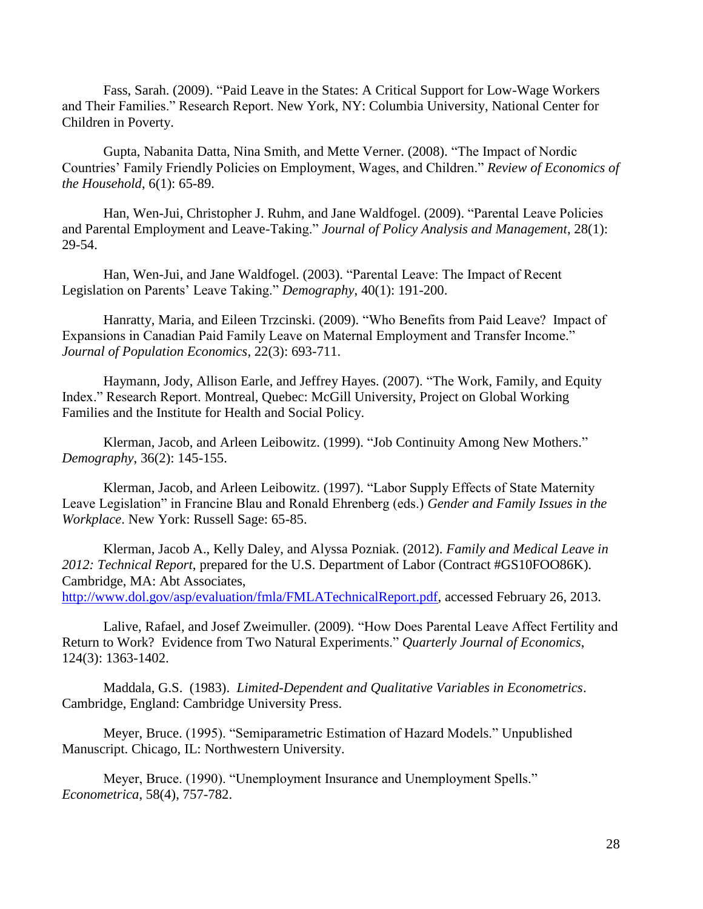Fass, Sarah. (2009). "Paid Leave in the States: A Critical Support for Low-Wage Workers and Their Families." Research Report. New York, NY: Columbia University, National Center for Children in Poverty.

Gupta, Nabanita Datta, Nina Smith, and Mette Verner. (2008). "The Impact of Nordic Countries' Family Friendly Policies on Employment, Wages, and Children." *Review of Economics of the Household*, 6(1): 65-89.

Han, Wen-Jui, Christopher J. Ruhm, and Jane Waldfogel. (2009). "Parental Leave Policies and Parental Employment and Leave-Taking." *Journal of Policy Analysis and Management*, 28(1): 29-54.

Han, Wen-Jui, and Jane Waldfogel. (2003). "Parental Leave: The Impact of Recent Legislation on Parents' Leave Taking." *Demography*, 40(1): 191-200.

Hanratty, Maria, and Eileen Trzcinski. (2009). "Who Benefits from Paid Leave? Impact of Expansions in Canadian Paid Family Leave on Maternal Employment and Transfer Income." *Journal of Population Economics*, 22(3): 693-711.

Haymann, Jody, Allison Earle, and Jeffrey Hayes. (2007). "The Work, Family, and Equity Index." Research Report. Montreal, Quebec: McGill University, Project on Global Working Families and the Institute for Health and Social Policy.

Klerman, Jacob, and Arleen Leibowitz. (1999). "Job Continuity Among New Mothers." *Demography*, 36(2): 145-155.

Klerman, Jacob, and Arleen Leibowitz. (1997). "Labor Supply Effects of State Maternity Leave Legislation" in Francine Blau and Ronald Ehrenberg (eds.) *Gender and Family Issues in the Workplace*. New York: Russell Sage: 65-85.

Klerman, Jacob A., Kelly Daley, and Alyssa Pozniak. (2012). *Family and Medical Leave in 2012: Technical Report*, prepared for the U.S. Department of Labor (Contract #GS10FOO86K). Cambridge, MA: Abt Associates, http://www.dol.gov/asp/evaluation/fmla/FMLATechnicalReport.pdf, accessed February 26, 2013.

Lalive, Rafael, and Josef Zweimuller. (2009). "How Does Parental Leave Affect Fertility and Return to Work? Evidence from Two Natural Experiments." *Quarterly Journal of Economics*, 124(3): 1363-1402.

Maddala, G.S. (1983). *Limited-Dependent and Qualitative Variables in Econometrics*. Cambridge, England: Cambridge University Press.

Meyer, Bruce. (1995). "Semiparametric Estimation of Hazard Models." Unpublished Manuscript. Chicago, IL: Northwestern University.

Meyer, Bruce. (1990). "Unemployment Insurance and Unemployment Spells." *Econometrica*, 58(4), 757-782.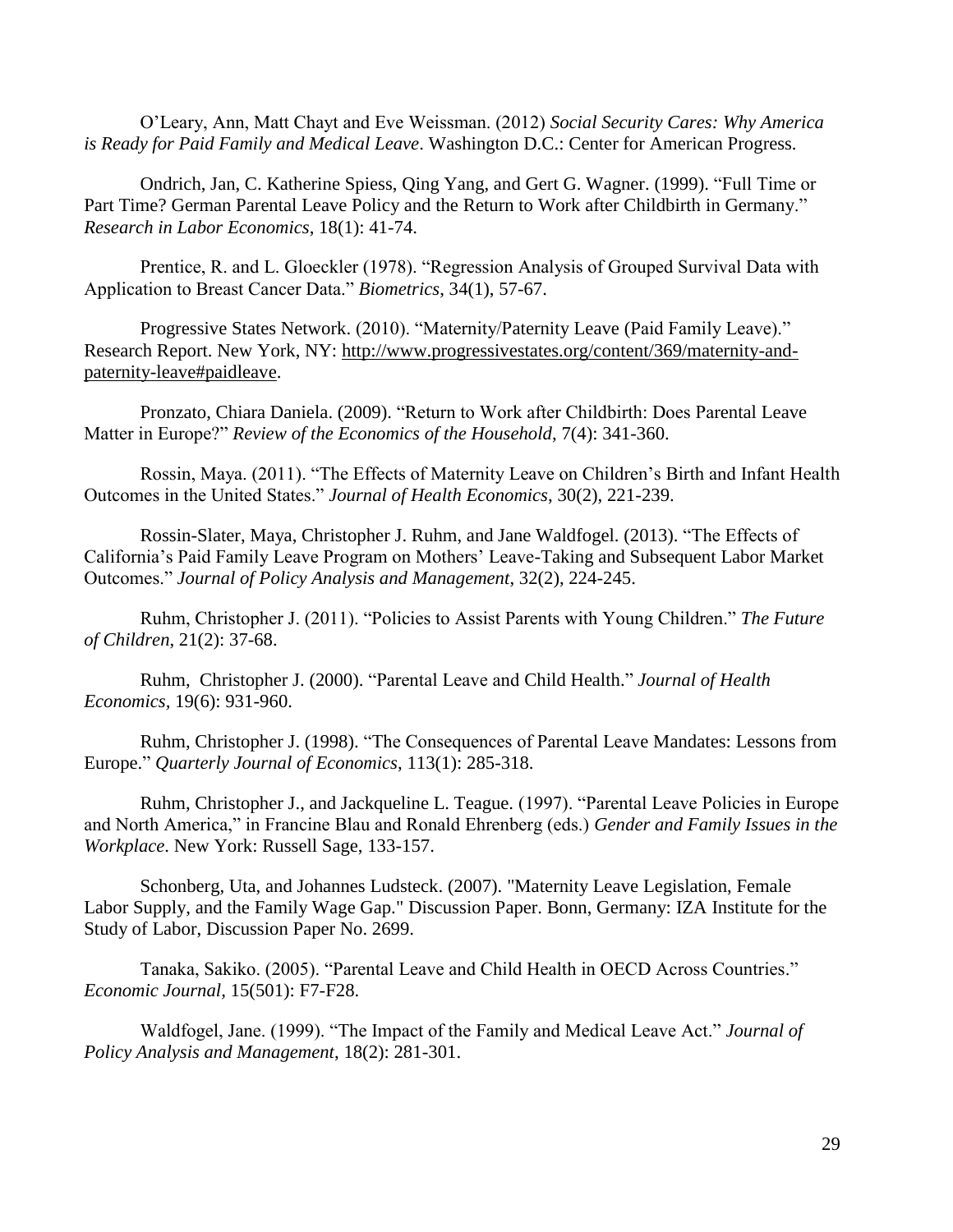O'Leary, Ann, Matt Chayt and Eve Weissman. (2012) *Social Security Cares: Why America is Ready for Paid Family and Medical Leave*. Washington D.C.: Center for American Progress.

Ondrich, Jan, C. Katherine Spiess, Qing Yang, and Gert G. Wagner. (1999). "Full Time or Part Time? German Parental Leave Policy and the Return to Work after Childbirth in Germany." *Research in Labor Economics*, 18(1): 41-74.

Prentice, R. and L. Gloeckler (1978). "Regression Analysis of Grouped Survival Data with Application to Breast Cancer Data." *Biometrics*, 34(1), 57-67.

Progressive States Network. (2010). "Maternity/Paternity Leave (Paid Family Leave)." Research Report. New York, NY: http://www.progressivestates.org/content/369/maternity-and-paternity-leave#paidleave.

Pronzato, Chiara Daniela. (2009). "Return to Work after Childbirth: Does Parental Leave Matter in Europe?" *Review of the Economics of the Household*, 7(4): 341-360.

Rossin, Maya. (2011). "The Effects of Maternity Leave on Children's Birth and Infant Health Outcomes in the United States." *Journal of Health Economics*, 30(2), 221-239.

Rossin-Slater, Maya, Christopher J. Ruhm, and Jane Waldfogel. (2013). "The Effects of California's Paid Family Leave Program on Mothers' Leave-Taking and Subsequent Labor Market Outcomes." *Journal of Policy Analysis and Management*, 32(2), 224-245.

Ruhm, Christopher J. (2011). "Policies to Assist Parents with Young Children." *The Future of Children*, 21(2): 37-68.

Ruhm, Christopher J. (2000). "Parental Leave and Child Health." *Journal of Health Economics*, 19(6): 931-960.

Ruhm, Christopher J. (1998). "The Consequences of Parental Leave Mandates: Lessons from Europe." *Quarterly Journal of Economics*, 113(1): 285-318.

Ruhm, Christopher J., and Jackqueline L. Teague. (1997). "Parental Leave Policies in Europe and North America," in Francine Blau and Ronald Ehrenberg (eds.) *Gender and Family Issues in the Workplace*. New York: Russell Sage, 133-157.

Schonberg, Uta, and Johannes Ludsteck. (2007). "Maternity Leave Legislation, Female Labor Supply, and the Family Wage Gap." Discussion Paper. Bonn, Germany: IZA Institute for the Study of Labor, Discussion Paper No. 2699.

Tanaka, Sakiko. (2005). "Parental Leave and Child Health in OECD Across Countries." *Economic Journal*, 15(501): F7-F28.

Waldfogel, Jane. (1999). "The Impact of the Family and Medical Leave Act." *Journal of Policy Analysis and Management*, 18(2): 281-301.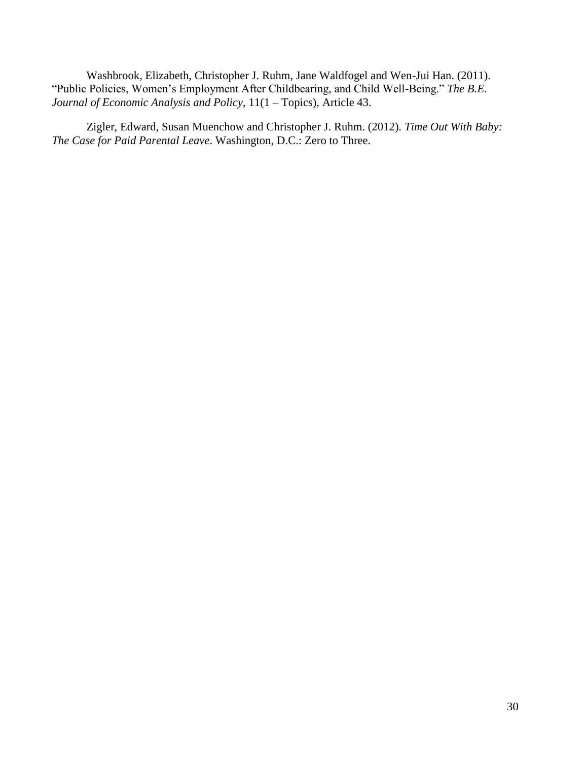Washbrook, Elizabeth, Christopher J. Ruhm, Jane Waldfogel and Wen-Jui Han. (2011). "Public Policies, Women's Employment After Childbearing, and Child Well-Being." *The B.E. Journal of Economic Analysis and Policy*, 11(1 – Topics), Article 43.

Zigler, Edward, Susan Muenchow and Christopher J. Ruhm. (2012). *Time Out With Baby: The Case for Paid Parental Leave*. Washington, D.C.: Zero to Three.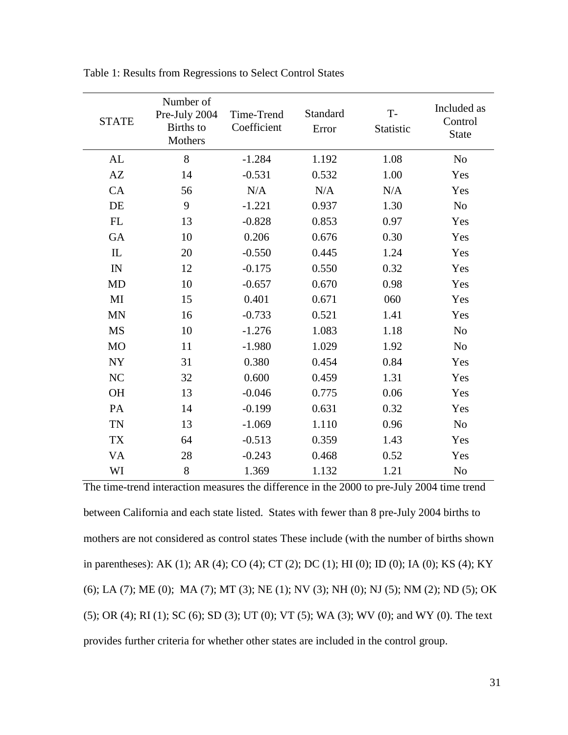Table 1: Results from Regressions to Select Control States

| STATE | Number of Pre-July 2004 Births to Mothers | Time-Trend Coefficient | Standard Error | T-Statistic | Included as Control State |
|---|---|---|---|---|---|
| AL | 8 | -1.284 | 1.192 | 1.08 | No |
| AZ | 14 | -0.531 | 0.532 | 1.00 | Yes |
| CA | 56 | N/A | N/A | N/A | Yes |
| DE | 9 | -1.221 | 0.937 | 1.30 | No |
| FL | 13 | -0.828 | 0.853 | 0.97 | Yes |
| GA | 10 | 0.206 | 0.676 | 0.30 | Yes |
| IL | 20 | -0.550 | 0.445 | 1.24 | Yes |
| IN | 12 | -0.175 | 0.550 | 0.32 | Yes |
| MD | 10 | -0.657 | 0.670 | 0.98 | Yes |
| MI | 15 | 0.401 | 0.671 | 060 | Yes |
| MN | 16 | -0.733 | 0.521 | 1.41 | Yes |
| MS | 10 | -1.276 | 1.083 | 1.18 | No |
| MO | 11 | -1.980 | 1.029 | 1.92 | No |
| NY | 31 | 0.380 | 0.454 | 0.84 | Yes |
| NC | 32 | 0.600 | 0.459 | 1.31 | Yes |
| OH | 13 | -0.046 | 0.775 | 0.06 | Yes |
| PA | 14 | -0.199 | 0.631 | 0.32 | Yes |
| TN | 13 | -1.069 | 1.110 | 0.96 | No |
| TX | 64 | -0.513 | 0.359 | 1.43 | Yes |
| VA | 28 | -0.243 | 0.468 | 0.52 | Yes |
| WI | 8 | 1.369 | 1.132 | 1.21 | No |

The time-trend interaction measures the difference in the 2000 to pre-July 2004 time trend between California and each state listed. States with fewer than 8 pre-July 2004 births to mothers are not considered as control states These include (with the number of births shown in parentheses): AK (1); AR (4); CO (4); CT (2); DC (1); HI (0); ID (0); IA (0); KS (4); KY (6); LA (7); ME (0); MA (7); MT (3); NE (1); NV (3); NH (0); NJ (5); NM (2); ND (5); OK (5); OR (4); RI (1); SC (6); SD (3); UT (0); VT (5); WA (3); WV (0); and WY (0). The text provides further criteria for whether other states are included in the control group.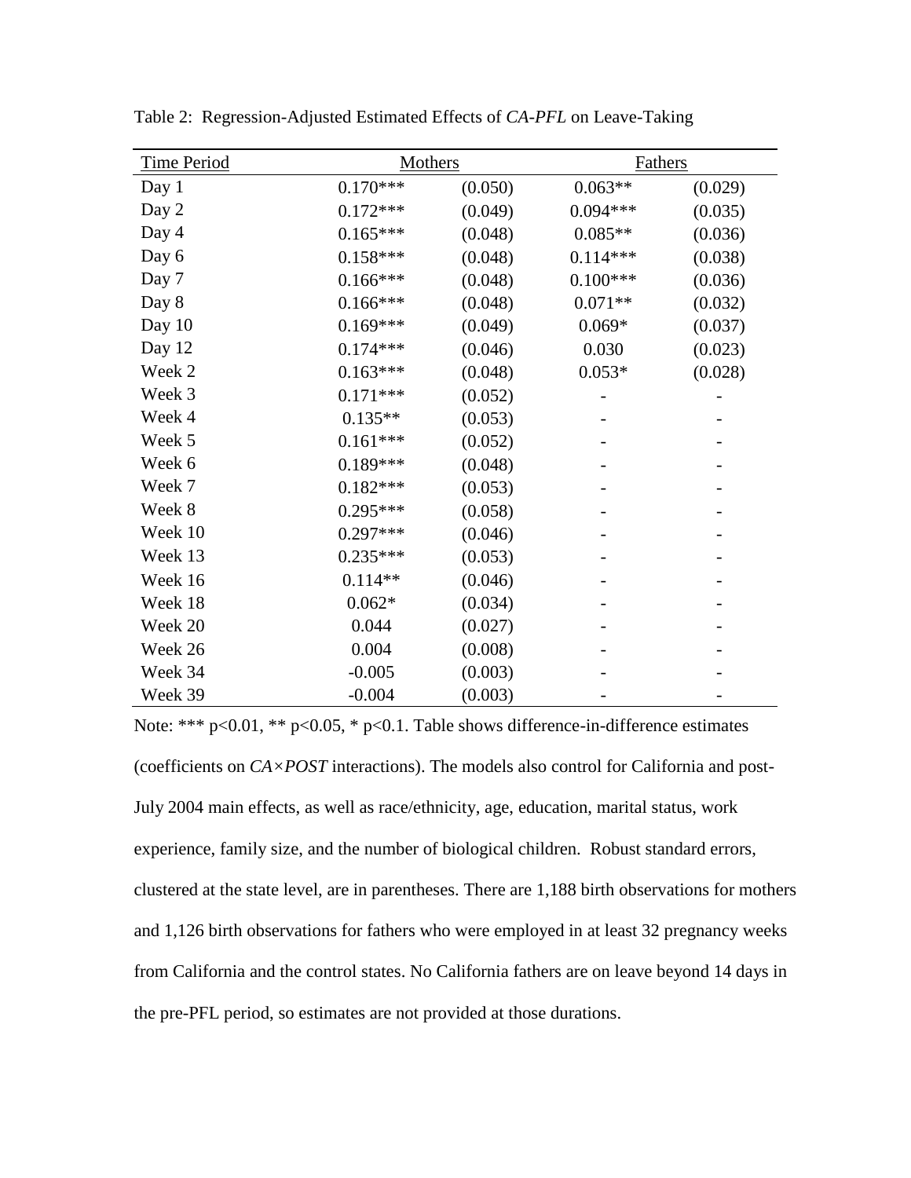Table 2: Regression-Adjusted Estimated Effects of *CA-PFL* on Leave-Taking

| Time Period | Mothers | | Fathers | |
|---|---|---|---|---|
| Day 1 | 0.170*** | (0.050) | 0.063** | (0.029) |
| Day 2 | 0.172*** | (0.049) | 0.094*** | (0.035) |
| Day 4 | 0.165*** | (0.048) | 0.085** | (0.036) |
| Day 6 | 0.158*** | (0.048) | 0.114*** | (0.038) |
| Day 7 | 0.166*** | (0.048) | 0.100*** | (0.036) |
| Day 8 | 0.166*** | (0.048) | 0.071** | (0.032) |
| Day 10 | 0.169*** | (0.049) | 0.069* | (0.037) |
| Day 12 | 0.174*** | (0.046) | 0.030 | (0.023) |
| Week 2 | 0.163*** | (0.048) | 0.053* | (0.028) |
| Week 3 | 0.171*** | (0.052) | - | - |
| Week 4 | 0.135** | (0.053) | - | - |
| Week 5 | 0.161*** | (0.052) | - | - |
| Week 6 | 0.189*** | (0.048) | - | - |
| Week 7 | 0.182*** | (0.053) | - | - |
| Week 8 | 0.295*** | (0.058) | - | - |
| Week 10 | 0.297*** | (0.046) | - | - |
| Week 13 | 0.235*** | (0.053) | - | - |
| Week 16 | 0.114** | (0.046) | - | - |
| Week 18 | 0.062* | (0.034) | - | - |
| Week 20 | 0.044 | (0.027) | - | - |
| Week 26 | 0.004 | (0.008) | - | - |
| Week 34 | -0.005 | (0.003) | - | - |
| Week 39 | -0.004 | (0.003) | - | - |

Note: *** p<0.01, ** p<0.05, * p<0.1. Table shows difference-in-difference estimates (coefficients on *CA×POST* interactions). The models also control for California and post-July 2004 main effects, as well as race/ethnicity, age, education, marital status, work experience, family size, and the number of biological children. Robust standard errors, clustered at the state level, are in parentheses. There are 1,188 birth observations for mothers and 1,126 birth observations for fathers who were employed in at least 32 pregnancy weeks from California and the control states. No California fathers are on leave beyond 14 days in the pre-PFL period, so estimates are not provided at those durations.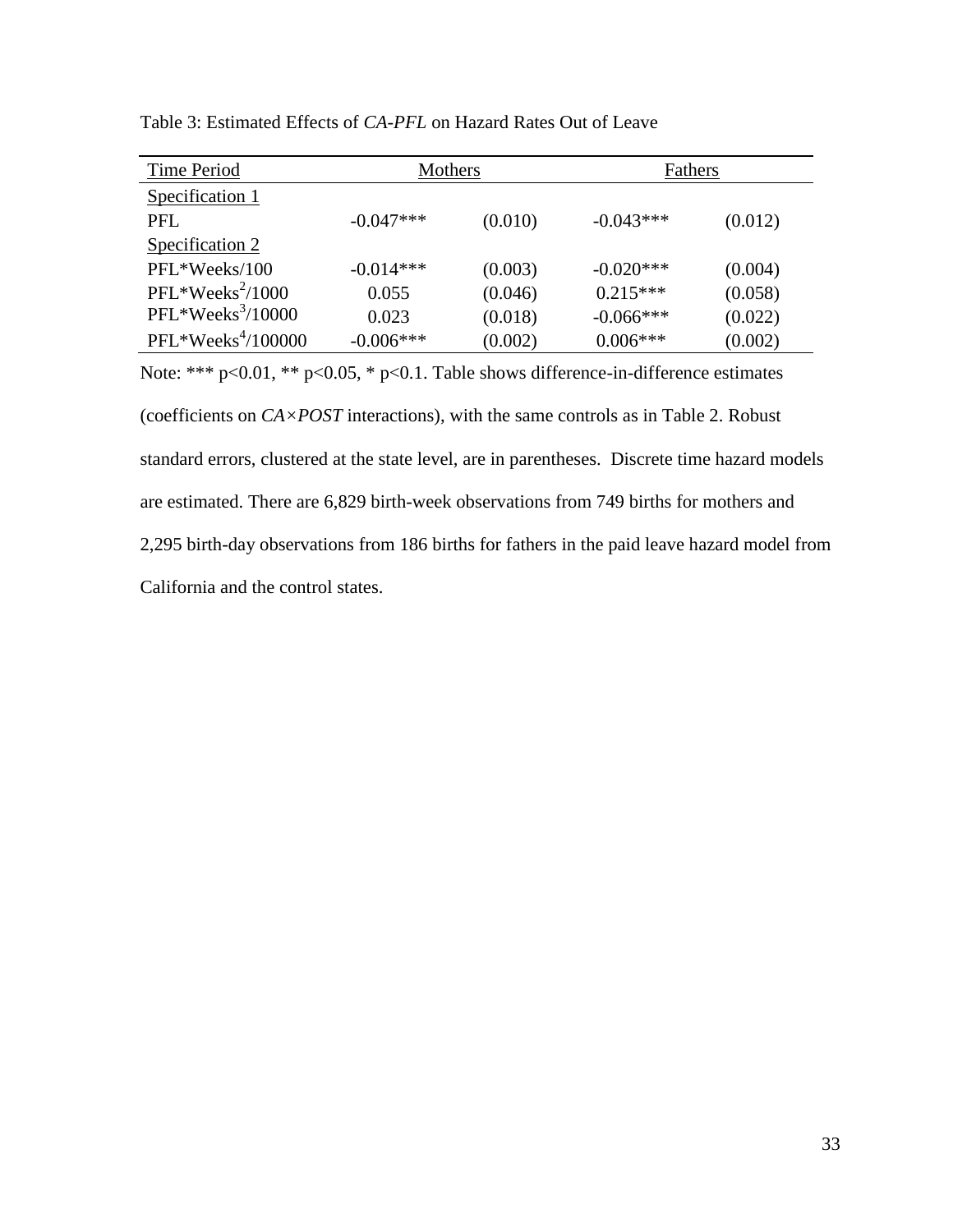Table 3: Estimated Effects of *CA-PFL* on Hazard Rates Out of Leave

| Time Period | Mothers | | Fathers | |
|---|---|---|---|---|
| Specification 1 | | | | |
| PFL | -0.047*** | (0.010) | -0.043*** | (0.012) |
| Specification 2 | | | | |
| PFL*Weeks/100 | -0.014*** | (0.003) | -0.020*** | (0.004) |
| PFL*$Weeks^2$/1000 | 0.055 | (0.046) | 0.215*** | (0.058) |
| PFL*$Weeks^3$/10000 | 0.023 | (0.018) | -0.066*** | (0.022) |
| PFL*$Weeks^4$/100000 | -0.006*** | (0.002) | 0.006*** | (0.002) |

Note: *** p<0.01, ** p<0.05, * p<0.1. Table shows difference-in-difference estimates (coefficients on *CA×POST* interactions), with the same controls as in Table 2. Robust standard errors, clustered at the state level, are in parentheses. Discrete time hazard models are estimated. There are 6,829 birth-week observations from 749 births for mothers and 2,295 birth-day observations from 186 births for fathers in the paid leave hazard model from California and the control states.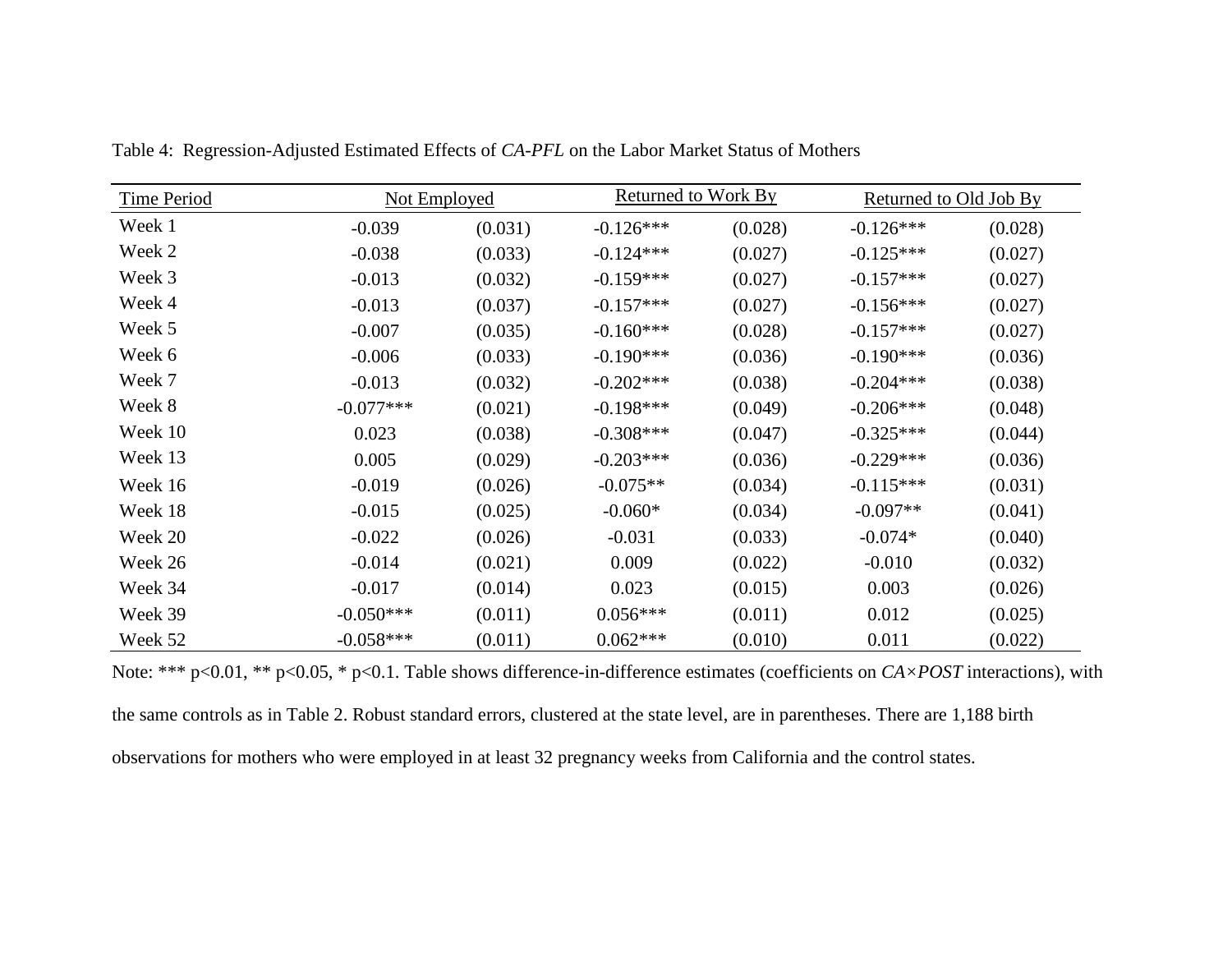Table 4: Regression-Adjusted Estimated Effects of *CA-PFL* on the Labor Market Status of Mothers

| Time Period | Not Employed | | Returned to Work By | | Returned to Old Job By | |
|---|---|---|---|---|---|---|
| Week 1 | -0.039 | (0.031) | -0.126*** | (0.028) | -0.126*** | (0.028) |
| Week 2 | -0.038 | (0.033) | -0.124*** | (0.027) | -0.125*** | (0.027) |
| Week 3 | -0.013 | (0.032) | -0.159*** | (0.027) | -0.157*** | (0.027) |
| Week 4 | -0.013 | (0.037) | -0.157*** | (0.027) | -0.156*** | (0.027) |
| Week 5 | -0.007 | (0.035) | -0.160*** | (0.028) | -0.157*** | (0.027) |
| Week 6 | -0.006 | (0.033) | -0.190*** | (0.036) | -0.190*** | (0.036) |
| Week 7 | -0.013 | (0.032) | -0.202*** | (0.038) | -0.204*** | (0.038) |
| Week 8 | -0.077*** | (0.021) | -0.198*** | (0.049) | -0.206*** | (0.048) |
| Week 10 | 0.023 | (0.038) | -0.308*** | (0.047) | -0.325*** | (0.044) |
| Week 13 | 0.005 | (0.029) | -0.203*** | (0.036) | -0.229*** | (0.036) |
| Week 16 | -0.019 | (0.026) | -0.075** | (0.034) | -0.115*** | (0.031) |
| Week 18 | -0.015 | (0.025) | -0.060* | (0.034) | -0.097** | (0.041) |
| Week 20 | -0.022 | (0.026) | -0.031 | (0.033) | -0.074* | (0.040) |
| Week 26 | -0.014 | (0.021) | 0.009 | (0.022) | -0.010 | (0.032) |
| Week 34 | -0.017 | (0.014) | 0.023 | (0.015) | 0.003 | (0.026) |
| Week 39 | -0.050*** | (0.011) | 0.056*** | (0.011) | 0.012 | (0.025) |
| Week 52 | -0.058*** | (0.011) | 0.062*** | (0.010) | 0.011 | (0.022) |

Note: *** p<0.01, ** p<0.05, * p<0.1. Table shows difference-in-difference estimates (coefficients on *CA×POST* interactions), with the same controls as in Table 2. Robust standard errors, clustered at the state level, are in parentheses. There are 1,188 birth observations for mothers who were employed in at least 32 pregnancy weeks from California and the control states.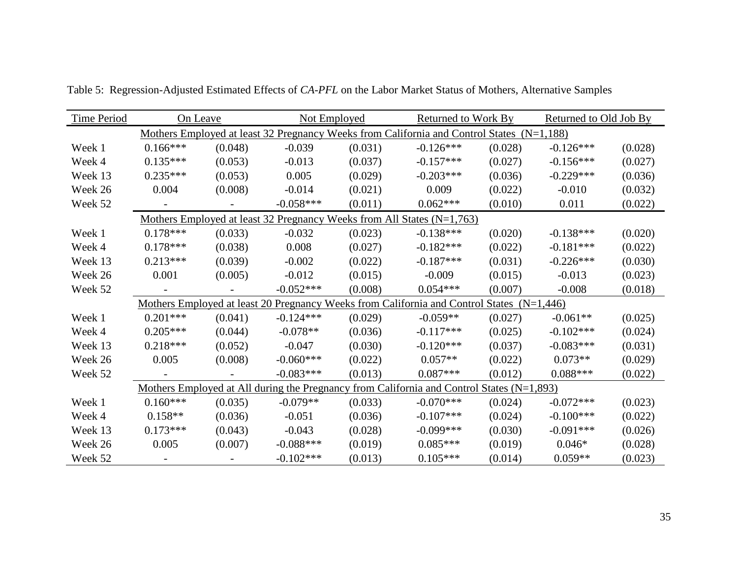Table 5: Regression-Adjusted Estimated Effects of *CA-PFL* on the Labor Market Status of Mothers, Alternative Samples

| Time Period | On Leave | | Not Employed | | Returned to Work By | | Returned to Old Job By | |
|---|---|---|---|---|---|---|---|---|
| Mothers Employed at least 32 Pregnancy Weeks from California and Control States (N=1,188) | | | | | | | | |
| Week 1 | 0.166*** | (0.048) | -0.039 | (0.031) | -0.126*** | (0.028) | -0.126*** | (0.028) |
| Week 4 | 0.135*** | (0.053) | -0.013 | (0.037) | -0.157*** | (0.027) | -0.156*** | (0.027) |
| Week 13 | 0.235*** | (0.053) | 0.005 | (0.029) | -0.203*** | (0.036) | -0.229*** | (0.036) |
| Week 26 | 0.004 | (0.008) | -0.014 | (0.021) | 0.009 | (0.022) | -0.010 | (0.032) |
| Week 52 | - | - | -0.058*** | (0.011) | 0.062*** | (0.010) | 0.011 | (0.022) |
| Mothers Employed at least 32 Pregnancy Weeks from All States (N=1,763) | | | | | | | | |
| Week 1 | 0.178*** | (0.033) | -0.032 | (0.023) | -0.138*** | (0.020) | -0.138*** | (0.020) |
| Week 4 | 0.178*** | (0.038) | 0.008 | (0.027) | -0.182*** | (0.022) | -0.181*** | (0.022) |
| Week 13 | 0.213*** | (0.039) | -0.002 | (0.022) | -0.187*** | (0.031) | -0.226*** | (0.030) |
| Week 26 | 0.001 | (0.005) | -0.012 | (0.015) | -0.009 | (0.015) | -0.013 | (0.023) |
| Week 52 | - | - | -0.052*** | (0.008) | 0.054*** | (0.007) | -0.008 | (0.018) |
| Mothers Employed at least 20 Pregnancy Weeks from California and Control States (N=1,446) | | | | | | | | |
| Week 1 | 0.201*** | (0.041) | -0.124*** | (0.029) | -0.059** | (0.027) | -0.061** | (0.025) |
| Week 4 | 0.205*** | (0.044) | -0.078** | (0.036) | -0.117*** | (0.025) | -0.102*** | (0.024) |
| Week 13 | 0.218*** | (0.052) | -0.047 | (0.030) | -0.120*** | (0.037) | -0.083*** | (0.031) |
| Week 26 | 0.005 | (0.008) | -0.060*** | (0.022) | 0.057** | (0.022) | 0.073** | (0.029) |
| Week 52 | - | - | -0.083*** | (0.013) | 0.087*** | (0.012) | 0.088*** | (0.022) |
| Mothers Employed at All during the Pregnancy from California and Control States (N=1,893) | | | | | | | | |
| Week 1 | 0.160*** | (0.035) | -0.079** | (0.033) | -0.070*** | (0.024) | -0.072*** | (0.023) |
| Week 4 | 0.158** | (0.036) | -0.051 | (0.036) | -0.107*** | (0.024) | -0.100*** | (0.022) |
| Week 13 | 0.173*** | (0.043) | -0.043 | (0.028) | -0.099*** | (0.030) | -0.091*** | (0.026) |
| Week 26 | 0.005 | (0.007) | -0.088*** | (0.019) | 0.085*** | (0.019) | 0.046* | (0.028) |
| Week 52 | - | - | -0.102*** | (0.013) | 0.105*** | (0.014) | 0.059** | (0.023) |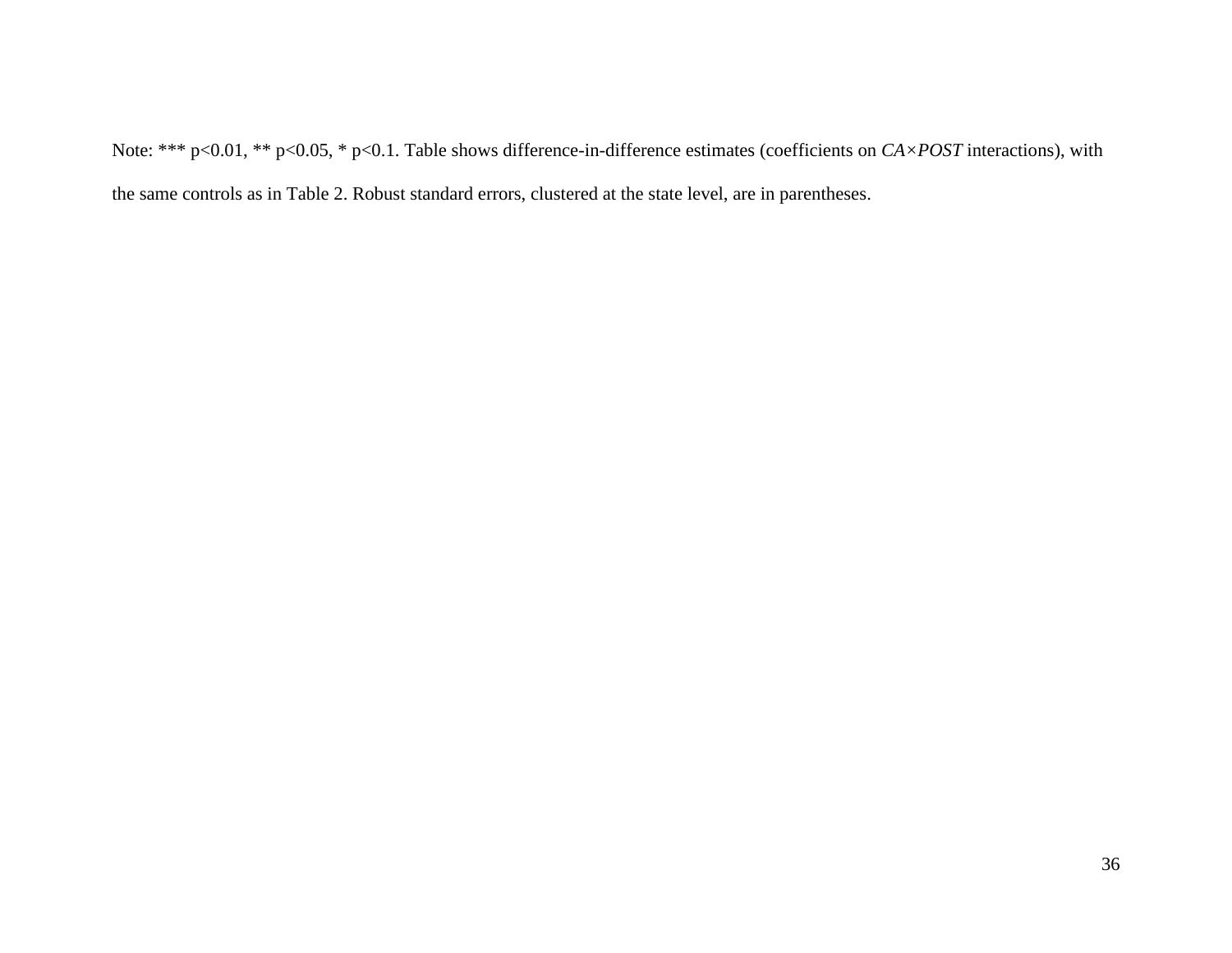Note: *** p<0.01, ** p<0.05, * p<0.1. Table shows difference-in-difference estimates (coefficients on *CA×POST* interactions), with the same controls as in Table 2. Robust standard errors, clustered at the state level, are in parentheses.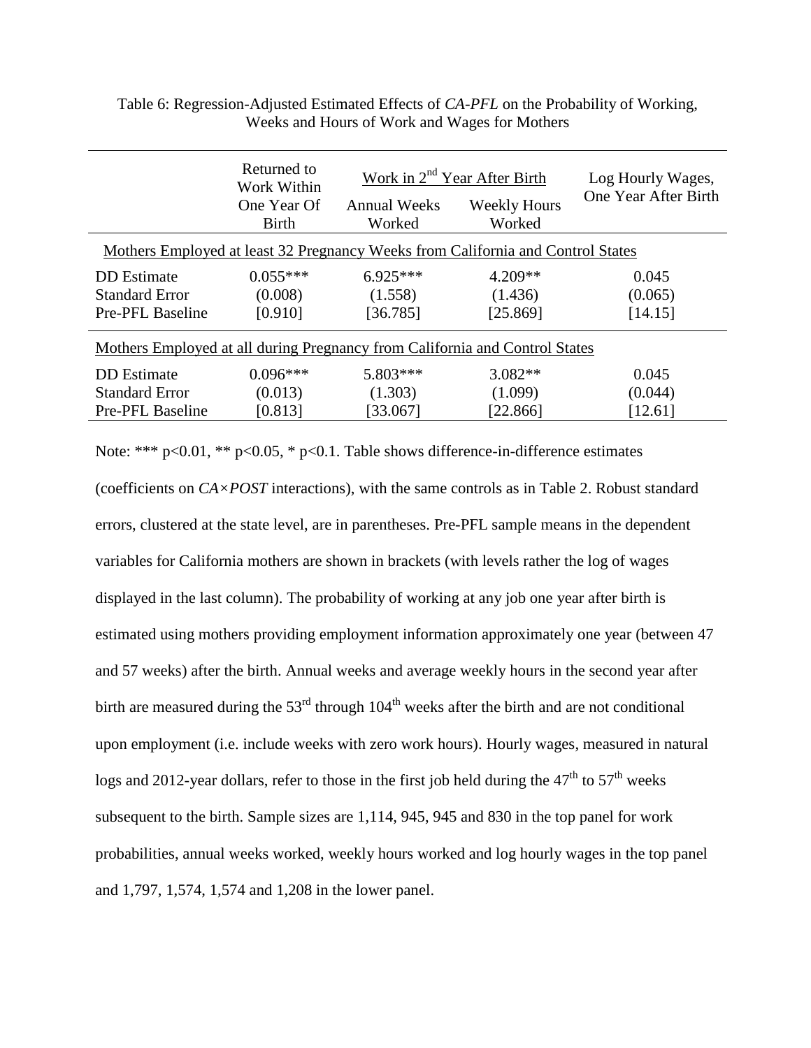Table 6: Regression-Adjusted Estimated Effects of *CA-PFL* on the Probability of Working, Weeks and Hours of Work and Wages for Mothers

| | Returned to Work Within One Year Of Birth | Work in 2nd Year After Birth | | Log Hourly Wages, One Year After Birth |
|---|---|---|---|---|
| | | Annual Weeks Worked | Weekly Hours Worked | |
| Mothers Employed at least 32 Pregnancy Weeks from California and Control States | | | | |
| DD Estimate | 0.055*** | 6.925*** | 4.209** | 0.045 |
| Standard Error | (0.008) | (1.558) | (1.436) | (0.065) |
| Pre-PFL Baseline | [0.910] | [36.785] | [25.869] | [14.15] |
| Mothers Employed at all during Pregnancy from California and Control States | | | | |
| DD Estimate | 0.096*** | 5.803*** | 3.082** | 0.045 |
| Standard Error | (0.013) | (1.303) | (1.099) | (0.044) |
| Pre-PFL Baseline | [0.813] | [33.067] | [22.866] | [12.61] |

Note: *** $p<0.01$, ** $p<0.05$, * $p<0.1$. Table shows difference-in-difference estimates (coefficients on *CA×POST* interactions), with the same controls as in Table 2. Robust standard errors, clustered at the state level, are in parentheses. Pre-PFL sample means in the dependent variables for California mothers are shown in brackets (with levels rather the log of wages displayed in the last column). The probability of working at any job one year after birth is estimated using mothers providing employment information approximately one year (between 47 and 57 weeks) after the birth. Annual weeks and average weekly hours in the second year after birth are measured during the 53rd through 104th weeks after the birth and are not conditional upon employment (i.e. include weeks with zero work hours). Hourly wages, measured in natural logs and 2012-year dollars, refer to those in the first job held during the 47th to 57th weeks subsequent to the birth. Sample sizes are 1,114, 945, 945 and 830 in the top panel for work probabilities, annual weeks worked, weekly hours worked and log hourly wages in the top panel and 1,797, 1,574, 1,574 and 1,208 in the lower panel.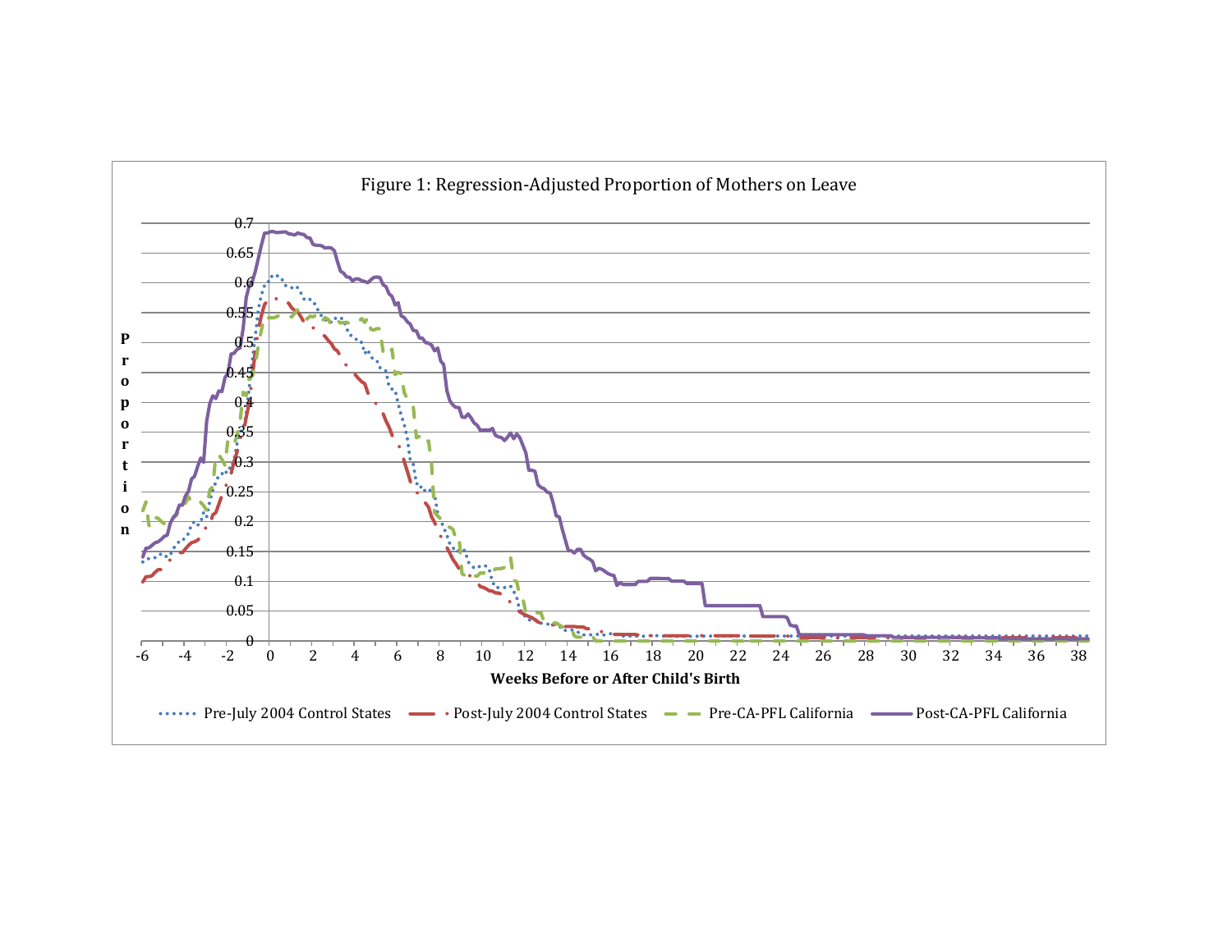Figure 1: Regression-Adjusted Proportion of Mothers on Leave

Proportion

Weeks Before or After Child's Birth

Pre-July 2004 Control States    Post-July 2004 Control States    Pre-CA-PFL California    Post-CA-PFL California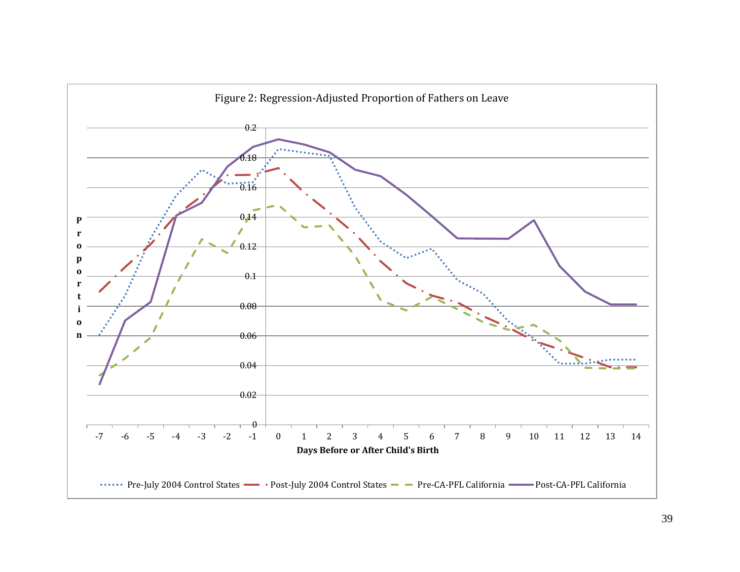Figure 2: Regression-Adjusted Proportion of Fathers on Leave

Proportion

Days Before or After Child's Birth

Pre-July 2004 Control States · Post-July 2004 Control States · Pre-CA-PFL California · Post-CA-PFL California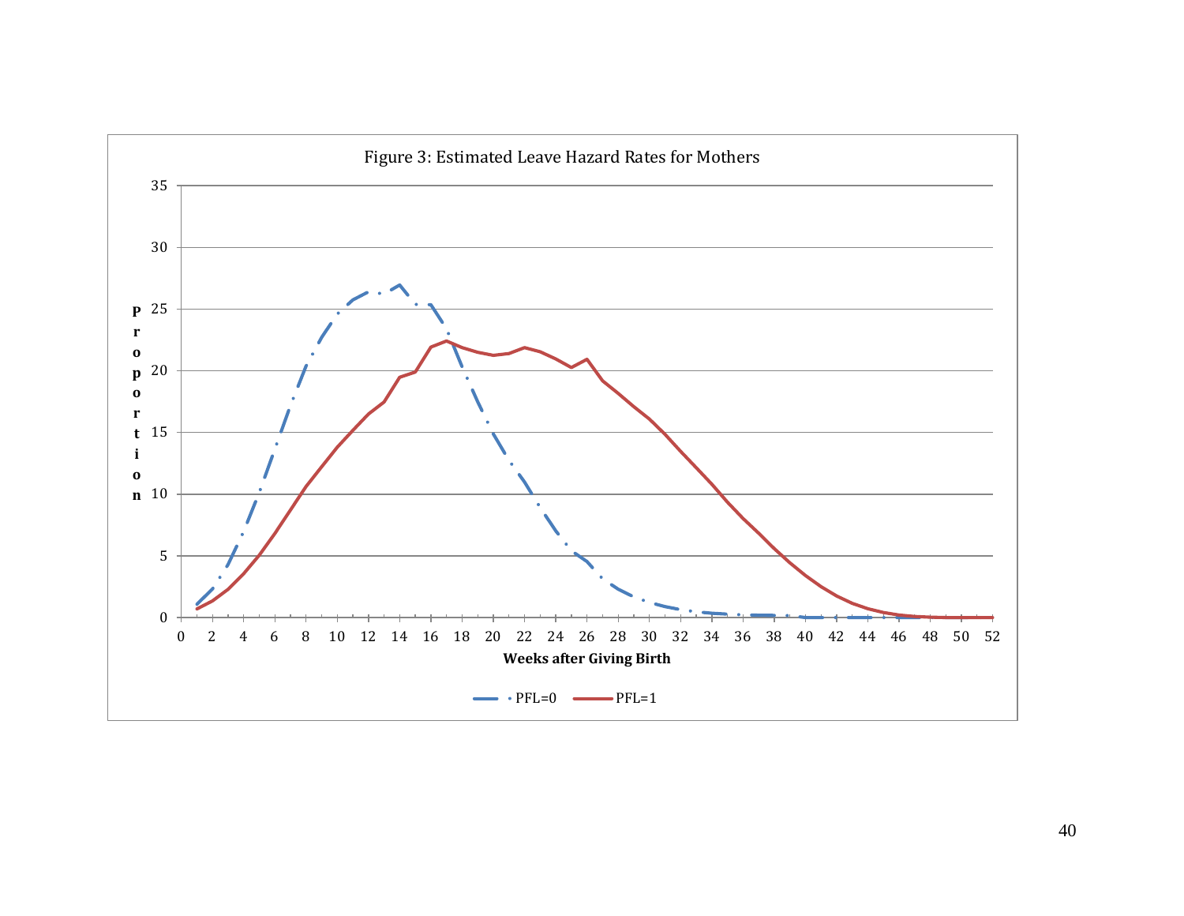Figure 3: Estimated Leave Hazard Rates for Mothers

proportion

Weeks after Giving Birth

PFL=0 PFL=1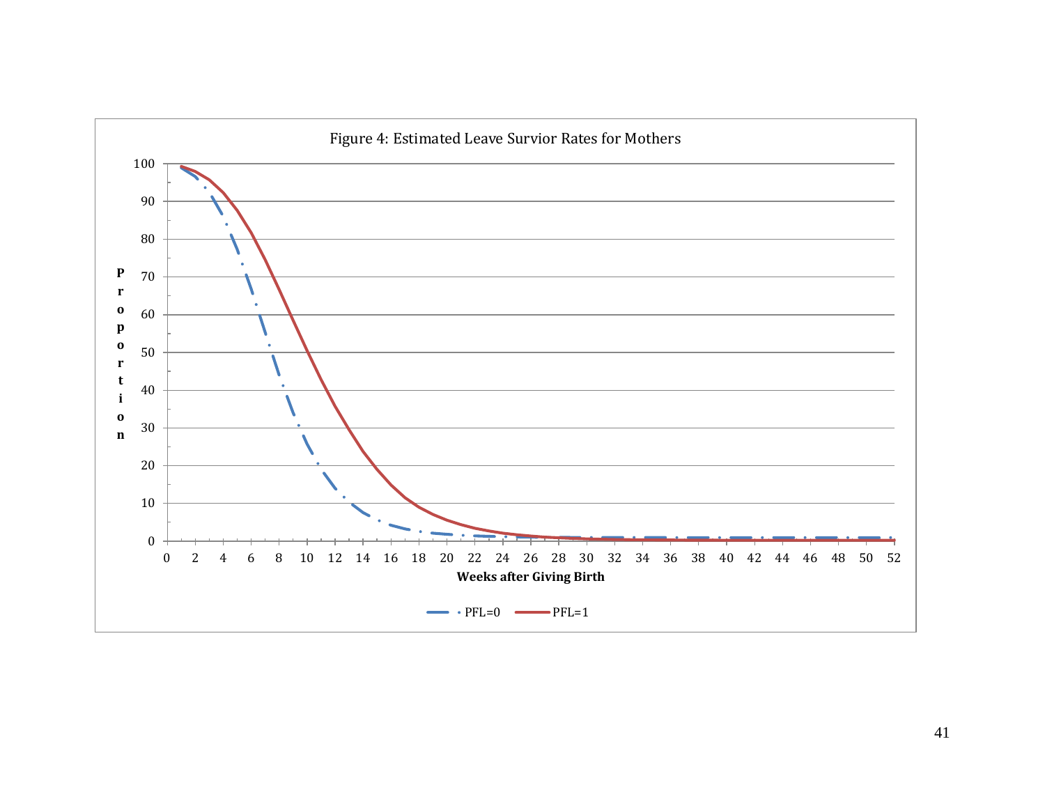Figure 4: Estimated Leave Survior Rates for Mothers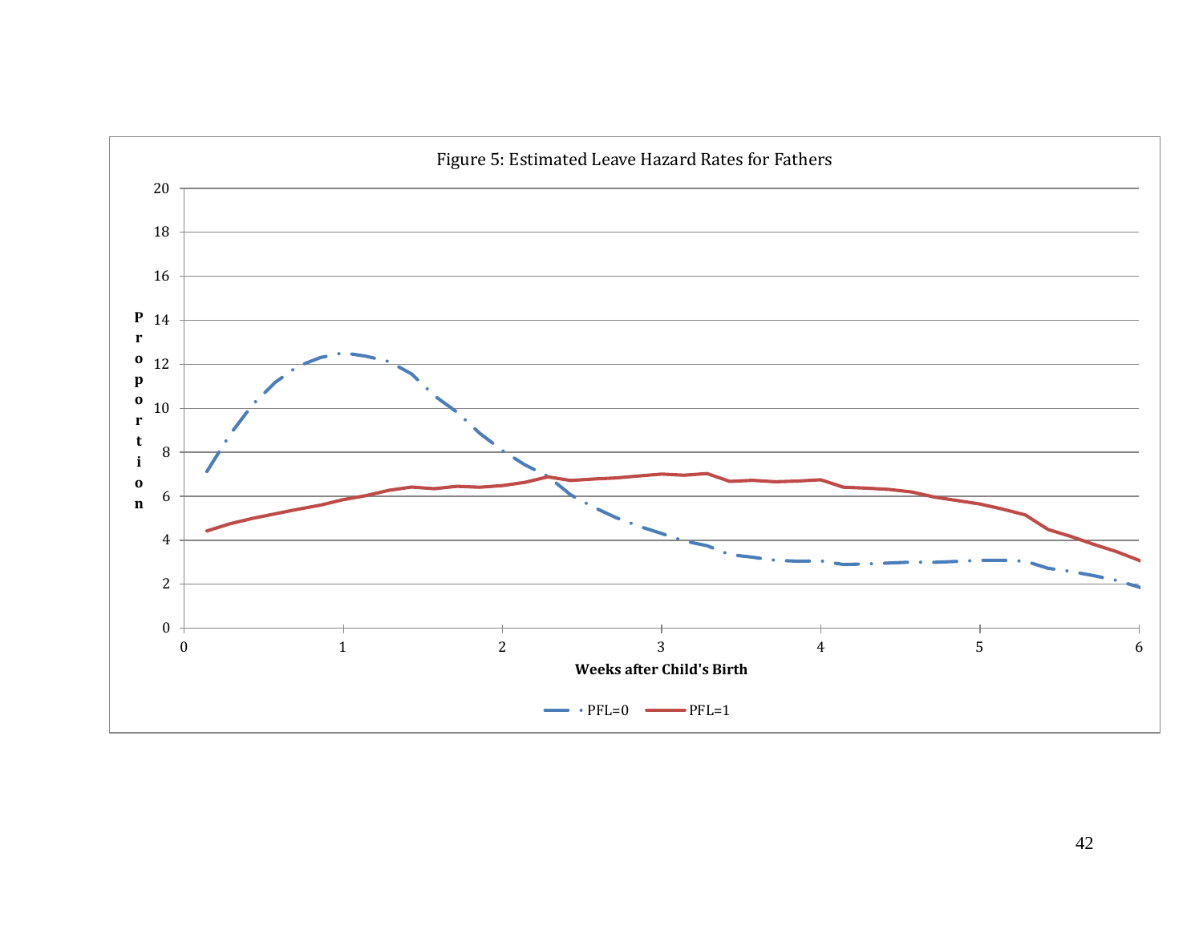Figure 5: Estimated Leave Hazard Rates for Fathers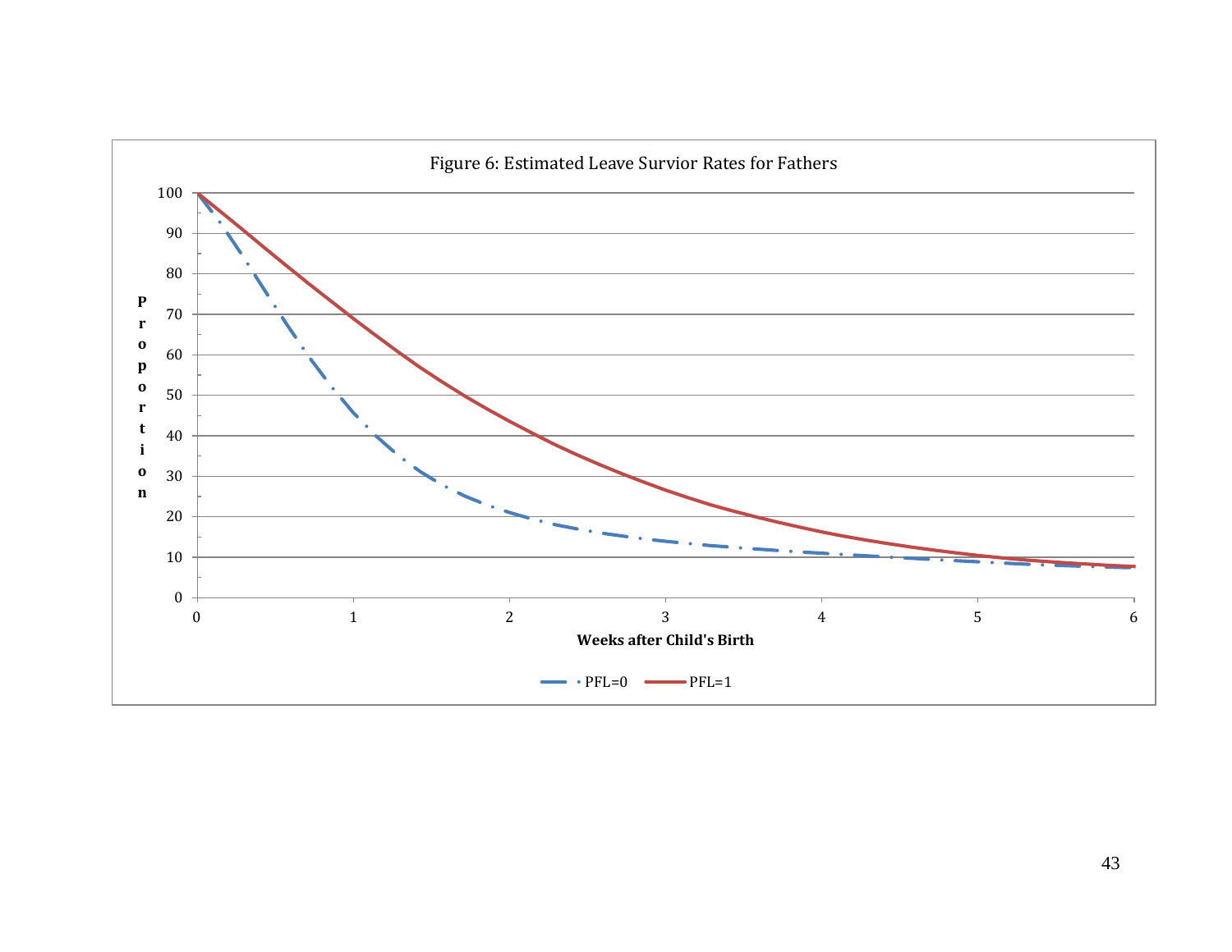Figure 6: Estimated Leave Survior Rates for Fathers

Proportion (y-axis, 0–100); Weeks after Child's Birth (x-axis, 0–6)

Legend: PFL=0, PFL=1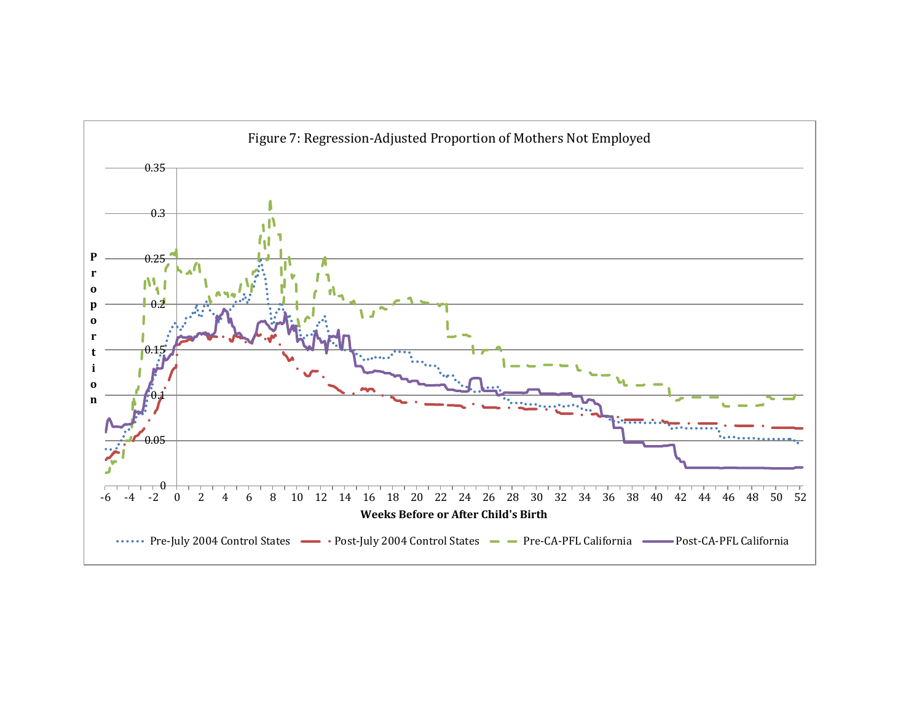Figure 7: Regression-Adjusted Proportion of Mothers Not Employed

Proportion

0.35
0.3
0.25
0.2
0.15
0.1
0.05
0

-6 -4 -2 0 2 4 6 8 10 12 14 16 18 20 22 24 26 28 30 32 34 36 38 40 42 44 46 48 50 52

**Weeks Before or After Child's Birth**

Pre-July 2004 Control States · Post-July 2004 Control States · Pre-CA-PFL California · Post-CA-PFL California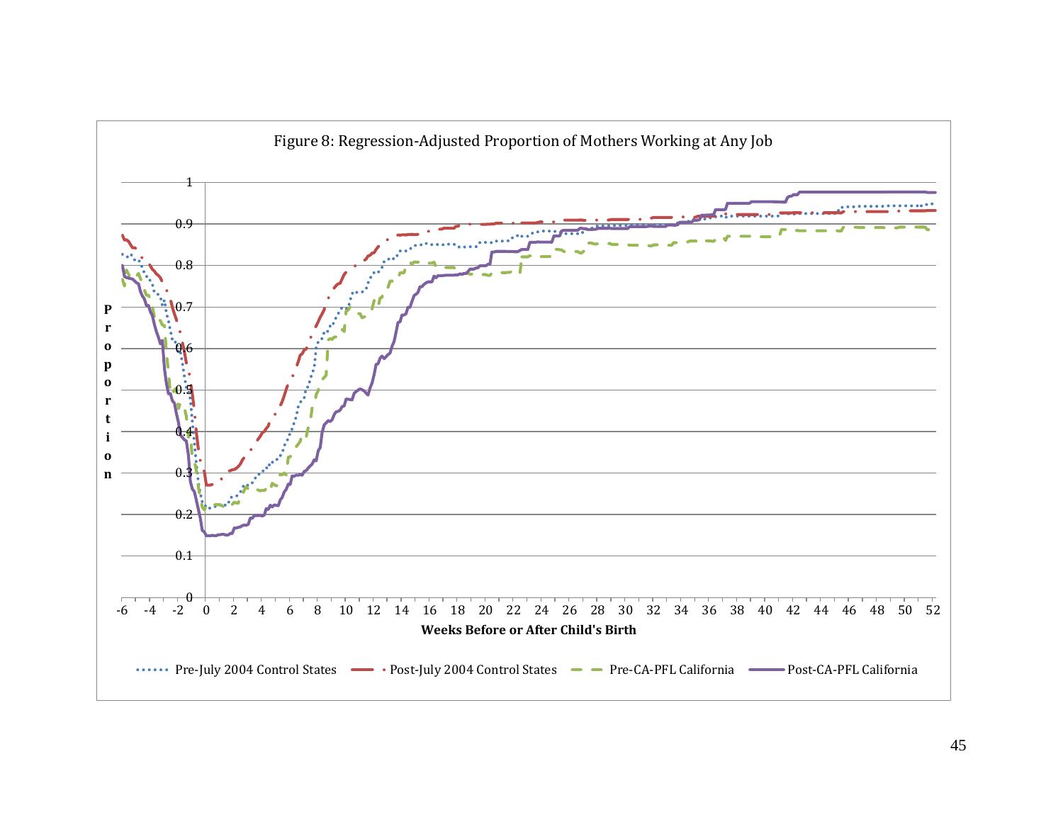Figure 8: Regression-Adjusted Proportion of Mothers Working at Any Job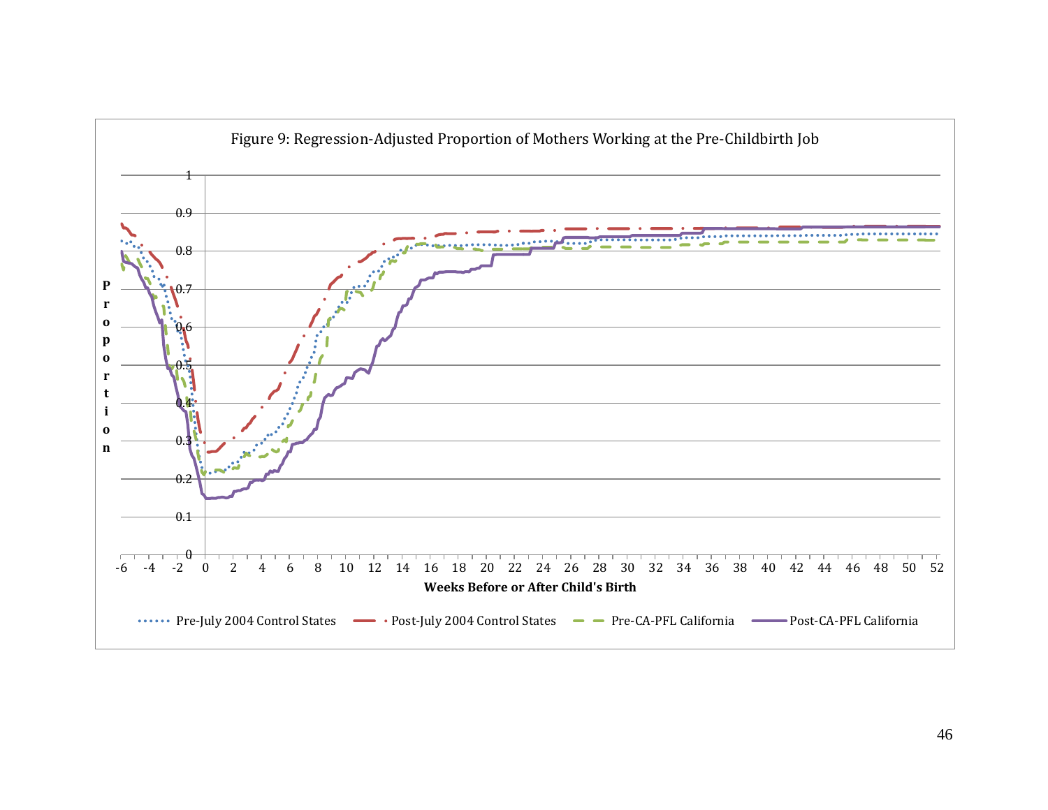Figure 9: Regression-Adjusted Proportion of Mothers Working at the Pre-Childbirth Job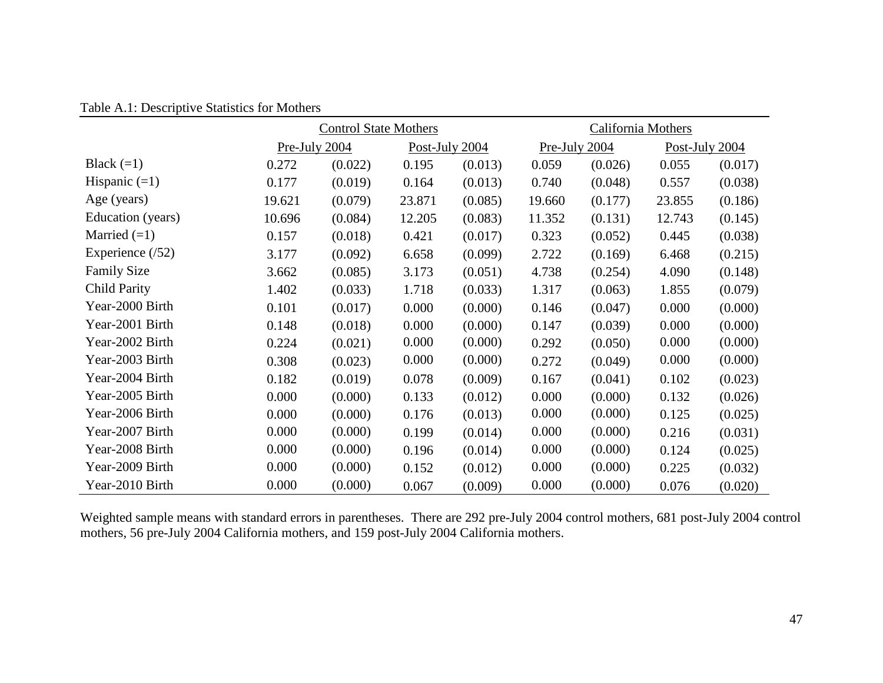Table A.1: Descriptive Statistics for Mothers

| | Control State Mothers | | | | California Mothers | | | |
|---|---|---|---|---|---|---|---|---|
| | Pre-July 2004 | | Post-July 2004 | | Pre-July 2004 | | Post-July 2004 | |
| Black (=1) | 0.272 | (0.022) | 0.195 | (0.013) | 0.059 | (0.026) | 0.055 | (0.017) |
| Hispanic (=1) | 0.177 | (0.019) | 0.164 | (0.013) | 0.740 | (0.048) | 0.557 | (0.038) |
| Age (years) | 19.621 | (0.079) | 23.871 | (0.085) | 19.660 | (0.177) | 23.855 | (0.186) |
| Education (years) | 10.696 | (0.084) | 12.205 | (0.083) | 11.352 | (0.131) | 12.743 | (0.145) |
| Married (=1) | 0.157 | (0.018) | 0.421 | (0.017) | 0.323 | (0.052) | 0.445 | (0.038) |
| Experience (/52) | 3.177 | (0.092) | 6.658 | (0.099) | 2.722 | (0.169) | 6.468 | (0.215) |
| Family Size | 3.662 | (0.085) | 3.173 | (0.051) | 4.738 | (0.254) | 4.090 | (0.148) |
| Child Parity | 1.402 | (0.033) | 1.718 | (0.033) | 1.317 | (0.063) | 1.855 | (0.079) |
| Year-2000 Birth | 0.101 | (0.017) | 0.000 | (0.000) | 0.146 | (0.047) | 0.000 | (0.000) |
| Year-2001 Birth | 0.148 | (0.018) | 0.000 | (0.000) | 0.147 | (0.039) | 0.000 | (0.000) |
| Year-2002 Birth | 0.224 | (0.021) | 0.000 | (0.000) | 0.292 | (0.050) | 0.000 | (0.000) |
| Year-2003 Birth | 0.308 | (0.023) | 0.000 | (0.000) | 0.272 | (0.049) | 0.000 | (0.000) |
| Year-2004 Birth | 0.182 | (0.019) | 0.078 | (0.009) | 0.167 | (0.041) | 0.102 | (0.023) |
| Year-2005 Birth | 0.000 | (0.000) | 0.133 | (0.012) | 0.000 | (0.000) | 0.132 | (0.026) |
| Year-2006 Birth | 0.000 | (0.000) | 0.176 | (0.013) | 0.000 | (0.000) | 0.125 | (0.025) |
| Year-2007 Birth | 0.000 | (0.000) | 0.199 | (0.014) | 0.000 | (0.000) | 0.216 | (0.031) |
| Year-2008 Birth | 0.000 | (0.000) | 0.196 | (0.014) | 0.000 | (0.000) | 0.124 | (0.025) |
| Year-2009 Birth | 0.000 | (0.000) | 0.152 | (0.012) | 0.000 | (0.000) | 0.225 | (0.032) |
| Year-2010 Birth | 0.000 | (0.000) | 0.067 | (0.009) | 0.000 | (0.000) | 0.076 | (0.020) |

Weighted sample means with standard errors in parentheses. There are 292 pre-July 2004 control mothers, 681 post-July 2004 control mothers, 56 pre-July 2004 California mothers, and 159 post-July 2004 California mothers.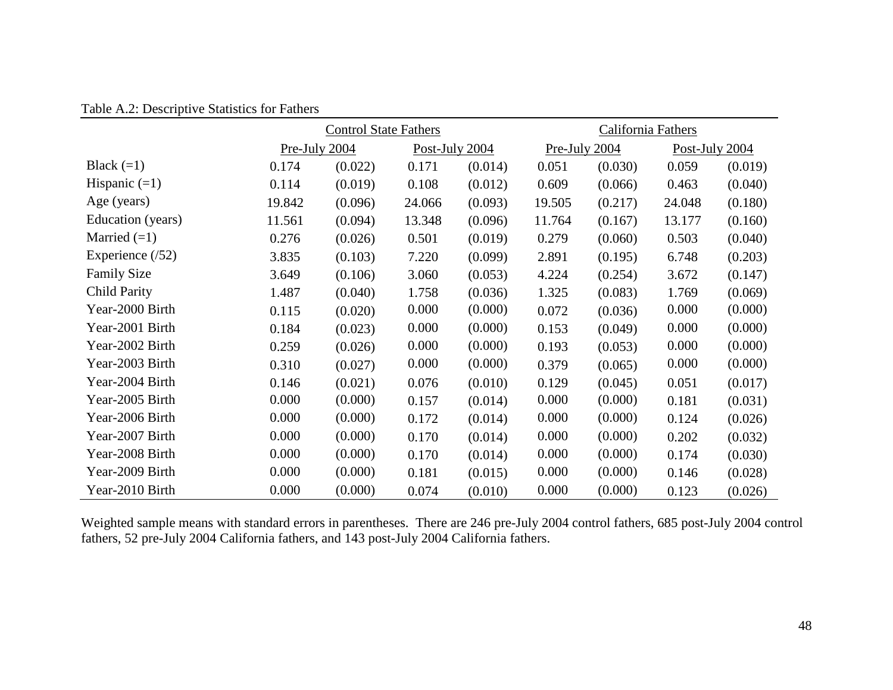Table A.2: Descriptive Statistics for Fathers

| | Control State Fathers | | | | California Fathers | | | |
|---|---|---|---|---|---|---|---|---|
| | Pre-July 2004 | | Post-July 2004 | | Pre-July 2004 | | Post-July 2004 | |
| Black (=1) | 0.174 | (0.022) | 0.171 | (0.014) | 0.051 | (0.030) | 0.059 | (0.019) |
| Hispanic (=1) | 0.114 | (0.019) | 0.108 | (0.012) | 0.609 | (0.066) | 0.463 | (0.040) |
| Age (years) | 19.842 | (0.096) | 24.066 | (0.093) | 19.505 | (0.217) | 24.048 | (0.180) |
| Education (years) | 11.561 | (0.094) | 13.348 | (0.096) | 11.764 | (0.167) | 13.177 | (0.160) |
| Married (=1) | 0.276 | (0.026) | 0.501 | (0.019) | 0.279 | (0.060) | 0.503 | (0.040) |
| Experience (/52) | 3.835 | (0.103) | 7.220 | (0.099) | 2.891 | (0.195) | 6.748 | (0.203) |
| Family Size | 3.649 | (0.106) | 3.060 | (0.053) | 4.224 | (0.254) | 3.672 | (0.147) |
| Child Parity | 1.487 | (0.040) | 1.758 | (0.036) | 1.325 | (0.083) | 1.769 | (0.069) |
| Year-2000 Birth | 0.115 | (0.020) | 0.000 | (0.000) | 0.072 | (0.036) | 0.000 | (0.000) |
| Year-2001 Birth | 0.184 | (0.023) | 0.000 | (0.000) | 0.153 | (0.049) | 0.000 | (0.000) |
| Year-2002 Birth | 0.259 | (0.026) | 0.000 | (0.000) | 0.193 | (0.053) | 0.000 | (0.000) |
| Year-2003 Birth | 0.310 | (0.027) | 0.000 | (0.000) | 0.379 | (0.065) | 0.000 | (0.000) |
| Year-2004 Birth | 0.146 | (0.021) | 0.076 | (0.010) | 0.129 | (0.045) | 0.051 | (0.017) |
| Year-2005 Birth | 0.000 | (0.000) | 0.157 | (0.014) | 0.000 | (0.000) | 0.181 | (0.031) |
| Year-2006 Birth | 0.000 | (0.000) | 0.172 | (0.014) | 0.000 | (0.000) | 0.124 | (0.026) |
| Year-2007 Birth | 0.000 | (0.000) | 0.170 | (0.014) | 0.000 | (0.000) | 0.202 | (0.032) |
| Year-2008 Birth | 0.000 | (0.000) | 0.170 | (0.014) | 0.000 | (0.000) | 0.174 | (0.030) |
| Year-2009 Birth | 0.000 | (0.000) | 0.181 | (0.015) | 0.000 | (0.000) | 0.146 | (0.028) |
| Year-2010 Birth | 0.000 | (0.000) | 0.074 | (0.010) | 0.000 | (0.000) | 0.123 | (0.026) |

Weighted sample means with standard errors in parentheses. There are 246 pre-July 2004 control fathers, 685 post-July 2004 control fathers, 52 pre-July 2004 California fathers, and 143 post-July 2004 California fathers.